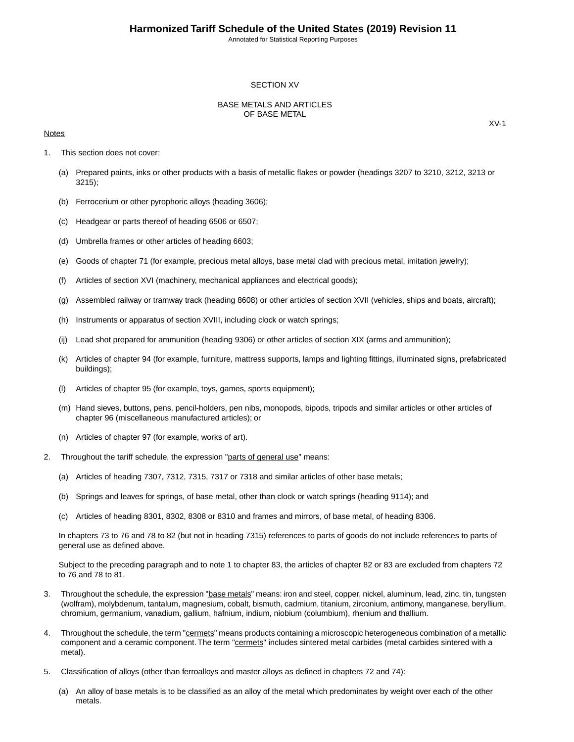# SECTION XV

## BASE METALS AND ARTICLES OF BASE METAL

XV-1

Notes

1. This section does not cover:

   (a) Prepared paints, inks or other products with a basis of metallic flakes or powder (headings 3207 to 3210, 3212, 3213 or 3215);

   (b) Ferrocerium or other pyrophoric alloys (heading 3606);

   (c) Headgear or parts thereof of heading 6506 or 6507;

   (d) Umbrella frames or other articles of heading 6603;

   (e) Goods of chapter 71 (for example, precious metal alloys, base metal clad with precious metal, imitation jewelry);

   (f) Articles of section XVI (machinery, mechanical appliances and electrical goods);

   (g) Assembled railway or tramway track (heading 8608) or other articles of section XVII (vehicles, ships and boats, aircraft);

   (h) Instruments or apparatus of section XVIII, including clock or watch springs;

   (ij) Lead shot prepared for ammunition (heading 9306) or other articles of section XIX (arms and ammunition);

   (k) Articles of chapter 94 (for example, furniture, mattress supports, lamps and lighting fittings, illuminated signs, prefabricated buildings);

   (l) Articles of chapter 95 (for example, toys, games, sports equipment);

   (m) Hand sieves, buttons, pens, pencil-holders, pen nibs, monopods, bipods, tripods and similar articles or other articles of chapter 96 (miscellaneous manufactured articles); or

   (n) Articles of chapter 97 (for example, works of art).

2. Throughout the tariff schedule, the expression "parts of general use" means:

   (a) Articles of heading 7307, 7312, 7315, 7317 or 7318 and similar articles of other base metals;

   (b) Springs and leaves for springs, of base metal, other than clock or watch springs (heading 9114); and

   (c) Articles of heading 8301, 8302, 8308 or 8310 and frames and mirrors, of base metal, of heading 8306.

   In chapters 73 to 76 and 78 to 82 (but not in heading 7315) references to parts of goods do not include references to parts of general use as defined above.

   Subject to the preceding paragraph and to note 1 to chapter 83, the articles of chapter 82 or 83 are excluded from chapters 72 to 76 and 78 to 81.

3. Throughout the schedule, the expression "base metals" means: iron and steel, copper, nickel, aluminum, lead, zinc, tin, tungsten (wolfram), molybdenum, tantalum, magnesium, cobalt, bismuth, cadmium, titanium, zirconium, antimony, manganese, beryllium, chromium, germanium, vanadium, gallium, hafnium, indium, niobium (columbium), rhenium and thallium.

4. Throughout the schedule, the term "cermets" means products containing a microscopic heterogeneous combination of a metallic component and a ceramic component. The term "cermets" includes sintered metal carbides (metal carbides sintered with a metal).

5. Classification of alloys (other than ferroalloys and master alloys as defined in chapters 72 and 74):

   (a) An alloy of base metals is to be classified as an alloy of the metal which predominates by weight over each of the other metals.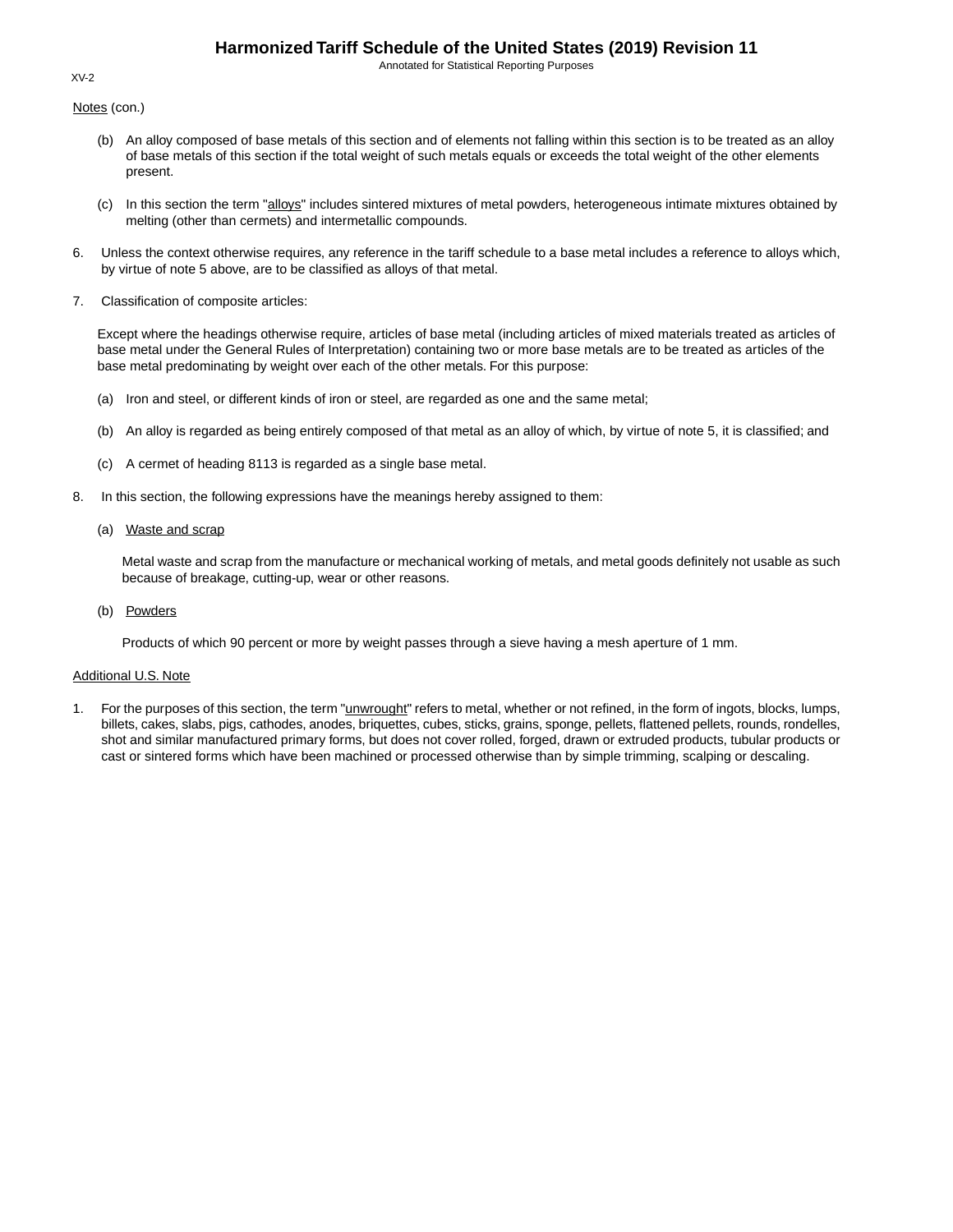Notes (con.)

(b) An alloy composed of base metals of this section and of elements not falling within this section is to be treated as an alloy of base metals of this section if the total weight of such metals equals or exceeds the total weight of the other elements present.

(c) In this section the term "alloys" includes sintered mixtures of metal powders, heterogeneous intimate mixtures obtained by melting (other than cermets) and intermetallic compounds.

6. Unless the context otherwise requires, any reference in the tariff schedule to a base metal includes a reference to alloys which, by virtue of note 5 above, are to be classified as alloys of that metal.

7. Classification of composite articles:

Except where the headings otherwise require, articles of base metal (including articles of mixed materials treated as articles of base metal under the General Rules of Interpretation) containing two or more base metals are to be treated as articles of the base metal predominating by weight over each of the other metals. For this purpose:

(a) Iron and steel, or different kinds of iron or steel, are regarded as one and the same metal;

(b) An alloy is regarded as being entirely composed of that metal as an alloy of which, by virtue of note 5, it is classified; and

(c) A cermet of heading 8113 is regarded as a single base metal.

8. In this section, the following expressions have the meanings hereby assigned to them:

(a) Waste and scrap

Metal waste and scrap from the manufacture or mechanical working of metals, and metal goods definitely not usable as such because of breakage, cutting-up, wear or other reasons.

(b) Powders

Products of which 90 percent or more by weight passes through a sieve having a mesh aperture of 1 mm.

Additional U.S. Note

1. For the purposes of this section, the term "unwrought" refers to metal, whether or not refined, in the form of ingots, blocks, lumps, billets, cakes, slabs, pigs, cathodes, anodes, briquettes, cubes, sticks, grains, sponge, pellets, flattened pellets, rounds, rondelles, shot and similar manufactured primary forms, but does not cover rolled, forged, drawn or extruded products, tubular products or cast or sintered forms which have been machined or processed otherwise than by simple trimming, scalping or descaling.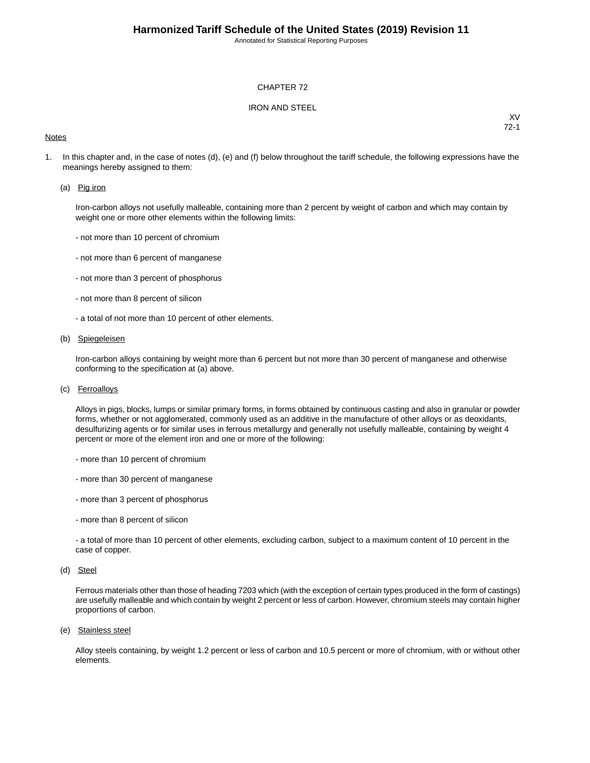# CHAPTER 72

## IRON AND STEEL

XV
72-1

Notes

1. In this chapter and, in the case of notes (d), (e) and (f) below throughout the tariff schedule, the following expressions have the meanings hereby assigned to them:

   (a) Pig iron

   Iron-carbon alloys not usefully malleable, containing more than 2 percent by weight of carbon and which may contain by weight one or more other elements within the following limits:

   - not more than 10 percent of chromium

   - not more than 6 percent of manganese

   - not more than 3 percent of phosphorus

   - not more than 8 percent of silicon

   - a total of not more than 10 percent of other elements.

   (b) Spiegeleisen

   Iron-carbon alloys containing by weight more than 6 percent but not more than 30 percent of manganese and otherwise conforming to the specification at (a) above.

   (c) Ferroalloys

   Alloys in pigs, blocks, lumps or similar primary forms, in forms obtained by continuous casting and also in granular or powder forms, whether or not agglomerated, commonly used as an additive in the manufacture of other alloys or as deoxidants, desulfurizing agents or for similar uses in ferrous metallurgy and generally not usefully malleable, containing by weight 4 percent or more of the element iron and one or more of the following:

   - more than 10 percent of chromium

   - more than 30 percent of manganese

   - more than 3 percent of phosphorus

   - more than 8 percent of silicon

   - a total of more than 10 percent of other elements, excluding carbon, subject to a maximum content of 10 percent in the case of copper.

   (d) Steel

   Ferrous materials other than those of heading 7203 which (with the exception of certain types produced in the form of castings) are usefully malleable and which contain by weight 2 percent or less of carbon. However, chromium steels may contain higher proportions of carbon.

   (e) Stainless steel

   Alloy steels containing, by weight 1.2 percent or less of carbon and 10.5 percent or more of chromium, with or without other elements.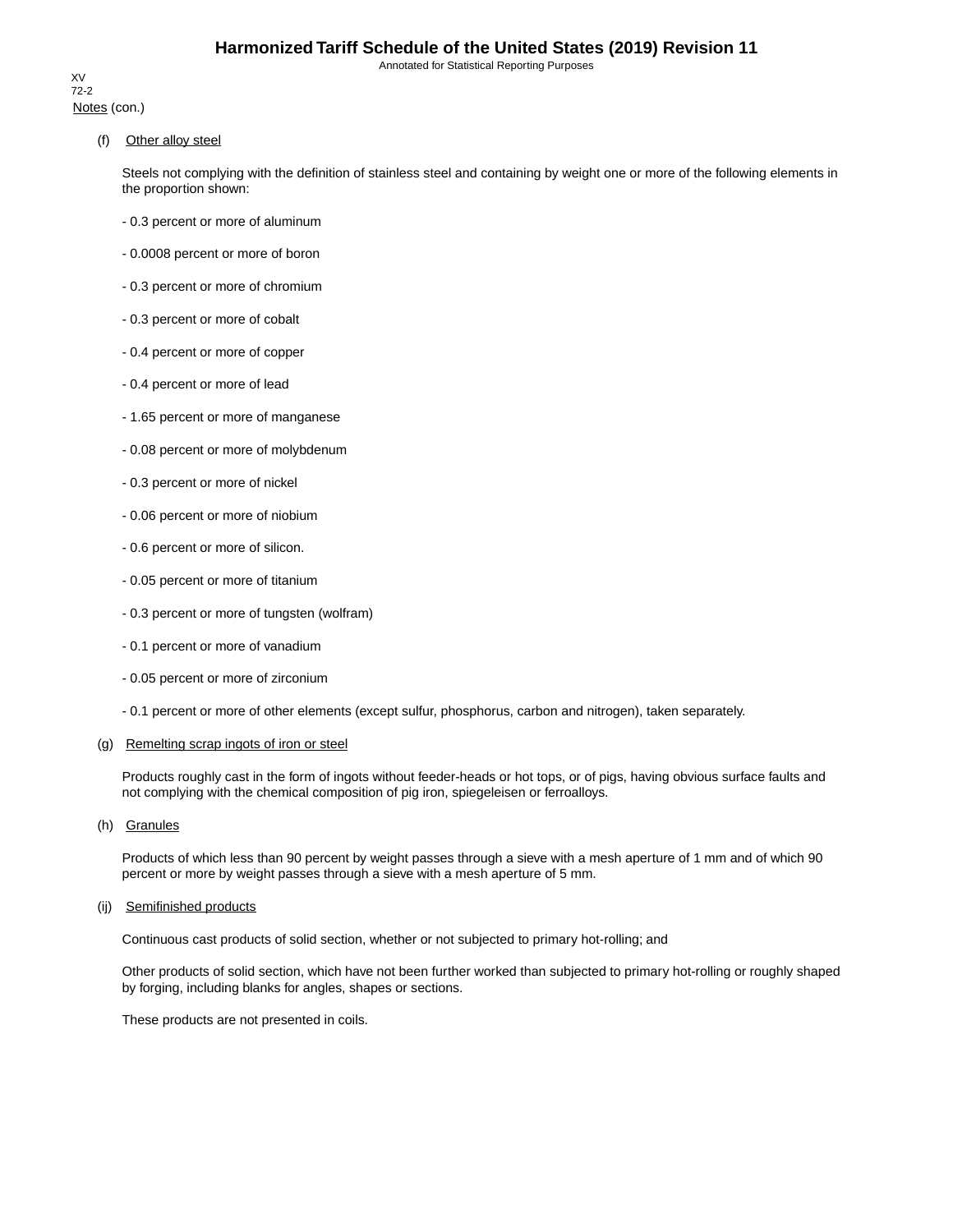Notes (con.)

(f) Other alloy steel

Steels not complying with the definition of stainless steel and containing by weight one or more of the following elements in the proportion shown:

- 0.3 percent or more of aluminum

- 0.0008 percent or more of boron

- 0.3 percent or more of chromium

- 0.3 percent or more of cobalt

- 0.4 percent or more of copper

- 0.4 percent or more of lead

- 1.65 percent or more of manganese

- 0.08 percent or more of molybdenum

- 0.3 percent or more of nickel

- 0.06 percent or more of niobium

- 0.6 percent or more of silicon.

- 0.05 percent or more of titanium

- 0.3 percent or more of tungsten (wolfram)

- 0.1 percent or more of vanadium

- 0.05 percent or more of zirconium

- 0.1 percent or more of other elements (except sulfur, phosphorus, carbon and nitrogen), taken separately.

(g) Remelting scrap ingots of iron or steel

Products roughly cast in the form of ingots without feeder-heads or hot tops, or of pigs, having obvious surface faults and not complying with the chemical composition of pig iron, spiegeleisen or ferroalloys.

(h) Granules

Products of which less than 90 percent by weight passes through a sieve with a mesh aperture of 1 mm and of which 90 percent or more by weight passes through a sieve with a mesh aperture of 5 mm.

(ij) Semifinished products

Continuous cast products of solid section, whether or not subjected to primary hot-rolling; and

Other products of solid section, which have not been further worked than subjected to primary hot-rolling or roughly shaped by forging, including blanks for angles, shapes or sections.

These products are not presented in coils.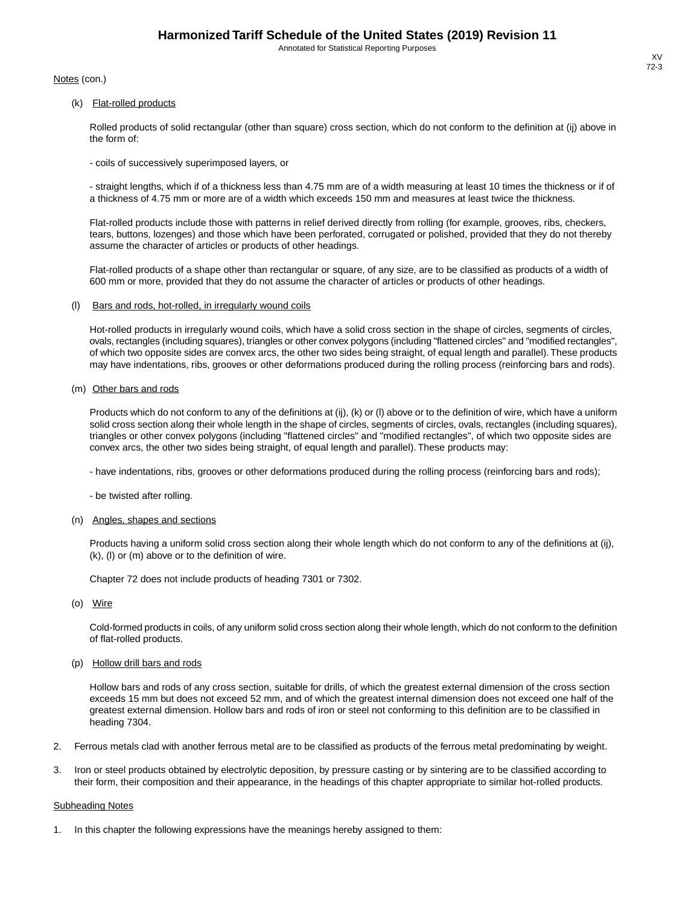Notes (con.)

(k) Flat-rolled products

Rolled products of solid rectangular (other than square) cross section, which do not conform to the definition at (ij) above in the form of:

- coils of successively superimposed layers, or

- straight lengths, which if of a thickness less than 4.75 mm are of a width measuring at least 10 times the thickness or if of a thickness of 4.75 mm or more are of a width which exceeds 150 mm and measures at least twice the thickness.

Flat-rolled products include those with patterns in relief derived directly from rolling (for example, grooves, ribs, checkers, tears, buttons, lozenges) and those which have been perforated, corrugated or polished, provided that they do not thereby assume the character of articles or products of other headings.

Flat-rolled products of a shape other than rectangular or square, of any size, are to be classified as products of a width of 600 mm or more, provided that they do not assume the character of articles or products of other headings.

(l) Bars and rods, hot-rolled, in irregularly wound coils

Hot-rolled products in irregularly wound coils, which have a solid cross section in the shape of circles, segments of circles, ovals, rectangles (including squares), triangles or other convex polygons (including "flattened circles" and "modified rectangles", of which two opposite sides are convex arcs, the other two sides being straight, of equal length and parallel). These products may have indentations, ribs, grooves or other deformations produced during the rolling process (reinforcing bars and rods).

(m) Other bars and rods

Products which do not conform to any of the definitions at (ij), (k) or (l) above or to the definition of wire, which have a uniform solid cross section along their whole length in the shape of circles, segments of circles, ovals, rectangles (including squares), triangles or other convex polygons (including "flattened circles" and "modified rectangles", of which two opposite sides are convex arcs, the other two sides being straight, of equal length and parallel). These products may:

- have indentations, ribs, grooves or other deformations produced during the rolling process (reinforcing bars and rods);

- be twisted after rolling.

(n) Angles, shapes and sections

Products having a uniform solid cross section along their whole length which do not conform to any of the definitions at (ij), (k), (l) or (m) above or to the definition of wire.

Chapter 72 does not include products of heading 7301 or 7302.

(o) Wire

Cold-formed products in coils, of any uniform solid cross section along their whole length, which do not conform to the definition of flat-rolled products.

(p) Hollow drill bars and rods

Hollow bars and rods of any cross section, suitable for drills, of which the greatest external dimension of the cross section exceeds 15 mm but does not exceed 52 mm, and of which the greatest internal dimension does not exceed one half of the greatest external dimension. Hollow bars and rods of iron or steel not conforming to this definition are to be classified in heading 7304.

2. Ferrous metals clad with another ferrous metal are to be classified as products of the ferrous metal predominating by weight.

3. Iron or steel products obtained by electrolytic deposition, by pressure casting or by sintering are to be classified according to their form, their composition and their appearance, in the headings of this chapter appropriate to similar hot-rolled products.

Subheading Notes

1. In this chapter the following expressions have the meanings hereby assigned to them: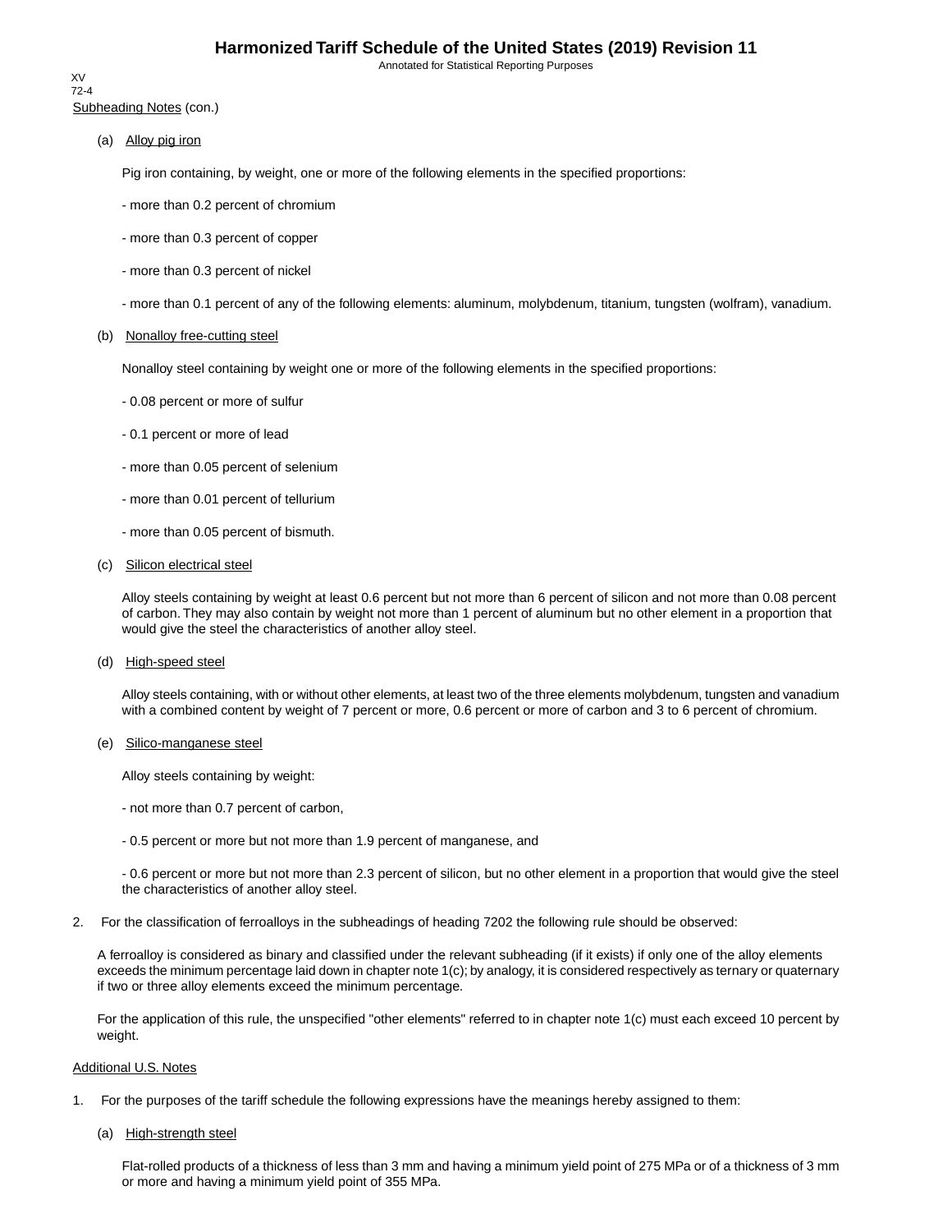Subheading Notes (con.)

(a) Alloy pig iron

Pig iron containing, by weight, one or more of the following elements in the specified proportions:

- more than 0.2 percent of chromium

- more than 0.3 percent of copper

- more than 0.3 percent of nickel

- more than 0.1 percent of any of the following elements: aluminum, molybdenum, titanium, tungsten (wolfram), vanadium.

(b) Nonalloy free-cutting steel

Nonalloy steel containing by weight one or more of the following elements in the specified proportions:

- 0.08 percent or more of sulfur

- 0.1 percent or more of lead

- more than 0.05 percent of selenium

- more than 0.01 percent of tellurium

- more than 0.05 percent of bismuth.

(c) Silicon electrical steel

Alloy steels containing by weight at least 0.6 percent but not more than 6 percent of silicon and not more than 0.08 percent of carbon. They may also contain by weight not more than 1 percent of aluminum but no other element in a proportion that would give the steel the characteristics of another alloy steel.

(d) High-speed steel

Alloy steels containing, with or without other elements, at least two of the three elements molybdenum, tungsten and vanadium with a combined content by weight of 7 percent or more, 0.6 percent or more of carbon and 3 to 6 percent of chromium.

(e) Silico-manganese steel

Alloy steels containing by weight:

- not more than 0.7 percent of carbon,

- 0.5 percent or more but not more than 1.9 percent of manganese, and

- 0.6 percent or more but not more than 2.3 percent of silicon, but no other element in a proportion that would give the steel the characteristics of another alloy steel.

2. For the classification of ferroalloys in the subheadings of heading 7202 the following rule should be observed:

A ferroalloy is considered as binary and classified under the relevant subheading (if it exists) if only one of the alloy elements exceeds the minimum percentage laid down in chapter note 1(c); by analogy, it is considered respectively as ternary or quaternary if two or three alloy elements exceed the minimum percentage.

For the application of this rule, the unspecified "other elements" referred to in chapter note 1(c) must each exceed 10 percent by weight.

Additional U.S. Notes

1. For the purposes of the tariff schedule the following expressions have the meanings hereby assigned to them:

(a) High-strength steel

Flat-rolled products of a thickness of less than 3 mm and having a minimum yield point of 275 MPa or of a thickness of 3 mm or more and having a minimum yield point of 355 MPa.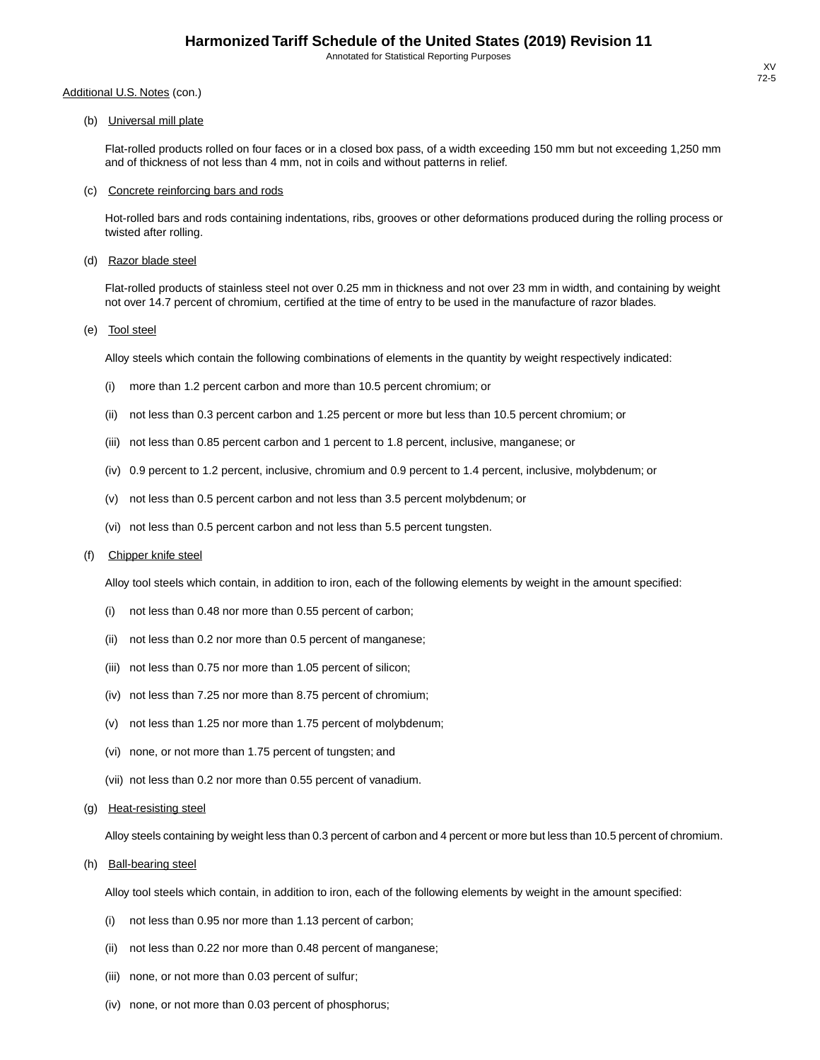Additional U.S. Notes (con.)

(b) Universal mill plate

Flat-rolled products rolled on four faces or in a closed box pass, of a width exceeding 150 mm but not exceeding 1,250 mm and of thickness of not less than 4 mm, not in coils and without patterns in relief.

(c) Concrete reinforcing bars and rods

Hot-rolled bars and rods containing indentations, ribs, grooves or other deformations produced during the rolling process or twisted after rolling.

(d) Razor blade steel

Flat-rolled products of stainless steel not over 0.25 mm in thickness and not over 23 mm in width, and containing by weight not over 14.7 percent of chromium, certified at the time of entry to be used in the manufacture of razor blades.

(e) Tool steel

Alloy steels which contain the following combinations of elements in the quantity by weight respectively indicated:

(i) more than 1.2 percent carbon and more than 10.5 percent chromium; or

(ii) not less than 0.3 percent carbon and 1.25 percent or more but less than 10.5 percent chromium; or

(iii) not less than 0.85 percent carbon and 1 percent to 1.8 percent, inclusive, manganese; or

(iv) 0.9 percent to 1.2 percent, inclusive, chromium and 0.9 percent to 1.4 percent, inclusive, molybdenum; or

(v) not less than 0.5 percent carbon and not less than 3.5 percent molybdenum; or

(vi) not less than 0.5 percent carbon and not less than 5.5 percent tungsten.

(f) Chipper knife steel

Alloy tool steels which contain, in addition to iron, each of the following elements by weight in the amount specified:

(i) not less than 0.48 nor more than 0.55 percent of carbon;

(ii) not less than 0.2 nor more than 0.5 percent of manganese;

(iii) not less than 0.75 nor more than 1.05 percent of silicon;

(iv) not less than 7.25 nor more than 8.75 percent of chromium;

(v) not less than 1.25 nor more than 1.75 percent of molybdenum;

(vi) none, or not more than 1.75 percent of tungsten; and

(vii) not less than 0.2 nor more than 0.55 percent of vanadium.

(g) Heat-resisting steel

Alloy steels containing by weight less than 0.3 percent of carbon and 4 percent or more but less than 10.5 percent of chromium.

(h) Ball-bearing steel

Alloy tool steels which contain, in addition to iron, each of the following elements by weight in the amount specified:

(i) not less than 0.95 nor more than 1.13 percent of carbon;

(ii) not less than 0.22 nor more than 0.48 percent of manganese;

(iii) none, or not more than 0.03 percent of sulfur;

(iv) none, or not more than 0.03 percent of phosphorus;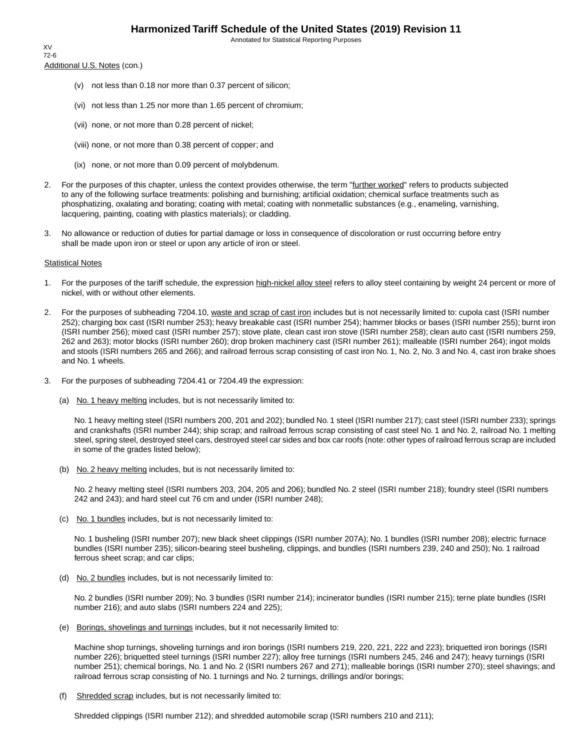Additional U.S. Notes (con.)

(v) not less than 0.18 nor more than 0.37 percent of silicon;

(vi) not less than 1.25 nor more than 1.65 percent of chromium;

(vii) none, or not more than 0.28 percent of nickel;

(viii) none, or not more than 0.38 percent of copper; and

(ix) none, or not more than 0.09 percent of molybdenum.

2. For the purposes of this chapter, unless the context provides otherwise, the term "further worked" refers to products subjected to any of the following surface treatments: polishing and burnishing; artificial oxidation; chemical surface treatments such as phosphatizing, oxalating and borating; coating with metal; coating with nonmetallic substances (e.g., enameling, varnishing, lacquering, painting, coating with plastics materials); or cladding.

3. No allowance or reduction of duties for partial damage or loss in consequence of discoloration or rust occurring before entry shall be made upon iron or steel or upon any article of iron or steel.

Statistical Notes

1. For the purposes of the tariff schedule, the expression high-nickel alloy steel refers to alloy steel containing by weight 24 percent or more of nickel, with or without other elements.

2. For the purposes of subheading 7204.10, waste and scrap of cast iron includes but is not necessarily limited to: cupola cast (ISRI number 252); charging box cast (ISRI number 253); heavy breakable cast (ISRI number 254); hammer blocks or bases (ISRI number 255); burnt iron (ISRI number 256); mixed cast (ISRI number 257); stove plate, clean cast iron stove (ISRI number 258); clean auto cast (ISRI numbers 259, 262 and 263); motor blocks (ISRI number 260); drop broken machinery cast (ISRI number 261); malleable (ISRI number 264); ingot molds and stools (ISRI numbers 265 and 266); and railroad ferrous scrap consisting of cast iron No. 1, No. 2, No. 3 and No. 4, cast iron brake shoes and No. 1 wheels.

3. For the purposes of subheading 7204.41 or 7204.49 the expression:

(a) No. 1 heavy melting includes, but is not necessarily limited to:

No. 1 heavy melting steel (ISRI numbers 200, 201 and 202); bundled No. 1 steel (ISRI number 217); cast steel (ISRI number 233); springs and crankshafts (ISRI number 244); ship scrap; and railroad ferrous scrap consisting of cast steel No. 1 and No. 2, railroad No. 1 melting steel, spring steel, destroyed steel cars, destroyed steel car sides and box car roofs (note: other types of railroad ferrous scrap are included in some of the grades listed below);

(b) No. 2 heavy melting includes, but is not necessarily limited to:

No. 2 heavy melting steel (ISRI numbers 203, 204, 205 and 206); bundled No. 2 steel (ISRI number 218); foundry steel (ISRI numbers 242 and 243); and hard steel cut 76 cm and under (ISRI number 248);

(c) No. 1 bundles includes, but is not necessarily limited to:

No. 1 busheling (ISRI number 207); new black sheet clippings (ISRI number 207A); No. 1 bundles (ISRI number 208); electric furnace bundles (ISRI number 235); silicon-bearing steel busheling, clippings, and bundles (ISRI numbers 239, 240 and 250); No. 1 railroad ferrous sheet scrap; and car clips;

(d) No. 2 bundles includes, but is not necessarily limited to:

No. 2 bundles (ISRI number 209); No. 3 bundles (ISRI number 214); incinerator bundles (ISRI number 215); terne plate bundles (ISRI number 216); and auto slabs (ISRI numbers 224 and 225);

(e) Borings, shovelings and turnings includes, but it not necessarily limited to:

Machine shop turnings, shoveling turnings and iron borings (ISRI numbers 219, 220, 221, 222 and 223); briquetted iron borings (ISRI number 226); briquetted steel turnings (ISRI number 227); alloy free turnings (ISRI numbers 245, 246 and 247); heavy turnings (ISRI number 251); chemical borings, No. 1 and No. 2 (ISRI numbers 267 and 271); malleable borings (ISRI number 270); steel shavings; and railroad ferrous scrap consisting of No. 1 turnings and No. 2 turnings, drillings and/or borings;

(f) Shredded scrap includes, but is not necessarily limited to:

Shredded clippings (ISRI number 212); and shredded automobile scrap (ISRI numbers 210 and 211);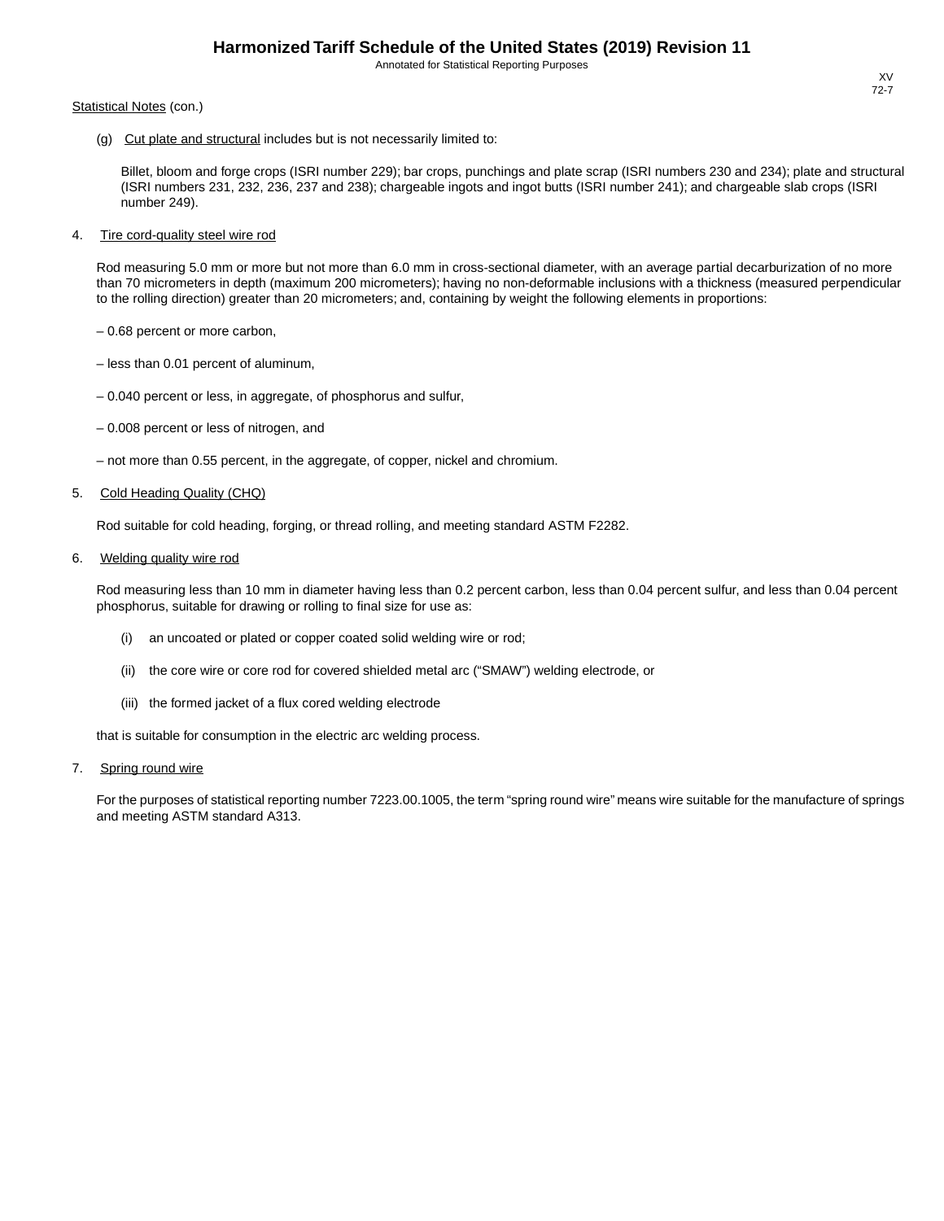Statistical Notes (con.)

(g) Cut plate and structural includes but is not necessarily limited to:

Billet, bloom and forge crops (ISRI number 229); bar crops, punchings and plate scrap (ISRI numbers 230 and 234); plate and structural (ISRI numbers 231, 232, 236, 237 and 238); chargeable ingots and ingot butts (ISRI number 241); and chargeable slab crops (ISRI number 249).

4. Tire cord-quality steel wire rod

Rod measuring 5.0 mm or more but not more than 6.0 mm in cross-sectional diameter, with an average partial decarburization of no more than 70 micrometers in depth (maximum 200 micrometers); having no non-deformable inclusions with a thickness (measured perpendicular to the rolling direction) greater than 20 micrometers; and, containing by weight the following elements in proportions:

– 0.68 percent or more carbon,

– less than 0.01 percent of aluminum,

– 0.040 percent or less, in aggregate, of phosphorus and sulfur,

– 0.008 percent or less of nitrogen, and

– not more than 0.55 percent, in the aggregate, of copper, nickel and chromium.

5. Cold Heading Quality (CHQ)

Rod suitable for cold heading, forging, or thread rolling, and meeting standard ASTM F2282.

6. Welding quality wire rod

Rod measuring less than 10 mm in diameter having less than 0.2 percent carbon, less than 0.04 percent sulfur, and less than 0.04 percent phosphorus, suitable for drawing or rolling to final size for use as:

(i) an uncoated or plated or copper coated solid welding wire or rod;

(ii) the core wire or core rod for covered shielded metal arc ("SMAW") welding electrode, or

(iii) the formed jacket of a flux cored welding electrode

that is suitable for consumption in the electric arc welding process.

7. Spring round wire

For the purposes of statistical reporting number 7223.00.1005, the term "spring round wire" means wire suitable for the manufacture of springs and meeting ASTM standard A313.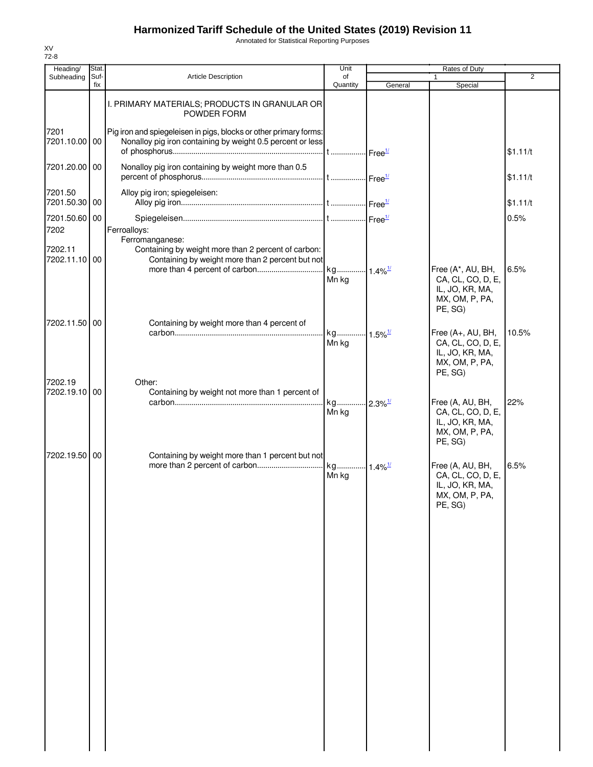# Harmonized Tariff Schedule of the United States (2019) Revision 11

Annotated for Statistical Reporting Purposes

XV
72-8

| Heading/ Subheading | Stat. Suf-fix | Article Description | Unit of Quantity | Rates of Duty 1 General | Rates of Duty 1 Special | Rates of Duty 2 |
|---|---|---|---|---|---|---|
| | | I. PRIMARY MATERIALS; PRODUCTS IN GRANULAR OR POWDER FORM | | | | |
| 7201 | | Pig iron and spiegeleisen in pigs, blocks or other primary forms: | | | | |
| 7201.10.00 | 00 | Nonalloy pig iron containing by weight 0.5 percent or less of phosphorus | t | Free[1/] | | $1.11/t |
| 7201.20.00 | 00 | Nonalloy pig iron containing by weight more than 0.5 percent of phosphorus | t | Free[1/] | | $1.11/t |
| 7201.50 | | Alloy pig iron; spiegeleisen: | | | | |
| 7201.50.30 | 00 | Alloy pig iron | t | Free[1/] | | $1.11/t |
| 7201.50.60 | 00 | Spiegeleisen | t | Free[1/] | | 0.5% |
| 7202 | | Ferroalloys: | | | | |
| | | Ferromanganese: | | | | |
| 7202.11 | | Containing by weight more than 2 percent of carbon: | | | | |
| 7202.11.10 | 00 | Containing by weight more than 2 percent but not more than 4 percent of carbon | kg Mn kg | 1.4%[1/] | Free (A*, AU, BH, CA, CL, CO, D, E, IL, JO, KR, MA, MX, OM, P, PA, PE, SG) | 6.5% |
| 7202.11.50 | 00 | Containing by weight more than 4 percent of carbon | kg Mn kg | 1.5%[1/] | Free (A+, AU, BH, CA, CL, CO, D, E, IL, JO, KR, MA, MX, OM, P, PA, PE, SG) | 10.5% |
| 7202.19 | | Other: | | | | |
| 7202.19.10 | 00 | Containing by weight not more than 1 percent of carbon | kg Mn kg | 2.3%[1/] | Free (A, AU, BH, CA, CL, CO, D, E, IL, JO, KR, MA, MX, OM, P, PA, PE, SG) | 22% |
| 7202.19.50 | 00 | Containing by weight more than 1 percent but not more than 2 percent of carbon | kg Mn kg | 1.4%[1/] | Free (A, AU, BH, CA, CL, CO, D, E, IL, JO, KR, MA, MX, OM, P, PA, PE, SG) | 6.5% |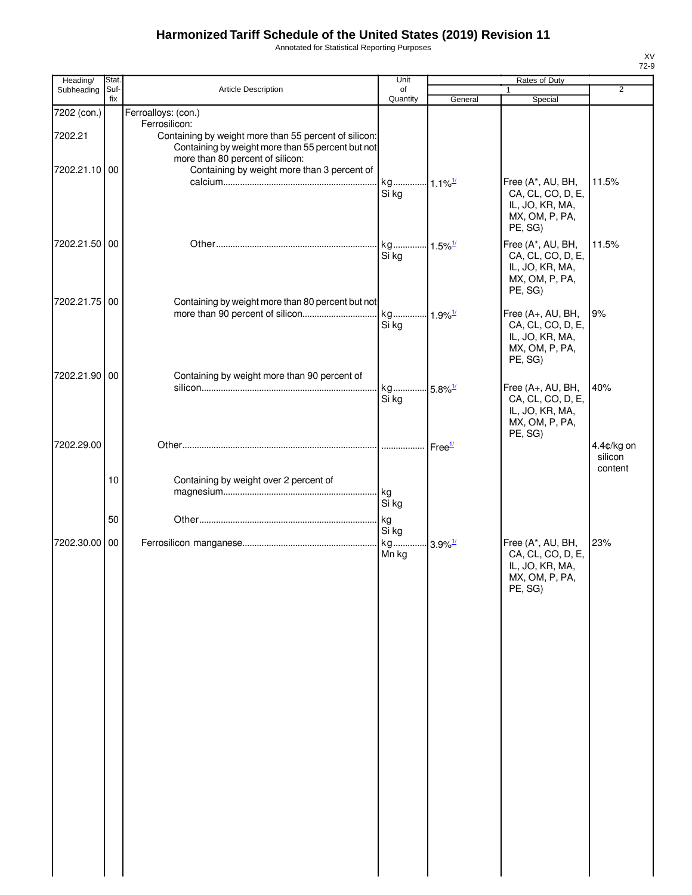# Harmonized Tariff Schedule of the United States (2019) Revision 11

Annotated for Statistical Reporting Purposes

XV
72-9

| Heading/ Subheading | Stat. Suf- fix | Article Description | Unit of Quantity | Rates of Duty 1 General | Rates of Duty 1 Special | Rates of Duty 2 |
|---|---|---|---|---|---|---|
| 7202 (con.) | | Ferroalloys: (con.) | | | | |
| | | Ferrosilicon: | | | | |
| 7202.21 | | Containing by weight more than 55 percent of silicon: | | | | |
| | | Containing by weight more than 55 percent but not more than 80 percent of silicon: | | | | |
| 7202.21.10 | 00 | Containing by weight more than 3 percent of calcium | kg Si kg | 1.1%[1/] | Free (A*, AU, BH, CA, CL, CO, D, E, IL, JO, KR, MA, MX, OM, P, PA, PE, SG) | 11.5% |
| 7202.21.50 | 00 | Other | kg Si kg | 1.5%[1/] | Free (A*, AU, BH, CA, CL, CO, D, E, IL, JO, KR, MA, MX, OM, P, PA, PE, SG) | 11.5% |
| 7202.21.75 | 00 | Containing by weight more than 80 percent but not more than 90 percent of silicon | kg Si kg | 1.9%[1/] | Free (A+, AU, BH, CA, CL, CO, D, E, IL, JO, KR, MA, MX, OM, P, PA, PE, SG) | 9% |
| 7202.21.90 | 00 | Containing by weight more than 90 percent of silicon | kg Si kg | 5.8%[1/] | Free (A+, AU, BH, CA, CL, CO, D, E, IL, JO, KR, MA, MX, OM, P, PA, PE, SG) | 40% |
| 7202.29.00 | | Other | | Free[1/] | | 4.4¢/kg on silicon content |
| | 10 | Containing by weight over 2 percent of magnesium | kg Si kg | | | |
| | 50 | Other | kg Si kg | | | |
| 7202.30.00 | 00 | Ferrosilicon manganese | kg Mn kg | 3.9%[1/] | Free (A*, AU, BH, CA, CL, CO, D, E, IL, JO, KR, MA, MX, OM, P, PA, PE, SG) | 23% |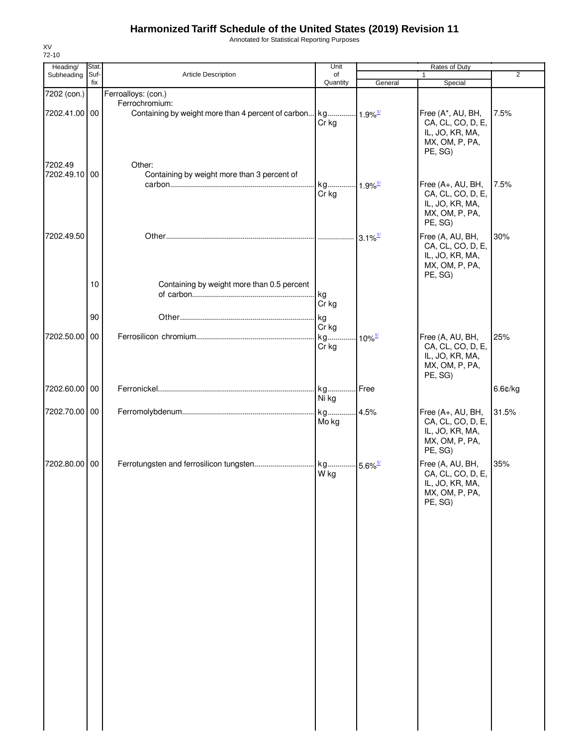# Harmonized Tariff Schedule of the United States (2019) Revision 11

Annotated for Statistical Reporting Purposes

XV
72-10

| Heading/ Subheading | Stat. Suf- fix | Article Description | Unit of Quantity | Rates of Duty 1 General | Special | 2 |
|---|---|---|---|---|---|---|
| 7202 (con.) | | Ferroalloys: (con.) | | | | |
| | | Ferrochromium: | | | | |
| 7202.41.00 | 00 | Containing by weight more than 4 percent of carbon | kg Cr kg | 1.9%[1/] | Free (A*, AU, BH, CA, CL, CO, D, E, IL, JO, KR, MA, MX, OM, P, PA, PE, SG) | 7.5% |
| 7202.49 | | Other: | | | | |
| 7202.49.10 | 00 | Containing by weight more than 3 percent of carbon | kg Cr kg | 1.9%[1/] | Free (A+, AU, BH, CA, CL, CO, D, E, IL, JO, KR, MA, MX, OM, P, PA, PE, SG) | 7.5% |
| 7202.49.50 | | Other | | 3.1%[1/] | Free (A, AU, BH, CA, CL, CO, D, E, IL, JO, KR, MA, MX, OM, P, PA, PE, SG) | 30% |
| | 10 | Containing by weight more than 0.5 percent of carbon | kg Cr kg | | | |
| | 90 | Other | kg Cr kg | | | |
| 7202.50.00 | 00 | Ferrosilicon chromium | kg Cr kg | 10%[1/] | Free (A, AU, BH, CA, CL, CO, D, E, IL, JO, KR, MA, MX, OM, P, PA, PE, SG) | 25% |
| 7202.60.00 | 00 | Ferronickel | kg Ni kg | Free | | 6.6¢/kg |
| 7202.70.00 | 00 | Ferromolybdenum | kg Mo kg | 4.5% | Free (A+, AU, BH, CA, CL, CO, D, E, IL, JO, KR, MA, MX, OM, P, PA, PE, SG) | 31.5% |
| 7202.80.00 | 00 | Ferrotungsten and ferrosilicon tungsten | kg W kg | 5.6%[1/] | Free (A, AU, BH, CA, CL, CO, D, E, IL, JO, KR, MA, MX, OM, P, PA, PE, SG) | 35% |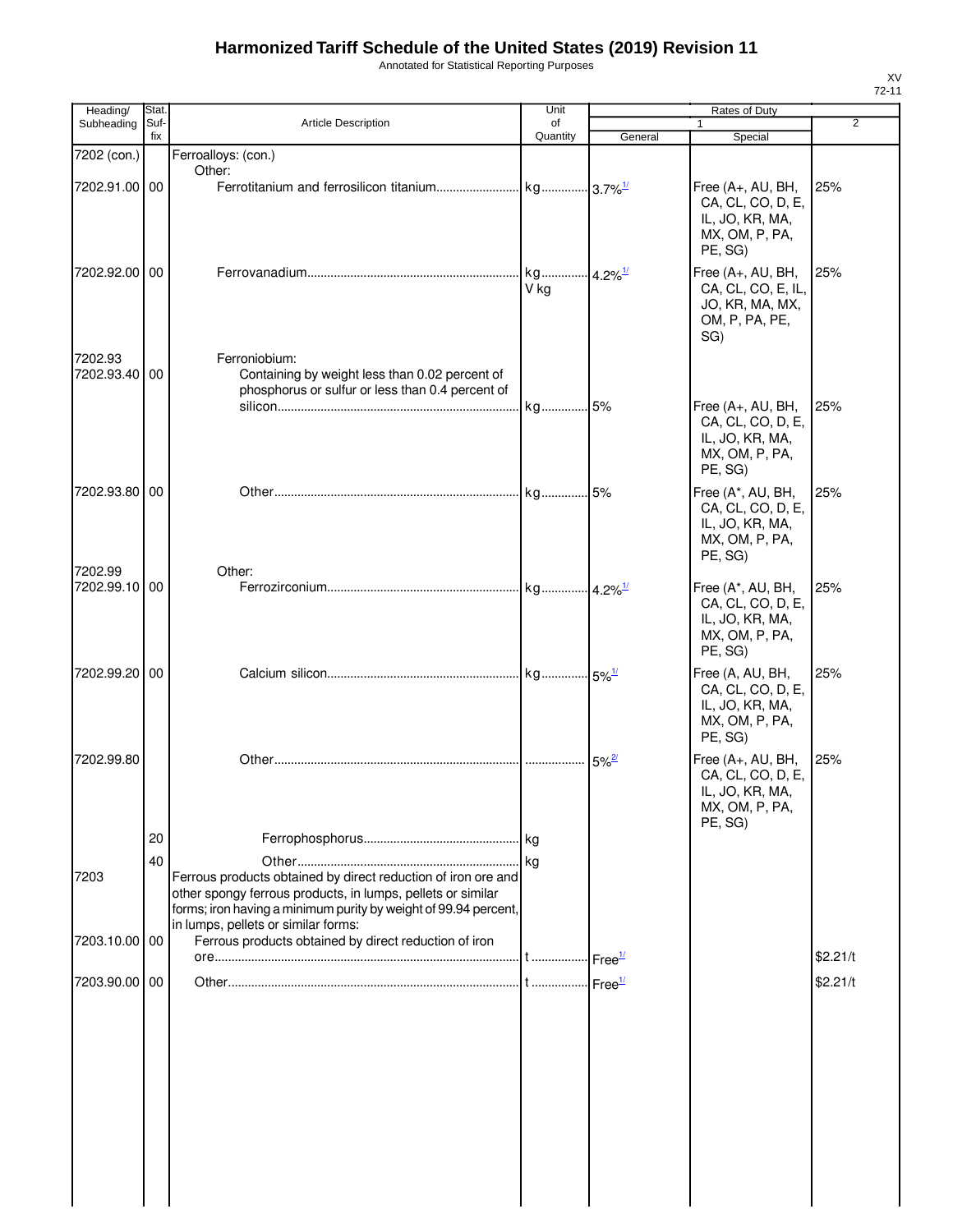# Harmonized Tariff Schedule of the United States (2019) Revision 11

Annotated for Statistical Reporting Purposes

XV
72-11

| Heading/ Subheading | Stat. Suf- fix | Article Description | Unit of Quantity | Rates of Duty 1 General | Special | 2 |
|---|---|---|---|---|---|---|
| 7202 (con.) | | Ferroalloys: (con.) | | | | |
| | | Other: | | | | |
| 7202.91.00 | 00 | Ferrotitanium and ferrosilicon titanium | kg | 3.7%[1/] | Free (A+, AU, BH, CA, CL, CO, D, E, IL, JO, KR, MA, MX, OM, P, PA, PE, SG) | 25% |
| 7202.92.00 | 00 | Ferrovanadium | kg V kg | 4.2%[1/] | Free (A+, AU, BH, CA, CL, CO, E, IL, JO, KR, MA, MX, OM, P, PA, PE, SG) | 25% |
| 7202.93 | | Ferroniobium: | | | | |
| 7202.93.40 | 00 | Containing by weight less than 0.02 percent of phosphorus or sulfur or less than 0.4 percent of silicon | kg | 5% | Free (A+, AU, BH, CA, CL, CO, D, E, IL, JO, KR, MA, MX, OM, P, PA, PE, SG) | 25% |
| 7202.93.80 | 00 | Other | kg | 5% | Free (A*, AU, BH, CA, CL, CO, D, E, IL, JO, KR, MA, MX, OM, P, PA, PE, SG) | 25% |
| 7202.99 | | Other: | | | | |
| 7202.99.10 | 00 | Ferrozirconium | kg | 4.2%[1/] | Free (A*, AU, BH, CA, CL, CO, D, E, IL, JO, KR, MA, MX, OM, P, PA, PE, SG) | 25% |
| 7202.99.20 | 00 | Calcium silicon | kg | 5%[1/] | Free (A, AU, BH, CA, CL, CO, D, E, IL, JO, KR, MA, MX, OM, P, PA, PE, SG) | 25% |
| 7202.99.80 | | Other | | 5%[2/] | Free (A+, AU, BH, CA, CL, CO, D, E, IL, JO, KR, MA, MX, OM, P, PA, PE, SG) | 25% |
| | 20 | Ferrophosphorus | kg | | | |
| | 40 | Other | kg | | | |
| 7203 | | Ferrous products obtained by direct reduction of iron ore and other spongy ferrous products, in lumps, pellets or similar forms; iron having a minimum purity by weight of 99.94 percent, in lumps, pellets or similar forms: | | | | |
| 7203.10.00 | 00 | Ferrous products obtained by direct reduction of iron ore | t | Free[1/] | | $2.21/t |
| 7203.90.00 | 00 | Other | t | Free[1/] | | $2.21/t |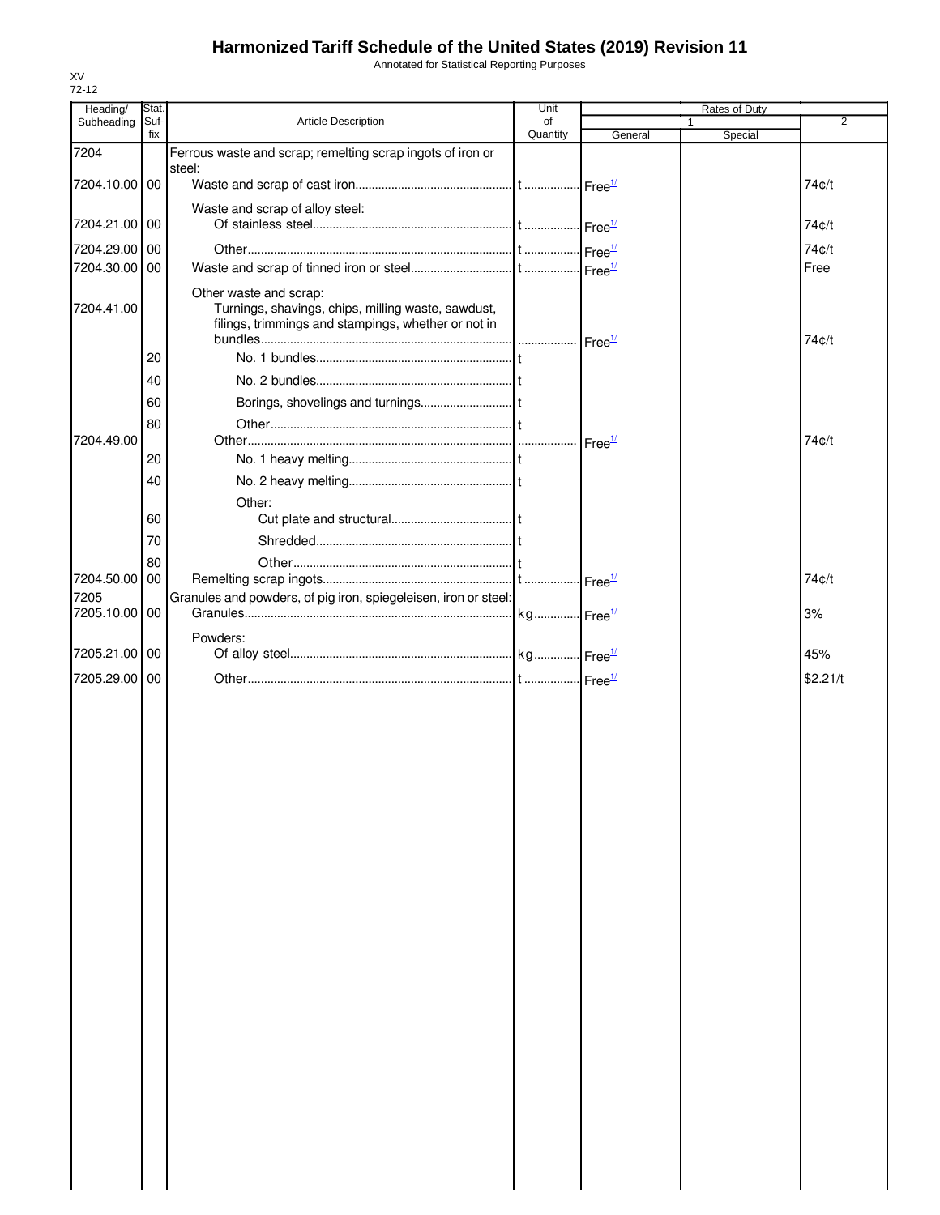# Harmonized Tariff Schedule of the United States (2019) Revision 11

Annotated for Statistical Reporting Purposes

XV
72-12

| Heading/ Subheading | Stat. Suf- fix | Article Description | Unit of Quantity | Rates of Duty | | |
|---|---|---|---|---|---|---|
| | | | | 1 | | 2 |
| | | | | General | Special | |
| 7204 | | Ferrous waste and scrap; remelting scrap ingots of iron or steel: | | | | |
| 7204.10.00 | 00 | Waste and scrap of cast iron | t | Free[1/] | | 74¢/t |
| | | Waste and scrap of alloy steel: | | | | |
| 7204.21.00 | 00 | Of stainless steel | t | Free[1/] | | 74¢/t |
| 7204.29.00 | 00 | Other | t | Free[1/] | | 74¢/t |
| 7204.30.00 | 00 | Waste and scrap of tinned iron or steel | t | Free[1/] | | Free |
| | | Other waste and scrap: | | | | |
| 7204.41.00 | | Turnings, shavings, chips, milling waste, sawdust, filings, trimmings and stampings, whether or not in bundles | | Free[1/] | | 74¢/t |
| | 20 | No. 1 bundles | t | | | |
| | 40 | No. 2 bundles | t | | | |
| | 60 | Borings, shovelings and turnings | t | | | |
| | 80 | Other | t | | | |
| 7204.49.00 | | Other | | Free[1/] | | 74¢/t |
| | 20 | No. 1 heavy melting | t | | | |
| | 40 | No. 2 heavy melting | t | | | |
| | | Other: | | | | |
| | 60 | Cut plate and structural | t | | | |
| | 70 | Shredded | t | | | |
| | 80 | Other | t | | | |
| 7204.50.00 | 00 | Remelting scrap ingots | t | Free[1/] | | 74¢/t |
| 7205 | | Granules and powders, of pig iron, spiegeleisen, iron or steel: | | | | |
| 7205.10.00 | 00 | Granules | kg | Free[1/] | | 3% |
| | | Powders: | | | | |
| 7205.21.00 | 00 | Of alloy steel | kg | Free[1/] | | 45% |
| 7205.29.00 | 00 | Other | t | Free[1/] | | $2.21/t |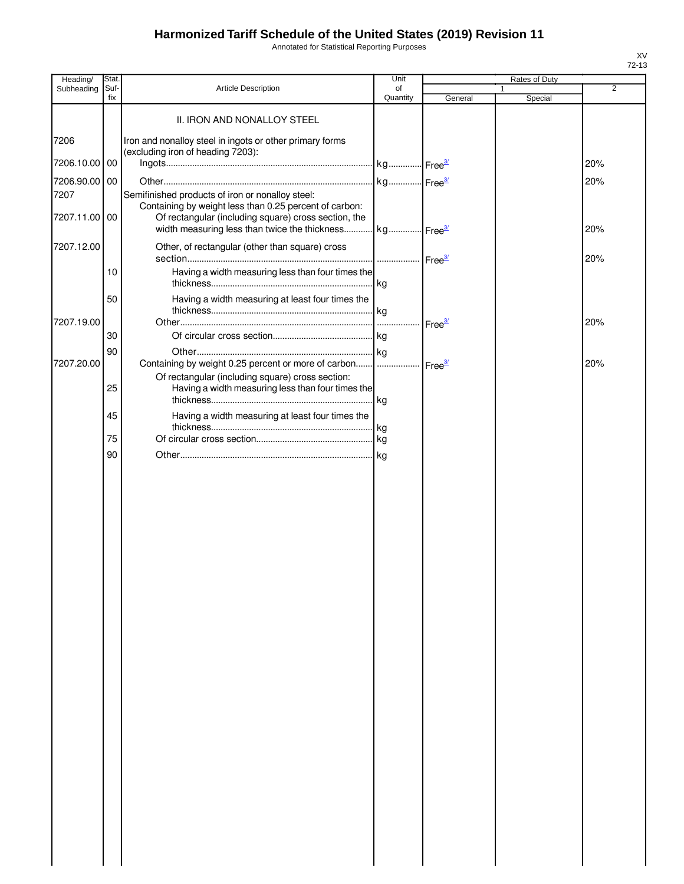# Harmonized Tariff Schedule of the United States (2019) Revision 11

Annotated for Statistical Reporting Purposes

| Heading/ Subheading | Stat. Suf- fix | Article Description | Unit of Quantity | Rates of Duty 1 General | Special | 2 |
|---|---|---|---|---|---|---|
| | | II. IRON AND NONALLOY STEEL | | | | |
| 7206 | | Iron and nonalloy steel in ingots or other primary forms (excluding iron of heading 7203): | | | | |
| 7206.10.00 | 00 | Ingots | kg | Free[3/] | | 20% |
| 7206.90.00 | 00 | Other | kg | Free[3/] | | 20% |
| 7207 | | Semifinished products of iron or nonalloy steel: | | | | |
| | | Containing by weight less than 0.25 percent of carbon: | | | | |
| 7207.11.00 | 00 | Of rectangular (including square) cross section, the width measuring less than twice the thickness | kg | Free[3/] | | 20% |
| 7207.12.00 | | Other, of rectangular (other than square) cross section | | Free[3/] | | 20% |
| | 10 | Having a width measuring less than four times the thickness | kg | | | |
| | 50 | Having a width measuring at least four times the thickness | kg | | | |
| 7207.19.00 | | Other | | Free[3/] | | 20% |
| | 30 | Of circular cross section | kg | | | |
| | 90 | Other | kg | | | |
| 7207.20.00 | | Containing by weight 0.25 percent or more of carbon | | Free[3/] | | 20% |
| | | Of rectangular (including square) cross section: | | | | |
| | 25 | Having a width measuring less than four times the thickness | kg | | | |
| | 45 | Having a width measuring at least four times the thickness | kg | | | |
| | 75 | Of circular cross section | kg | | | |
| | 90 | Other | kg | | | |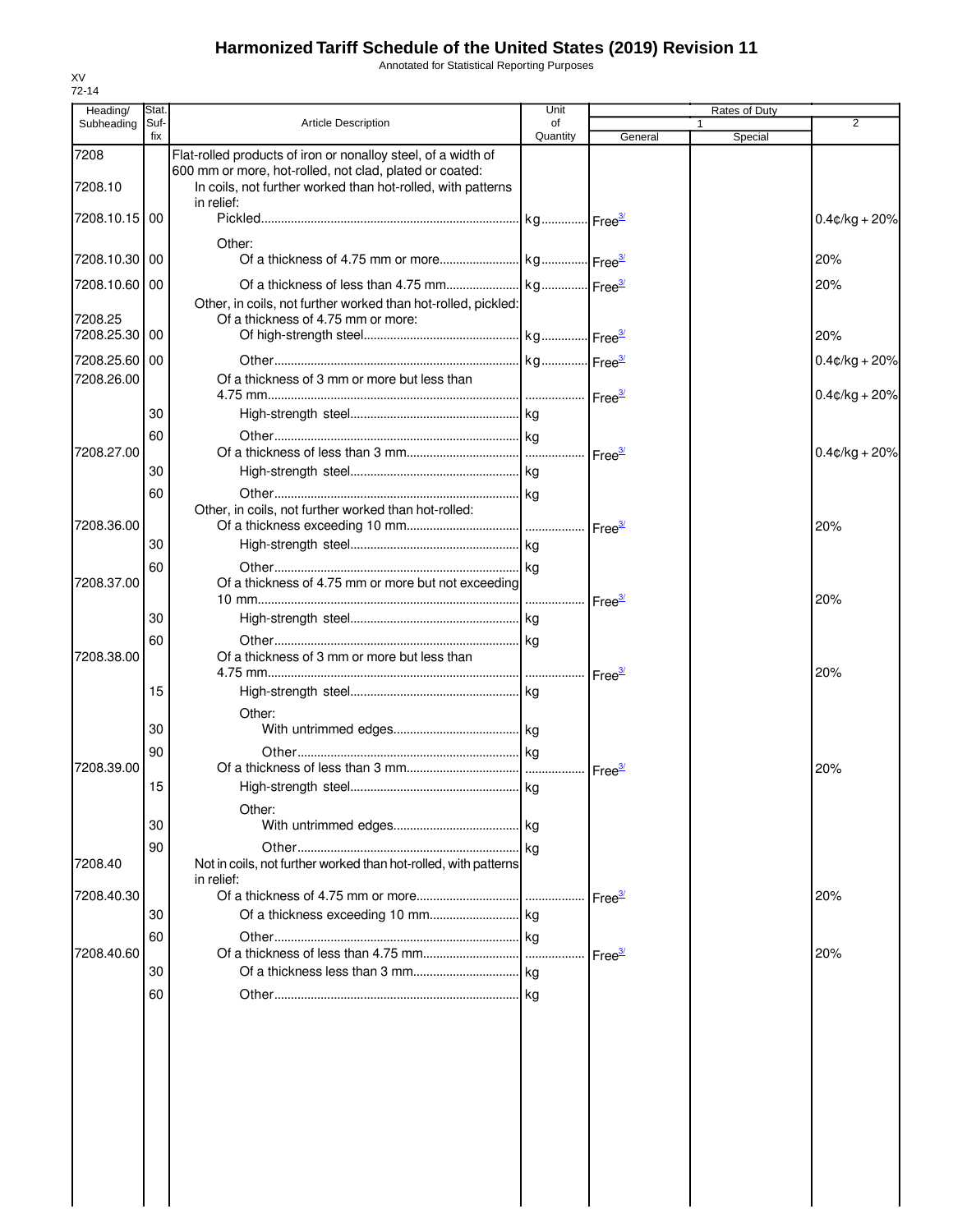# Harmonized Tariff Schedule of the United States (2019) Revision 11

Annotated for Statistical Reporting Purposes

XV
72-14

| Heading/ Subheading | Stat. Suf- fix | Article Description | Unit of Quantity | Rates of Duty 1 General | Special | 2 |
|---|---|---|---|---|---|---|
| 7208 | | Flat-rolled products of iron or nonalloy steel, of a width of 600 mm or more, hot-rolled, not clad, plated or coated: | | | | |
| 7208.10 | | In coils, not further worked than hot-rolled, with patterns in relief: | | | | |
| 7208.10.15 | 00 | Pickled | kg | Free[3/] | | 0.4¢/kg + 20% |
| | | Other: | | | | |
| 7208.10.30 | 00 | Of a thickness of 4.75 mm or more | kg | Free[3/] | | 20% |
| 7208.10.60 | 00 | Of a thickness of less than 4.75 mm | kg | Free[3/] | | 20% |
| | | Other, in coils, not further worked than hot-rolled, pickled: | | | | |
| 7208.25 | | Of a thickness of 4.75 mm or more: | | | | |
| 7208.25.30 | 00 | Of high-strength steel | kg | Free[3/] | | 20% |
| 7208.25.60 | 00 | Other | kg | Free[3/] | | 0.4¢/kg + 20% |
| 7208.26.00 | | Of a thickness of 3 mm or more but less than 4.75 mm | | Free[3/] | | 0.4¢/kg + 20% |
| | 30 | High-strength steel | kg | | | |
| | 60 | Other | kg | | | |
| 7208.27.00 | | Of a thickness of less than 3 mm | | Free[3/] | | 0.4¢/kg + 20% |
| | 30 | High-strength steel | kg | | | |
| | 60 | Other | kg | | | |
| | | Other, in coils, not further worked than hot-rolled: | | | | |
| 7208.36.00 | | Of a thickness exceeding 10 mm | | Free[3/] | | 20% |
| | 30 | High-strength steel | kg | | | |
| | 60 | Other | kg | | | |
| 7208.37.00 | | Of a thickness of 4.75 mm or more but not exceeding 10 mm | | Free[3/] | | 20% |
| | 30 | High-strength steel | kg | | | |
| | 60 | Other | kg | | | |
| 7208.38.00 | | Of a thickness of 3 mm or more but less than 4.75 mm | | Free[3/] | | 20% |
| | 15 | High-strength steel | kg | | | |
| | | Other: | | | | |
| | 30 | With untrimmed edges | kg | | | |
| | 90 | Other | kg | | | |
| 7208.39.00 | | Of a thickness of less than 3 mm | | Free[3/] | | 20% |
| | 15 | High-strength steel | kg | | | |
| | | Other: | | | | |
| | 30 | With untrimmed edges | kg | | | |
| | 90 | Other | kg | | | |
| 7208.40 | | Not in coils, not further worked than hot-rolled, with patterns in relief: | | | | |
| 7208.40.30 | | Of a thickness of 4.75 mm or more | | Free[3/] | | 20% |
| | 30 | Of a thickness exceeding 10 mm | kg | | | |
| | 60 | Other | kg | | | |
| 7208.40.60 | | Of a thickness of less than 4.75 mm | | Free[3/] | | 20% |
| | 30 | Of a thickness less than 3 mm | kg | | | |
| | 60 | Other | kg | | | |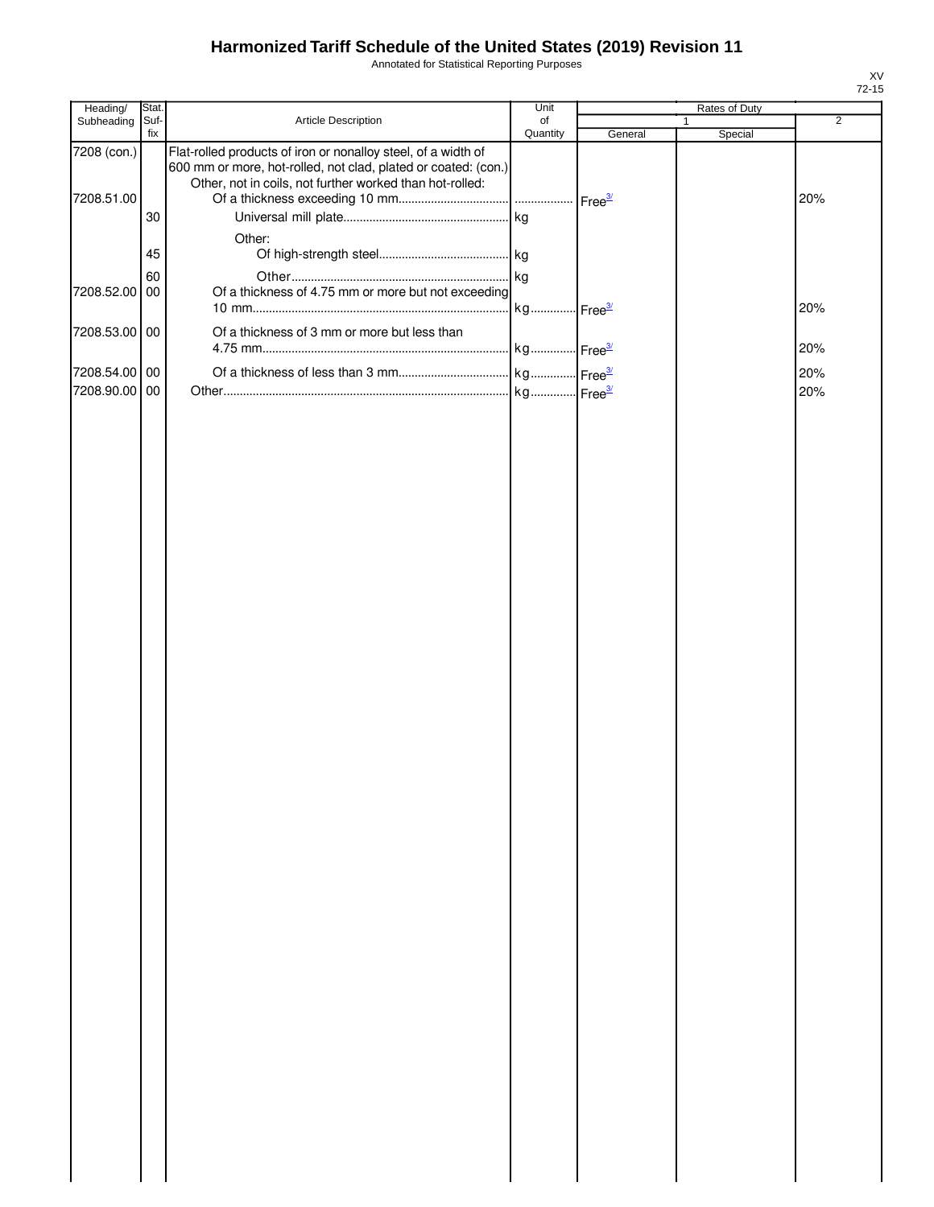# Harmonized Tariff Schedule of the United States (2019) Revision 11

Annotated for Statistical Reporting Purposes

| Heading/ Subheading | Stat. Suf- fix | Article Description | Unit of Quantity | Rates of Duty 1 General | Special | 2 |
|---|---|---|---|---|---|---|
| 7208 (con.) | | Flat-rolled products of iron or nonalloy steel, of a width of 600 mm or more, hot-rolled, not clad, plated or coated: (con.) | | | | |
| | | Other, not in coils, not further worked than hot-rolled: | | | | |
| 7208.51.00 | | Of a thickness exceeding 10 mm | | Free[3/] | | 20% |
| | 30 | Universal mill plate | kg | | | |
| | | Other: | | | | |
| | 45 | Of high-strength steel | kg | | | |
| | 60 | Other | kg | | | |
| 7208.52.00 | 00 | Of a thickness of 4.75 mm or more but not exceeding 10 mm | kg | Free[3/] | | 20% |
| 7208.53.00 | 00 | Of a thickness of 3 mm or more but less than 4.75 mm | kg | Free[3/] | | 20% |
| 7208.54.00 | 00 | Of a thickness of less than 3 mm | kg | Free[3/] | | 20% |
| 7208.90.00 | 00 | Other | kg | Free[3/] | | 20% |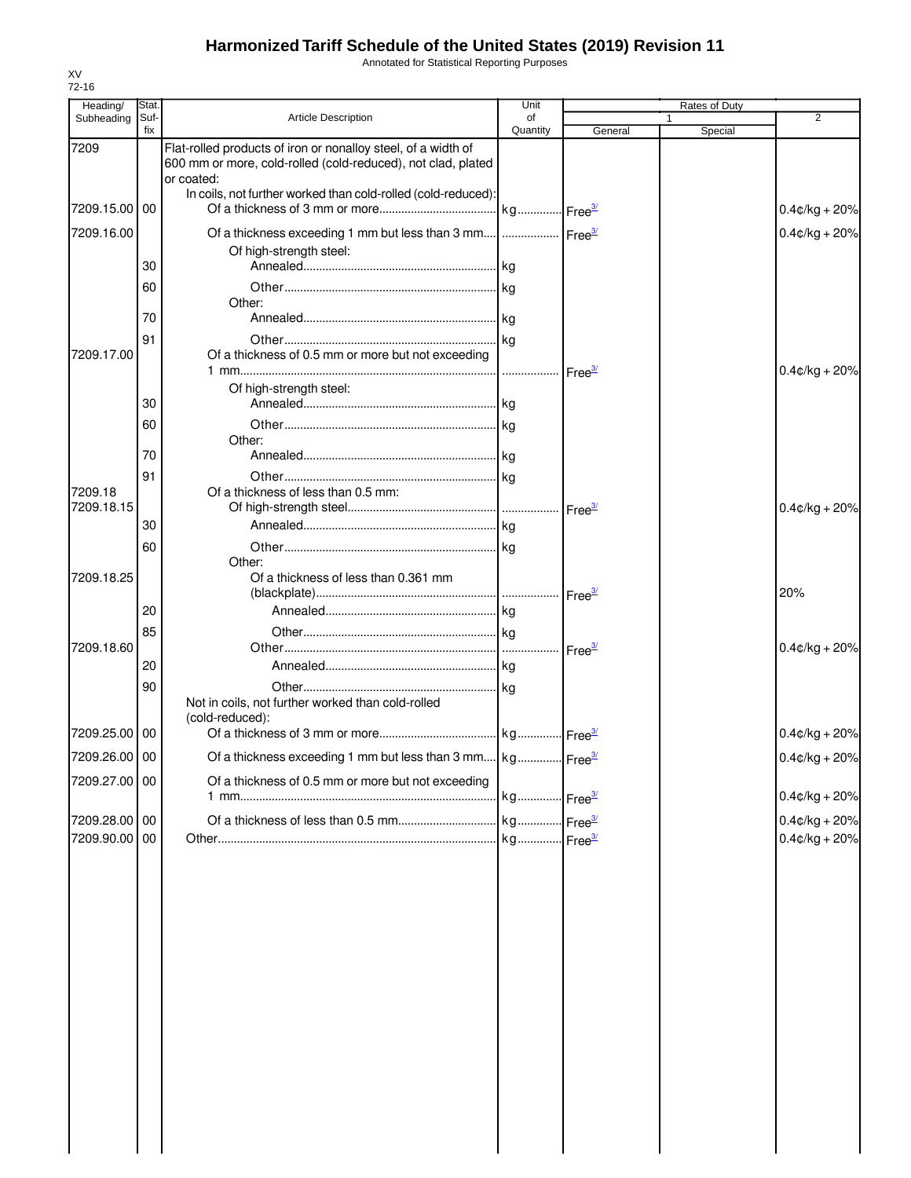# Harmonized Tariff Schedule of the United States (2019) Revision 11

Annotated for Statistical Reporting Purposes

XV
72-16

| Heading/ Subheading | Stat. Suf- fix | Article Description | Unit of Quantity | Rates of Duty 1 General | Special | 2 |
|---|---|---|---|---|---|---|
| 7209 | | Flat-rolled products of iron or nonalloy steel, of a width of 600 mm or more, cold-rolled (cold-reduced), not clad, plated or coated: | | | | |
| | | In coils, not further worked than cold-rolled (cold-reduced): | | | | |
| 7209.15.00 | 00 | Of a thickness of 3 mm or more | kg | Free[3/] | | 0.4¢/kg + 20% |
| 7209.16.00 | | Of a thickness exceeding 1 mm but less than 3 mm | | Free[3/] | | 0.4¢/kg + 20% |
| | | Of high-strength steel: | | | | |
| | 30 | Annealed | kg | | | |
| | 60 | Other | kg | | | |
| | | Other: | | | | |
| | 70 | Annealed | kg | | | |
| | 91 | Other | kg | | | |
| 7209.17.00 | | Of a thickness of 0.5 mm or more but not exceeding 1 mm | | Free[3/] | | 0.4¢/kg + 20% |
| | | Of high-strength steel: | | | | |
| | 30 | Annealed | kg | | | |
| | 60 | Other | kg | | | |
| | | Other: | | | | |
| | 70 | Annealed | kg | | | |
| | 91 | Other | kg | | | |
| 7209.18 | | Of a thickness of less than 0.5 mm: | | | | |
| 7209.18.15 | | Of high-strength steel | | Free[3/] | | 0.4¢/kg + 20% |
| | 30 | Annealed | kg | | | |
| | 60 | Other | kg | | | |
| | | Other: | | | | |
| 7209.18.25 | | Of a thickness of less than 0.361 mm (blackplate) | | Free[3/] | | 20% |
| | 20 | Annealed | kg | | | |
| | 85 | Other | kg | | | |
| 7209.18.60 | | Other | | Free[3/] | | 0.4¢/kg + 20% |
| | 20 | Annealed | kg | | | |
| | 90 | Other | kg | | | |
| | | Not in coils, not further worked than cold-rolled (cold-reduced): | | | | |
| 7209.25.00 | 00 | Of a thickness of 3 mm or more | kg | Free[3/] | | 0.4¢/kg + 20% |
| 7209.26.00 | 00 | Of a thickness exceeding 1 mm but less than 3 mm | kg | Free[3/] | | 0.4¢/kg + 20% |
| 7209.27.00 | 00 | Of a thickness of 0.5 mm or more but not exceeding 1 mm | kg | Free[3/] | | 0.4¢/kg + 20% |
| 7209.28.00 | 00 | Of a thickness of less than 0.5 mm | kg | Free[3/] | | 0.4¢/kg + 20% |
| 7209.90.00 | 00 | Other | kg | Free[3/] | | 0.4¢/kg + 20% |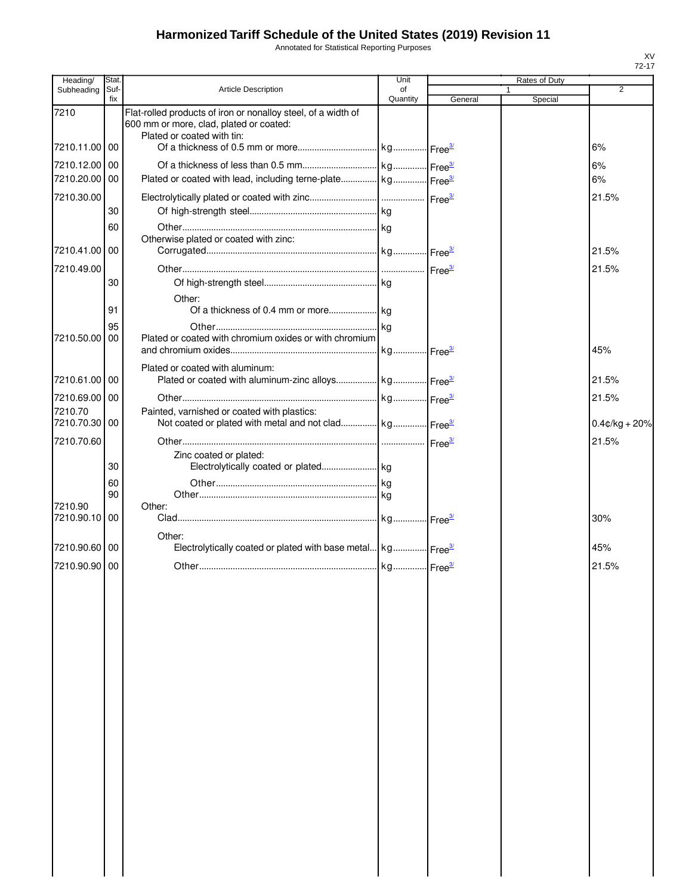# Harmonized Tariff Schedule of the United States (2019) Revision 11

Annotated for Statistical Reporting Purposes

XV
72-17

| Heading/ Subheading | Stat. Suf- fix | Article Description | Unit of Quantity | Rates of Duty 1 General | Special | 2 |
|---|---|---|---|---|---|---|
| 7210 | | Flat-rolled products of iron or nonalloy steel, of a width of 600 mm or more, clad, plated or coated: | | | | |
| | | Plated or coated with tin: | | | | |
| 7210.11.00 | 00 | Of a thickness of 0.5 mm or more | kg | Free[3/] | | 6% |
| 7210.12.00 | 00 | Of a thickness of less than 0.5 mm | kg | Free[3/] | | 6% |
| 7210.20.00 | 00 | Plated or coated with lead, including terne-plate | kg | Free[3/] | | 6% |
| 7210.30.00 | | Electrolytically plated or coated with zinc | | Free[3/] | | 21.5% |
| | 30 | Of high-strength steel | kg | | | |
| | 60 | Other | kg | | | |
| | | Otherwise plated or coated with zinc: | | | | |
| 7210.41.00 | 00 | Corrugated | kg | Free[3/] | | 21.5% |
| 7210.49.00 | | Other | | Free[3/] | | 21.5% |
| | 30 | Of high-strength steel | kg | | | |
| | | Other: | | | | |
| | 91 | Of a thickness of 0.4 mm or more | kg | | | |
| | 95 | Other | kg | | | |
| 7210.50.00 | 00 | Plated or coated with chromium oxides or with chromium and chromium oxides | kg | Free[3/] | | 45% |
| | | Plated or coated with aluminum: | | | | |
| 7210.61.00 | 00 | Plated or coated with aluminum-zinc alloys | kg | Free[3/] | | 21.5% |
| 7210.69.00 | 00 | Other | kg | Free[3/] | | 21.5% |
| 7210.70 | | Painted, varnished or coated with plastics: | | | | |
| 7210.70.30 | 00 | Not coated or plated with metal and not clad | kg | Free[3/] | | 0.4¢/kg + 20% |
| 7210.70.60 | | Other | | Free[3/] | | 21.5% |
| | | Zinc coated or plated: | | | | |
| | 30 | Electrolytically coated or plated | kg | | | |
| | 60 | Other | kg | | | |
| | 90 | Other | kg | | | |
| 7210.90 | | Other: | | | | |
| 7210.90.10 | 00 | Clad | kg | Free[3/] | | 30% |
| | | Other: | | | | |
| 7210.90.60 | 00 | Electrolytically coated or plated with base metal | kg | Free[3/] | | 45% |
| 7210.90.90 | 00 | Other | kg | Free[3/] | | 21.5% |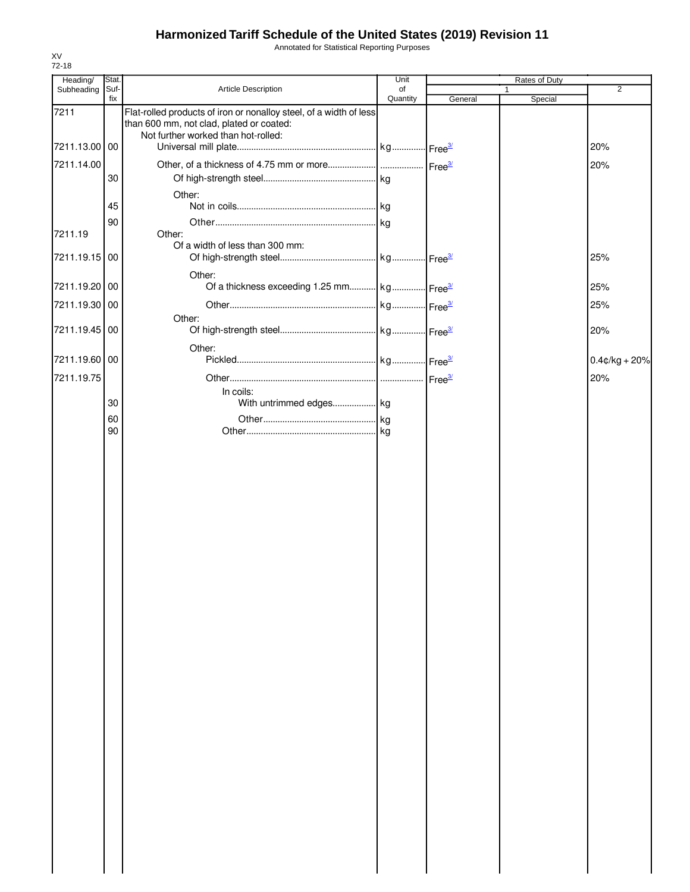# Harmonized Tariff Schedule of the United States (2019) Revision 11

Annotated for Statistical Reporting Purposes

XV
72-18

| Heading/ Subheading | Stat. Suf- fix | Article Description | Unit of Quantity | Rates of Duty 1 General | Special | 2 |
|---|---|---|---|---|---|---|
| 7211 | | Flat-rolled products of iron or nonalloy steel, of a width of less than 600 mm, not clad, plated or coated: | | | | |
| | | Not further worked than hot-rolled: | | | | |
| 7211.13.00 | 00 | Universal mill plate | kg | Free[3/] | | 20% |
| 7211.14.00 | | Other, of a thickness of 4.75 mm or more | | Free[3/] | | 20% |
| | 30 | Of high-strength steel | kg | | | |
| | | Other: | | | | |
| | 45 | Not in coils | kg | | | |
| | 90 | Other | kg | | | |
| 7211.19 | | Other: | | | | |
| | | Of a width of less than 300 mm: | | | | |
| 7211.19.15 | 00 | Of high-strength steel | kg | Free[3/] | | 25% |
| | | Other: | | | | |
| 7211.19.20 | 00 | Of a thickness exceeding 1.25 mm | kg | Free[3/] | | 25% |
| 7211.19.30 | 00 | Other | kg | Free[3/] | | 25% |
| | | Other: | | | | |
| 7211.19.45 | 00 | Of high-strength steel | kg | Free[3/] | | 20% |
| | | Other: | | | | |
| 7211.19.60 | 00 | Pickled | kg | Free[3/] | | 0.4¢/kg + 20% |
| 7211.19.75 | | Other | | Free[3/] | | 20% |
| | | In coils: | | | | |
| | 30 | With untrimmed edges | kg | | | |
| | 60 | Other | kg | | | |
| | 90 | Other | kg | | | |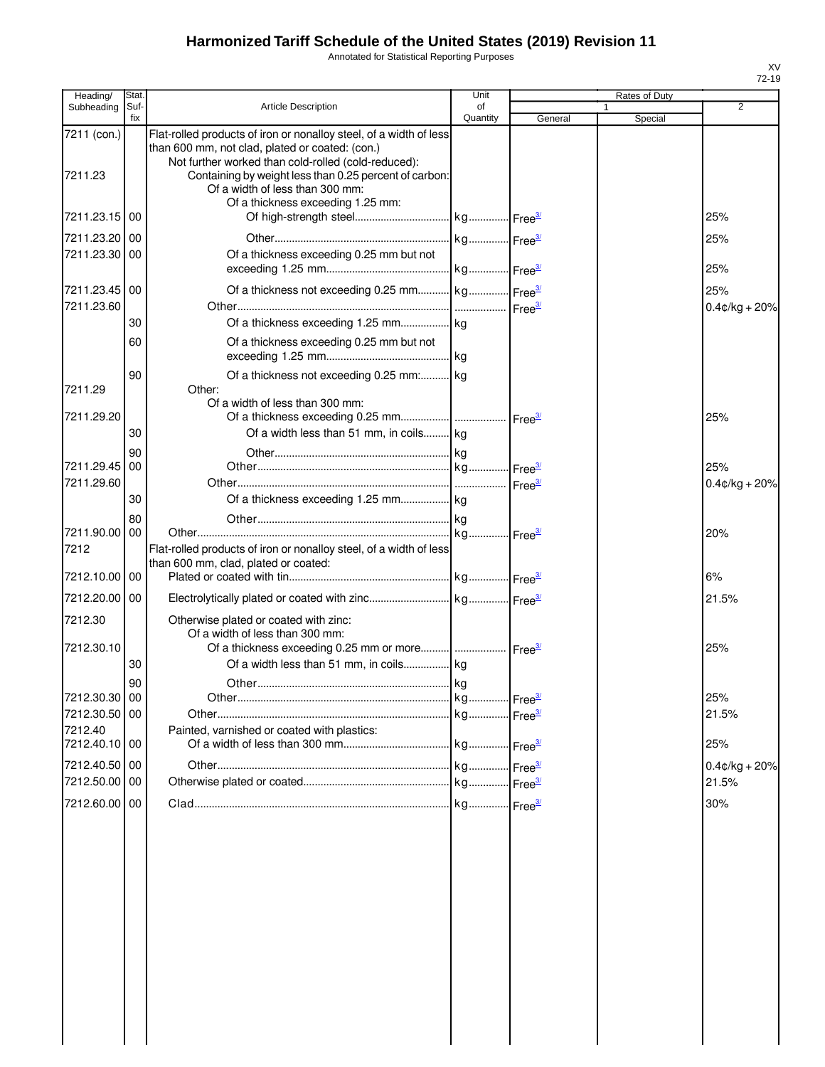# Harmonized Tariff Schedule of the United States (2019) Revision 11

Annotated for Statistical Reporting Purposes

| Heading/ Subheading | Stat. Suf- fix | Article Description | Unit of Quantity | Rates of Duty 1 General | 1 Special | 2 |
|---|---|---|---|---|---|---|
| 7211 (con.) | | Flat-rolled products of iron or nonalloy steel, of a width of less than 600 mm, not clad, plated or coated: (con.) | | | | |
| | | Not further worked than cold-rolled (cold-reduced): | | | | |
| 7211.23 | | Containing by weight less than 0.25 percent of carbon: | | | | |
| | | Of a width of less than 300 mm: | | | | |
| | | Of a thickness exceeding 1.25 mm: | | | | |
| 7211.23.15 | 00 | Of high-strength steel | kg | Free[3/] | | 25% |
| 7211.23.20 | 00 | Other | kg | Free[3/] | | 25% |
| 7211.23.30 | 00 | Of a thickness exceeding 0.25 mm but not exceeding 1.25 mm | kg | Free[3/] | | 25% |
| 7211.23.45 | 00 | Of a thickness not exceeding 0.25 mm | kg | Free[3/] | | 25% |
| 7211.23.60 | | Other | | Free[3/] | | 0.4¢/kg + 20% |
| | 30 | Of a thickness exceeding 1.25 mm | kg | | | |
| | 60 | Of a thickness exceeding 0.25 mm but not exceeding 1.25 mm | kg | | | |
| | 90 | Of a thickness not exceeding 0.25 mm: | kg | | | |
| 7211.29 | | Other: | | | | |
| | | Of a width of less than 300 mm: | | | | |
| 7211.29.20 | | Of a thickness exceeding 0.25 mm | | Free[3/] | | 25% |
| | 30 | Of a width less than 51 mm, in coils | kg | | | |
| | 90 | Other | kg | | | |
| 7211.29.45 | 00 | Other | kg | Free[3/] | | 25% |
| 7211.29.60 | | Other | | Free[3/] | | 0.4¢/kg + 20% |
| | 30 | Of a thickness exceeding 1.25 mm | kg | | | |
| | 80 | Other | kg | | | |
| 7211.90.00 | 00 | Other | kg | Free[3/] | | 20% |
| 7212 | | Flat-rolled products of iron or nonalloy steel, of a width of less than 600 mm, clad, plated or coated: | | | | |
| 7212.10.00 | 00 | Plated or coated with tin | kg | Free[3/] | | 6% |
| 7212.20.00 | 00 | Electrolytically plated or coated with zinc | kg | Free[3/] | | 21.5% |
| 7212.30 | | Otherwise plated or coated with zinc: | | | | |
| | | Of a width of less than 300 mm: | | | | |
| 7212.30.10 | | Of a thickness exceeding 0.25 mm or more | | Free[3/] | | 25% |
| | 30 | Of a width less than 51 mm, in coils | kg | | | |
| | 90 | Other | kg | | | |
| 7212.30.30 | 00 | Other | kg | Free[3/] | | 25% |
| 7212.30.50 | 00 | Other | kg | Free[3/] | | 21.5% |
| 7212.40 | | Painted, varnished or coated with plastics: | | | | |
| 7212.40.10 | 00 | Of a width of less than 300 mm | kg | Free[3/] | | 25% |
| 7212.40.50 | 00 | Other | kg | Free[3/] | | 0.4¢/kg + 20% |
| 7212.50.00 | 00 | Otherwise plated or coated | kg | Free[3/] | | 21.5% |
| 7212.60.00 | 00 | Clad | kg | Free[3/] | | 30% |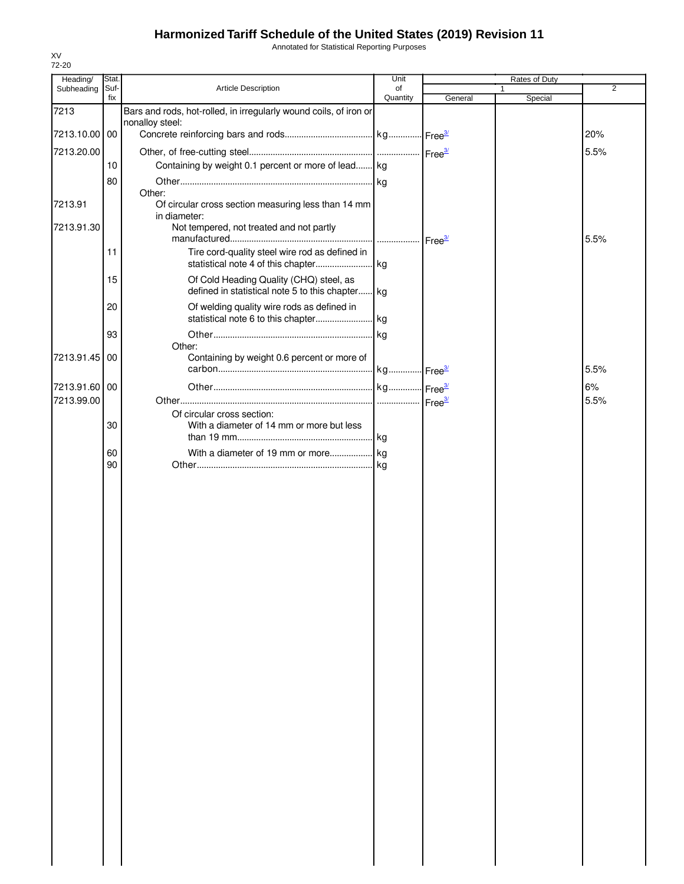# Harmonized Tariff Schedule of the United States (2019) Revision 11

Annotated for Statistical Reporting Purposes

XV
72-20

| Heading/ Subheading | Stat. Suf-fix | Article Description | Unit of Quantity | Rates of Duty 1 General | Special | 2 |
|---|---|---|---|---|---|---|
| 7213 | | Bars and rods, hot-rolled, in irregularly wound coils, of iron or nonalloy steel: | | | | |
| 7213.10.00 | 00 | Concrete reinforcing bars and rods | kg | Free[3/] | | 20% |
| 7213.20.00 | | Other, of free-cutting steel | | Free[3/] | | 5.5% |
| | 10 | Containing by weight 0.1 percent or more of lead | kg | | | |
| | 80 | Other | kg | | | |
| | | Other: | | | | |
| 7213.91 | | Of circular cross section measuring less than 14 mm in diameter: | | | | |
| 7213.91.30 | | Not tempered, not treated and not partly manufactured | | Free[3/] | | 5.5% |
| | 11 | Tire cord-quality steel wire rod as defined in statistical note 4 of this chapter | kg | | | |
| | 15 | Of Cold Heading Quality (CHQ) steel, as defined in statistical note 5 to this chapter | kg | | | |
| | 20 | Of welding quality wire rods as defined in statistical note 6 to this chapter | kg | | | |
| | 93 | Other | kg | | | |
| | | Other: | | | | |
| 7213.91.45 | 00 | Containing by weight 0.6 percent or more of carbon | kg | Free[3/] | | 5.5% |
| 7213.91.60 | 00 | Other | kg | Free[3/] | | 6% |
| 7213.99.00 | | Other | | Free[3/] | | 5.5% |
| | | Of circular cross section: | | | | |
| | 30 | With a diameter of 14 mm or more but less than 19 mm | kg | | | |
| | 60 | With a diameter of 19 mm or more | kg | | | |
| | 90 | Other | kg | | | |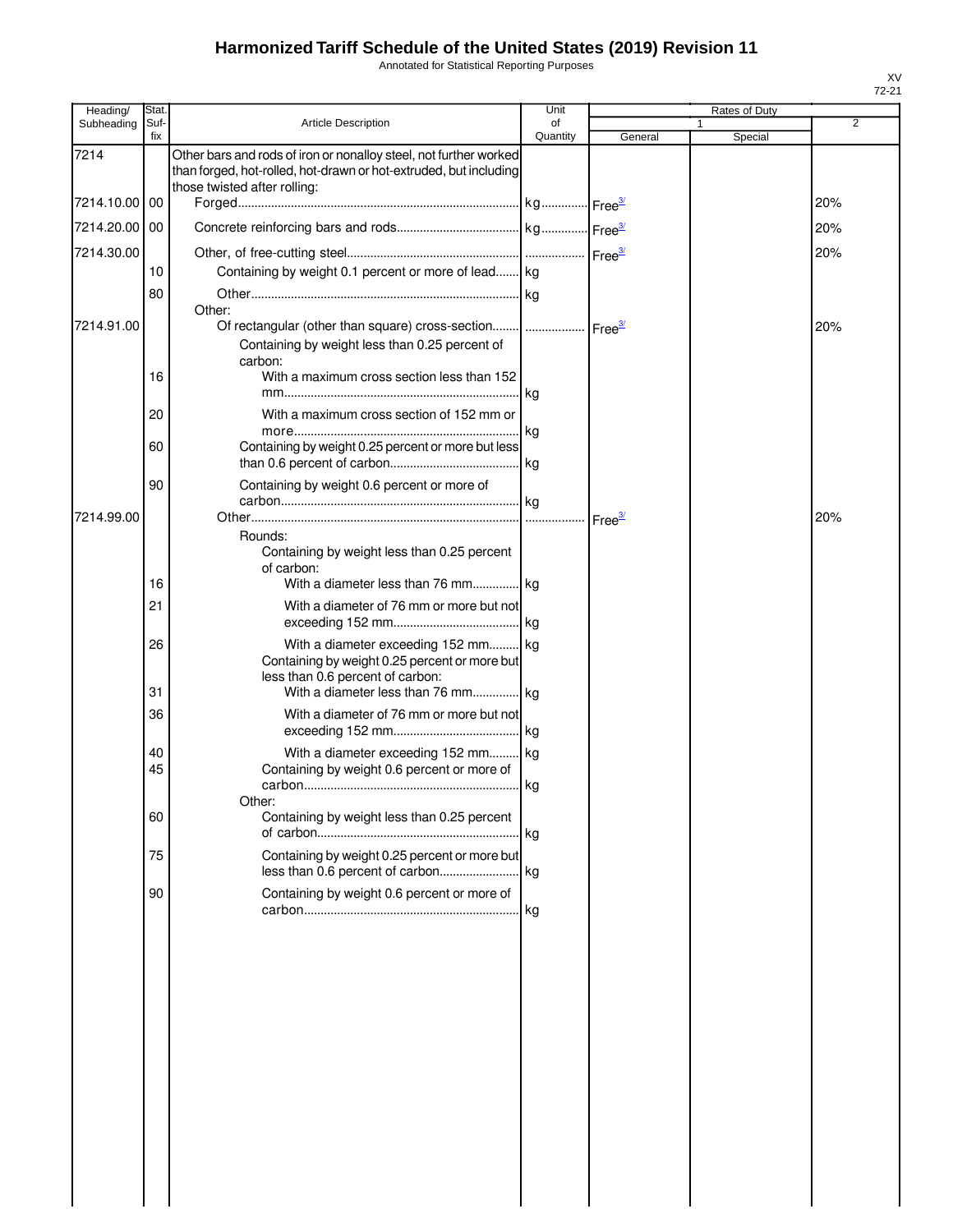# Harmonized Tariff Schedule of the United States (2019) Revision 11

Annotated for Statistical Reporting Purposes

XV
72-21

| Heading/ Subheading | Stat. Suf-fix | Article Description | Unit of Quantity | Rates of Duty 1 General | Special | 2 |
|---|---|---|---|---|---|---|
| 7214 | | Other bars and rods of iron or nonalloy steel, not further worked than forged, hot-rolled, hot-drawn or hot-extruded, but including those twisted after rolling: | | | | |
| 7214.10.00 | 00 | Forged | kg | Free[3/] | | 20% |
| 7214.20.00 | 00 | Concrete reinforcing bars and rods | kg | Free[3/] | | 20% |
| 7214.30.00 | | Other, of free-cutting steel | | Free[3/] | | 20% |
| | 10 | Containing by weight 0.1 percent or more of lead | kg | | | |
| | 80 | Other | kg | | | |
| | | Other: | | | | |
| 7214.91.00 | | Of rectangular (other than square) cross-section | | Free[3/] | | 20% |
| | | Containing by weight less than 0.25 percent of carbon: | | | | |
| | 16 | With a maximum cross section less than 152 mm | kg | | | |
| | 20 | With a maximum cross section of 152 mm or more | kg | | | |
| | 60 | Containing by weight 0.25 percent or more but less than 0.6 percent of carbon | kg | | | |
| | 90 | Containing by weight 0.6 percent or more of carbon | kg | | | |
| 7214.99.00 | | Other | | Free[3/] | | 20% |
| | | Rounds: | | | | |
| | | Containing by weight less than 0.25 percent of carbon: | | | | |
| | 16 | With a diameter less than 76 mm | kg | | | |
| | 21 | With a diameter of 76 mm or more but not exceeding 152 mm | kg | | | |
| | 26 | With a diameter exceeding 152 mm | kg | | | |
| | | Containing by weight 0.25 percent or more but less than 0.6 percent of carbon: | | | | |
| | 31 | With a diameter less than 76 mm | kg | | | |
| | 36 | With a diameter of 76 mm or more but not exceeding 152 mm | kg | | | |
| | 40 | With a diameter exceeding 152 mm | kg | | | |
| | 45 | Containing by weight 0.6 percent or more of carbon | kg | | | |
| | | Other: | | | | |
| | 60 | Containing by weight less than 0.25 percent of carbon | kg | | | |
| | 75 | Containing by weight 0.25 percent or more but less than 0.6 percent of carbon | kg | | | |
| | 90 | Containing by weight 0.6 percent or more of carbon | kg | | | |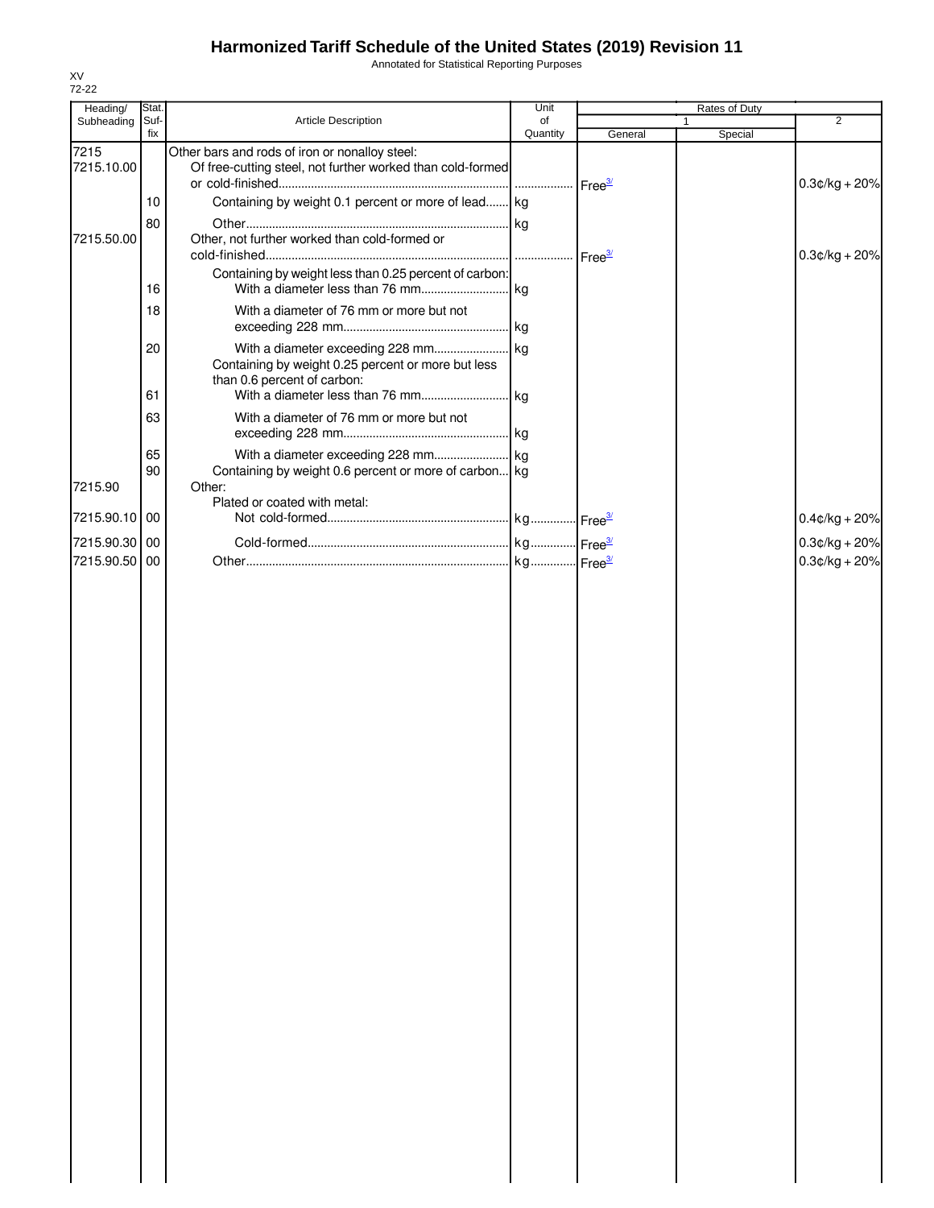# Harmonized Tariff Schedule of the United States (2019) Revision 11

Annotated for Statistical Reporting Purposes

XV
72-22

| Heading/ Subheading | Stat. Suf- fix | Article Description | Unit of Quantity | Rates of Duty 1 General | Special | 2 |
|---|---|---|---|---|---|---|
| 7215 | | Other bars and rods of iron or nonalloy steel: | | | | |
| 7215.10.00 | | Of free-cutting steel, not further worked than cold-formed or cold-finished | | Free[3/] | | 0.3¢/kg + 20% |
| | 10 | Containing by weight 0.1 percent or more of lead | kg | | | |
| | 80 | Other | kg | | | |
| 7215.50.00 | | Other, not further worked than cold-formed or cold-finished | | Free[3/] | | 0.3¢/kg + 20% |
| | | Containing by weight less than 0.25 percent of carbon: | | | | |
| | 16 | With a diameter less than 76 mm | kg | | | |
| | 18 | With a diameter of 76 mm or more but not exceeding 228 mm | kg | | | |
| | 20 | With a diameter exceeding 228 mm | kg | | | |
| | | Containing by weight 0.25 percent or more but less than 0.6 percent of carbon: | | | | |
| | 61 | With a diameter less than 76 mm | kg | | | |
| | 63 | With a diameter of 76 mm or more but not exceeding 228 mm | kg | | | |
| | 65 | With a diameter exceeding 228 mm | kg | | | |
| | 90 | Containing by weight 0.6 percent or more of carbon | kg | | | |
| 7215.90 | | Other: | | | | |
| | | Plated or coated with metal: | | | | |
| 7215.90.10 | 00 | Not cold-formed | kg | Free[3/] | | 0.4¢/kg + 20% |
| 7215.90.30 | 00 | Cold-formed | kg | Free[3/] | | 0.3¢/kg + 20% |
| 7215.90.50 | 00 | Other | kg | Free[3/] | | 0.3¢/kg + 20% |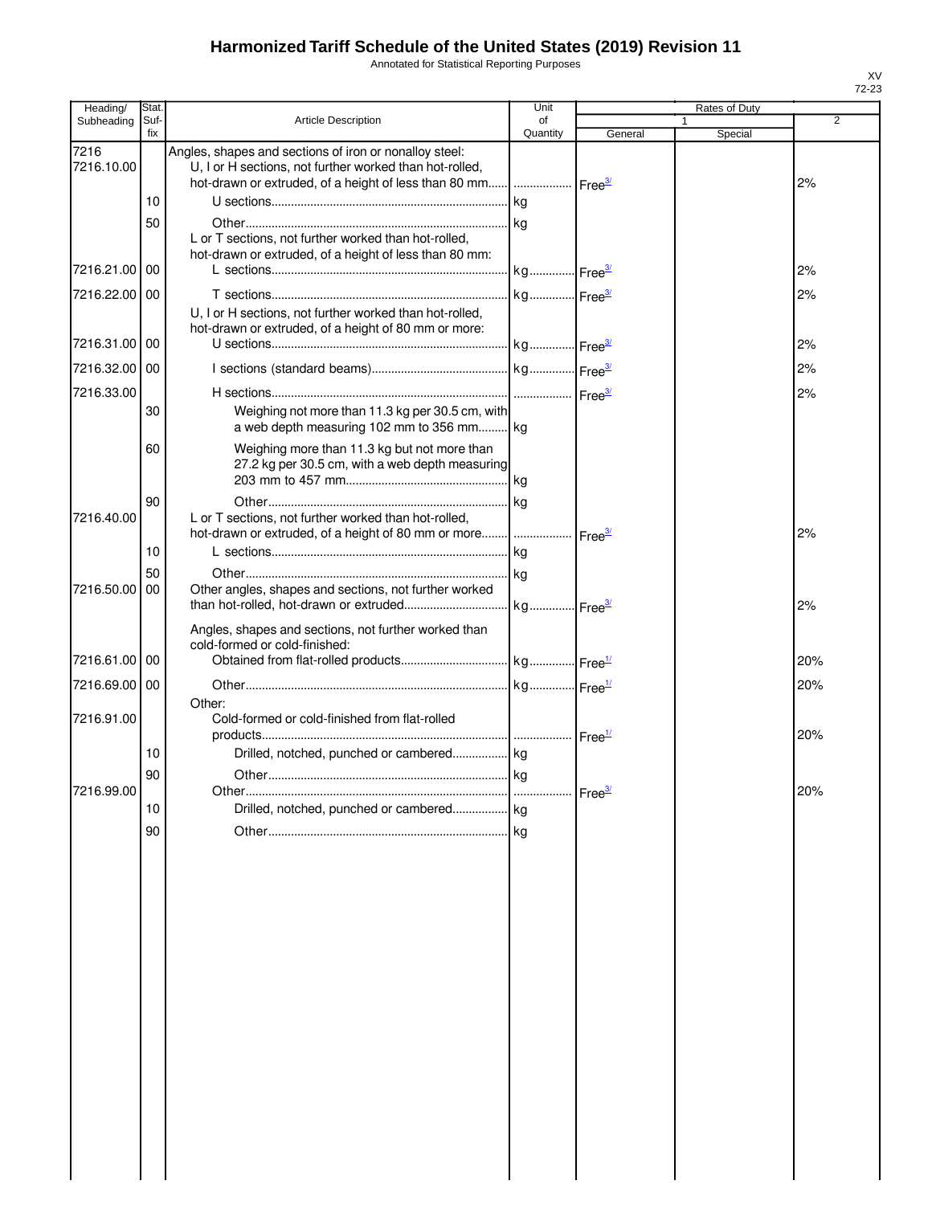# Harmonized Tariff Schedule of the United States (2019) Revision 11

Annotated for Statistical Reporting Purposes

XV
72-23

| Heading/ Subheading | Stat. Suf-fix | Article Description | Unit of Quantity | Rates of Duty 1 General | Special | 2 |
|---|---|---|---|---|---|---|
| 7216 | | Angles, shapes and sections of iron or nonalloy steel: | | | | |
| 7216.10.00 | | U, I or H sections, not further worked than hot-rolled, hot-drawn or extruded, of a height of less than 80 mm | | Free[3/] | | 2% |
| | 10 | U sections | kg | | | |
| | 50 | Other | kg | | | |
| | | L or T sections, not further worked than hot-rolled, hot-drawn or extruded, of a height of less than 80 mm: | | | | |
| 7216.21.00 | 00 | L sections | kg | Free[3/] | | 2% |
| 7216.22.00 | 00 | T sections | kg | Free[3/] | | 2% |
| | | U, I or H sections, not further worked than hot-rolled, hot-drawn or extruded, of a height of 80 mm or more: | | | | |
| 7216.31.00 | 00 | U sections | kg | Free[3/] | | 2% |
| 7216.32.00 | 00 | I sections (standard beams) | kg | Free[3/] | | 2% |
| 7216.33.00 | | H sections | | Free[3/] | | 2% |
| | 30 | Weighing not more than 11.3 kg per 30.5 cm, with a web depth measuring 102 mm to 356 mm | kg | | | |
| | 60 | Weighing more than 11.3 kg but not more than 27.2 kg per 30.5 cm, with a web depth measuring 203 mm to 457 mm | kg | | | |
| | 90 | Other | kg | | | |
| 7216.40.00 | | L or T sections, not further worked than hot-rolled, hot-drawn or extruded, of a height of 80 mm or more | | Free[3/] | | 2% |
| | 10 | L sections | kg | | | |
| | 50 | Other | kg | | | |
| 7216.50.00 | 00 | Other angles, shapes and sections, not further worked than hot-rolled, hot-drawn or extruded | kg | Free[3/] | | 2% |
| | | Angles, shapes and sections, not further worked than cold-formed or cold-finished: | | | | |
| 7216.61.00 | 00 | Obtained from flat-rolled products | kg | Free[1/] | | 20% |
| 7216.69.00 | 00 | Other | kg | Free[1/] | | 20% |
| | | Other: | | | | |
| 7216.91.00 | | Cold-formed or cold-finished from flat-rolled products | | Free[1/] | | 20% |
| | 10 | Drilled, notched, punched or cambered | kg | | | |
| | 90 | Other | kg | | | |
| 7216.99.00 | | Other | | Free[3/] | | 20% |
| | 10 | Drilled, notched, punched or cambered | kg | | | |
| | 90 | Other | kg | | | |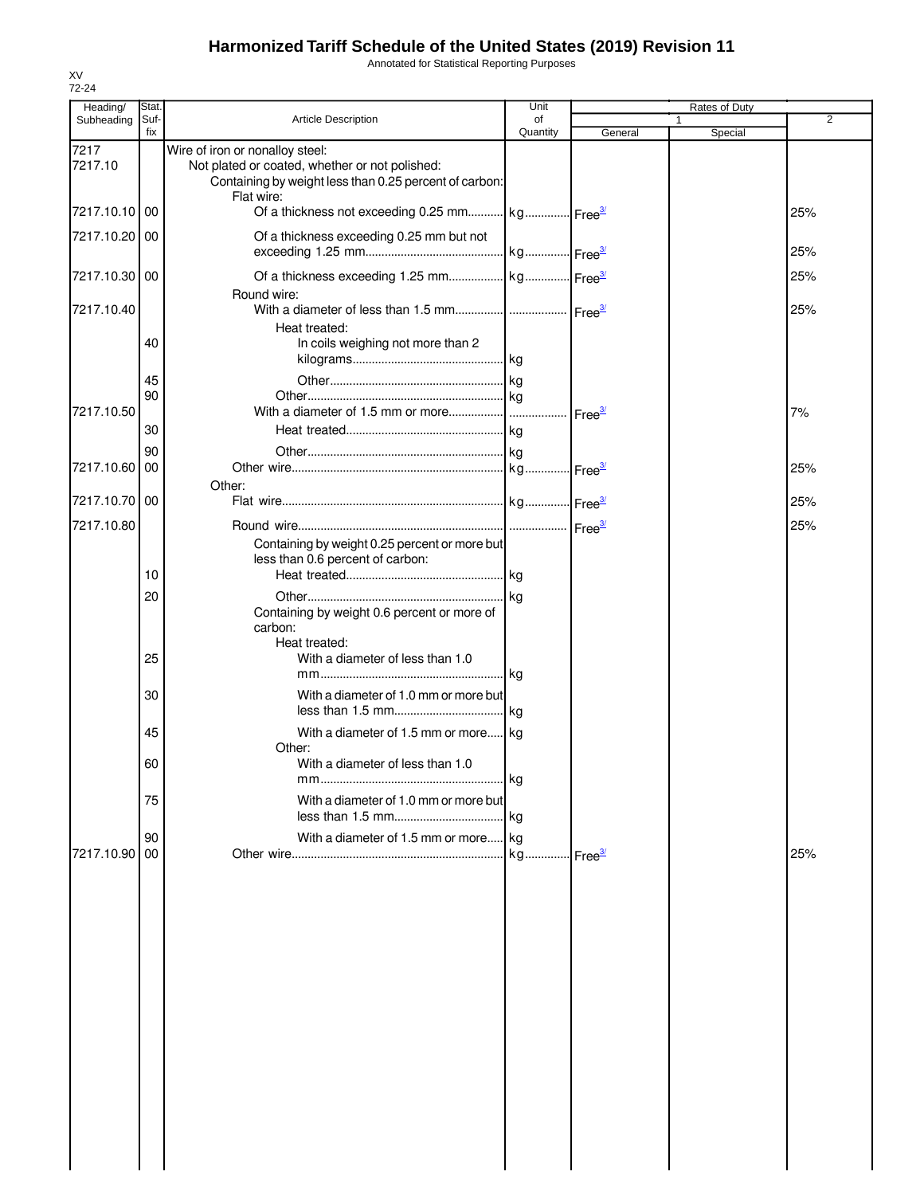# Harmonized Tariff Schedule of the United States (2019) Revision 11

Annotated for Statistical Reporting Purposes

XV
72-24

| Heading/ Subheading | Stat. Suf- fix | Article Description | Unit of Quantity | Rates of Duty 1 General | Special | 2 |
|---|---|---|---|---|---|---|
| 7217 | | Wire of iron or nonalloy steel: | | | | |
| 7217.10 | | Not plated or coated, whether or not polished: | | | | |
| | | Containing by weight less than 0.25 percent of carbon: | | | | |
| | | Flat wire: | | | | |
| 7217.10.10 | 00 | Of a thickness not exceeding 0.25 mm | kg | Free[3/] | | 25% |
| 7217.10.20 | 00 | Of a thickness exceeding 0.25 mm but not exceeding 1.25 mm | kg | Free[3/] | | 25% |
| 7217.10.30 | 00 | Of a thickness exceeding 1.25 mm | kg | Free[3/] | | 25% |
| | | Round wire: | | | | |
| 7217.10.40 | | With a diameter of less than 1.5 mm | | Free[3/] | | 25% |
| | | Heat treated: | | | | |
| | 40 | In coils weighing not more than 2 kilograms | kg | | | |
| | 45 | Other | kg | | | |
| | 90 | Other | kg | | | |
| 7217.10.50 | | With a diameter of 1.5 mm or more | | Free[3/] | | 7% |
| | 30 | Heat treated | kg | | | |
| | 90 | Other | kg | | | |
| 7217.10.60 | 00 | Other wire | kg | Free[3/] | | 25% |
| | | Other: | | | | |
| 7217.10.70 | 00 | Flat wire | kg | Free[3/] | | 25% |
| 7217.10.80 | | Round wire | | Free[3/] | | 25% |
| | | Containing by weight 0.25 percent or more but less than 0.6 percent of carbon: | | | | |
| | 10 | Heat treated | kg | | | |
| | 20 | Other | kg | | | |
| | | Containing by weight 0.6 percent or more of carbon: | | | | |
| | | Heat treated: | | | | |
| | 25 | With a diameter of less than 1.0 mm | kg | | | |
| | 30 | With a diameter of 1.0 mm or more but less than 1.5 mm | kg | | | |
| | 45 | With a diameter of 1.5 mm or more | kg | | | |
| | | Other: | | | | |
| | 60 | With a diameter of less than 1.0 mm | kg | | | |
| | 75 | With a diameter of 1.0 mm or more but less than 1.5 mm | kg | | | |
| | 90 | With a diameter of 1.5 mm or more | kg | | | |
| 7217.10.90 | 00 | Other wire | kg | Free[3/] | | 25% |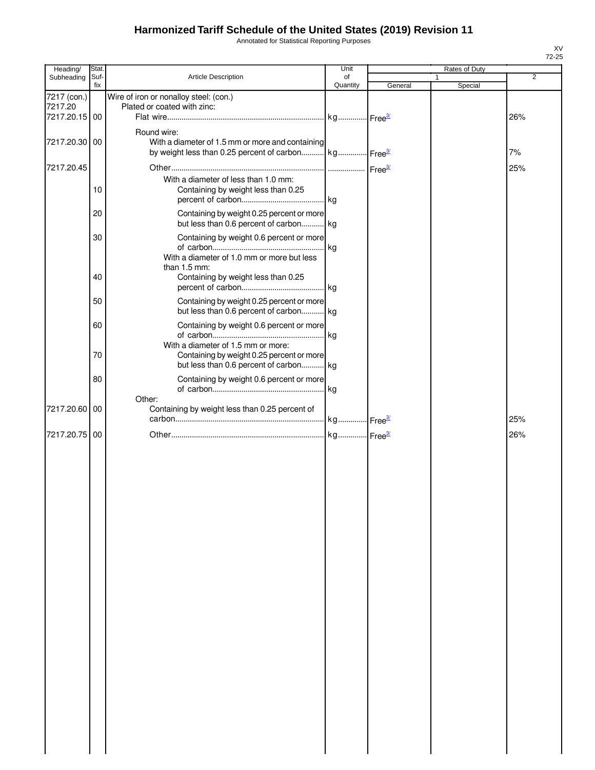# Harmonized Tariff Schedule of the United States (2019) Revision 11

Annotated for Statistical Reporting Purposes

XV
72-25

| Heading/ Subheading | Stat. Suf- fix | Article Description | Unit of Quantity | Rates of Duty 1 General | Special | 2 |
|---|---|---|---|---|---|---|
| 7217 (con.) | | Wire of iron or nonalloy steel: (con.) | | | | |
| 7217.20 | | Plated or coated with zinc: | | | | |
| 7217.20.15 | 00 | Flat wire | kg | Free[3/] | | 26% |
| | | Round wire: | | | | |
| 7217.20.30 | 00 | With a diameter of 1.5 mm or more and containing by weight less than 0.25 percent of carbon | kg | Free[3/] | | 7% |
| 7217.20.45 | | Other | | Free[3/] | | 25% |
| | | With a diameter of less than 1.0 mm: | | | | |
| | 10 | Containing by weight less than 0.25 percent of carbon | kg | | | |
| | 20 | Containing by weight 0.25 percent or more but less than 0.6 percent of carbon | kg | | | |
| | 30 | Containing by weight 0.6 percent or more of carbon | kg | | | |
| | | With a diameter of 1.0 mm or more but less than 1.5 mm: | | | | |
| | 40 | Containing by weight less than 0.25 percent of carbon | kg | | | |
| | 50 | Containing by weight 0.25 percent or more but less than 0.6 percent of carbon | kg | | | |
| | 60 | Containing by weight 0.6 percent or more of carbon | kg | | | |
| | | With a diameter of 1.5 mm or more: | | | | |
| | 70 | Containing by weight 0.25 percent or more but less than 0.6 percent of carbon | kg | | | |
| | 80 | Containing by weight 0.6 percent or more of carbon | kg | | | |
| | | Other: | | | | |
| 7217.20.60 | 00 | Containing by weight less than 0.25 percent of carbon | kg | Free[3/] | | 25% |
| 7217.20.75 | 00 | Other | kg | Free[3/] | | 26% |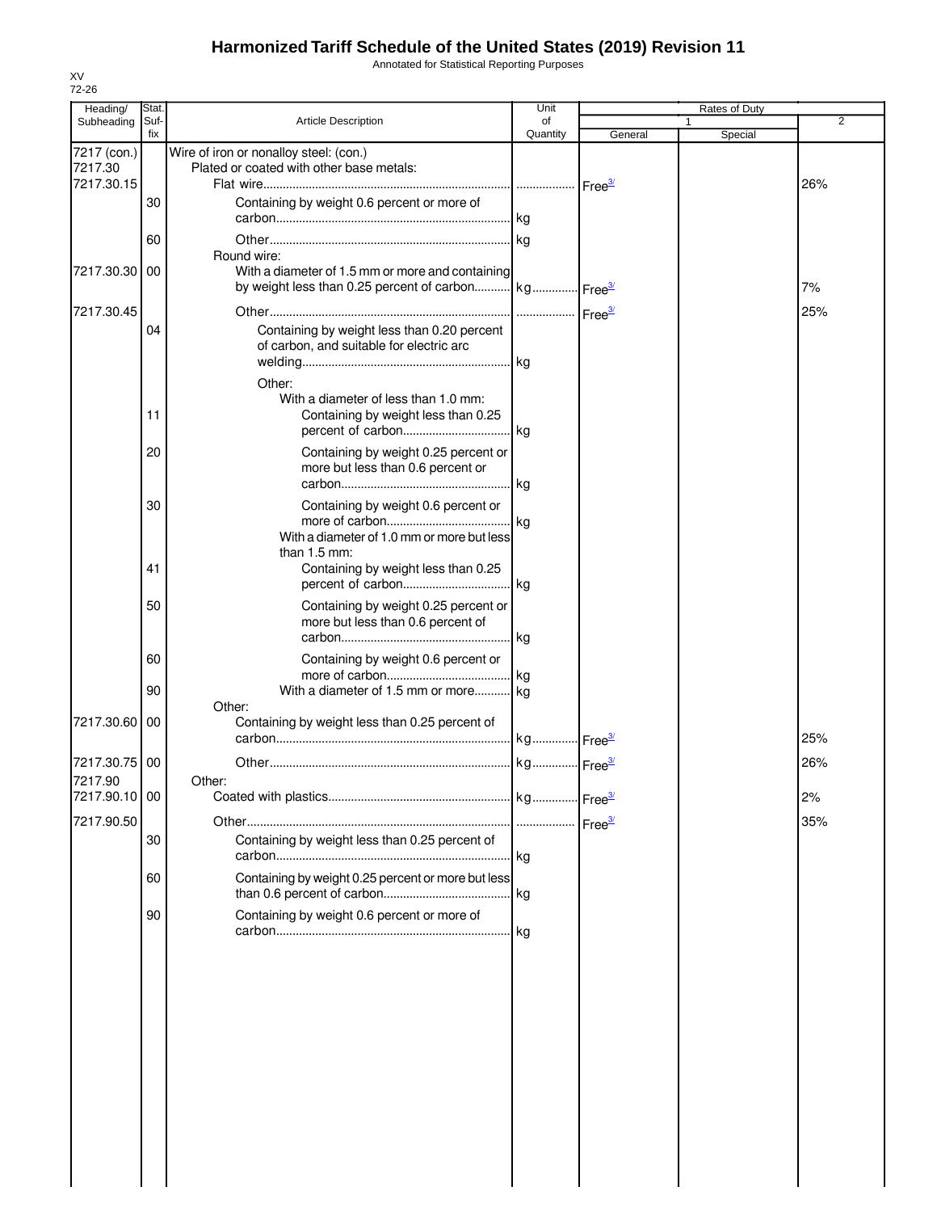# Harmonized Tariff Schedule of the United States (2019) Revision 11

Annotated for Statistical Reporting Purposes

XV
72-26

| Heading/ Subheading | Stat. Suf- fix | Article Description | Unit of Quantity | Rates of Duty 1 General | Special | 2 |
|---|---|---|---|---|---|---|
| 7217 (con.) | | Wire of iron or nonalloy steel: (con.) | | | | |
| 7217.30 | | Plated or coated with other base metals: | | | | |
| 7217.30.15 | | Flat wire | | Free[3/] | | 26% |
| | 30 | Containing by weight 0.6 percent or more of carbon | kg | | | |
| | 60 | Other | kg | | | |
| | | Round wire: | | | | |
| 7217.30.30 | 00 | With a diameter of 1.5 mm or more and containing by weight less than 0.25 percent of carbon | kg | Free[3/] | | 7% |
| 7217.30.45 | | Other | | Free[3/] | | 25% |
| | 04 | Containing by weight less than 0.20 percent of carbon, and suitable for electric arc welding | kg | | | |
| | | Other: | | | | |
| | | With a diameter of less than 1.0 mm: | | | | |
| | 11 | Containing by weight less than 0.25 percent of carbon | kg | | | |
| | 20 | Containing by weight 0.25 percent or more but less than 0.6 percent or carbon | kg | | | |
| | 30 | Containing by weight 0.6 percent or more of carbon | kg | | | |
| | | With a diameter of 1.0 mm or more but less than 1.5 mm: | | | | |
| | 41 | Containing by weight less than 0.25 percent of carbon | kg | | | |
| | 50 | Containing by weight 0.25 percent or more but less than 0.6 percent of carbon | kg | | | |
| | 60 | Containing by weight 0.6 percent or more of carbon | kg | | | |
| | 90 | With a diameter of 1.5 mm or more | kg | | | |
| | | Other: | | | | |
| 7217.30.60 | 00 | Containing by weight less than 0.25 percent of carbon | kg | Free[3/] | | 25% |
| 7217.30.75 | 00 | Other | kg | Free[3/] | | 26% |
| 7217.90 | | Other: | | | | |
| 7217.90.10 | 00 | Coated with plastics | kg | Free[3/] | | 2% |
| 7217.90.50 | | Other | | Free[3/] | | 35% |
| | 30 | Containing by weight less than 0.25 percent of carbon | kg | | | |
| | 60 | Containing by weight 0.25 percent or more but less than 0.6 percent of carbon | kg | | | |
| | 90 | Containing by weight 0.6 percent or more of carbon | kg | | | |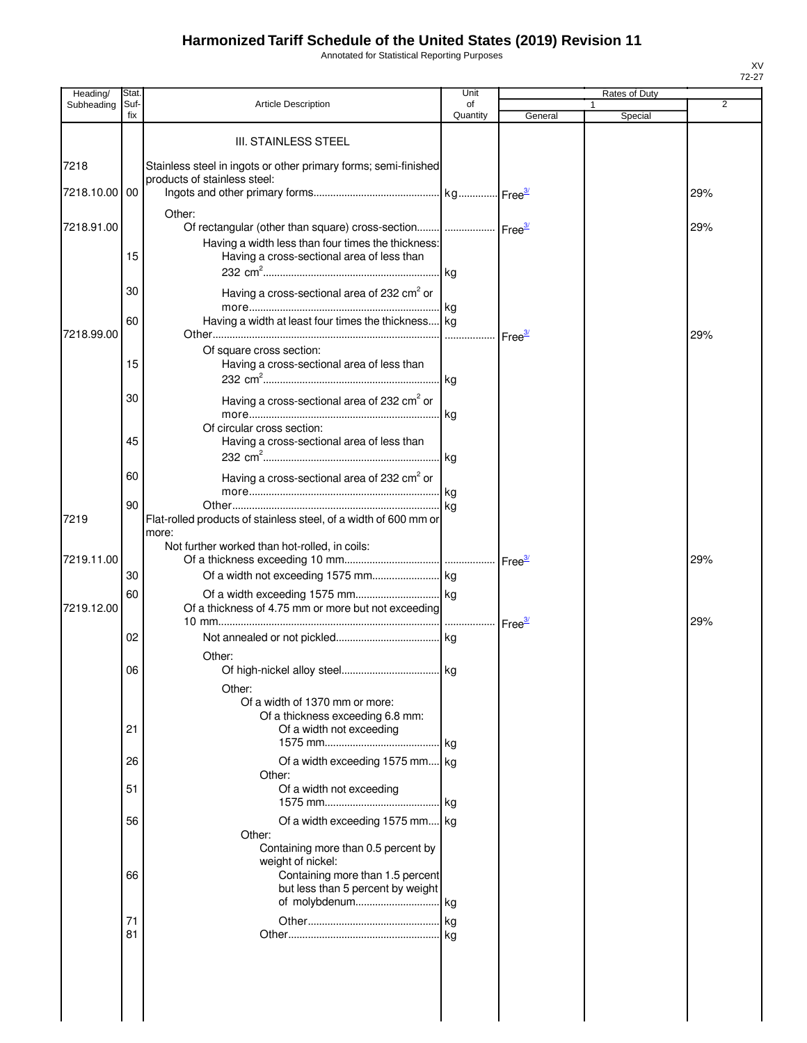# Harmonized Tariff Schedule of the United States (2019) Revision 11

Annotated for Statistical Reporting Purposes

XV
72-27

| Heading/ Subheading | Stat. Suf-fix | Article Description | Unit of Quantity | Rates of Duty 1 General | Rates of Duty 1 Special | Rates of Duty 2 |
|---|---|---|---|---|---|---|
| | | III. STAINLESS STEEL | | | | |
| 7218 | | Stainless steel in ingots or other primary forms; semi-finished products of stainless steel: | | | | |
| 7218.10.00 | 00 | Ingots and other primary forms | kg | Free[3/] | | 29% |
| | | Other: | | | | |
| 7218.91.00 | | Of rectangular (other than square) cross-section | | Free[3/] | | 29% |
| | | Having a width less than four times the thickness: | | | | |
| | 15 | Having a cross-sectional area of less than 232 $cm^2$ | kg | | | |
| | 30 | Having a cross-sectional area of 232 $cm^2$ or more | kg | | | |
| | 60 | Having a width at least four times the thickness | kg | | | |
| 7218.99.00 | | Other | | Free[3/] | | 29% |
| | | Of square cross section: | | | | |
| | 15 | Having a cross-sectional area of less than 232 $cm^2$ | kg | | | |
| | 30 | Having a cross-sectional area of 232 $cm^2$ or more | kg | | | |
| | | Of circular cross section: | | | | |
| | 45 | Having a cross-sectional area of less than 232 $cm^2$ | kg | | | |
| | 60 | Having a cross-sectional area of 232 $cm^2$ or more | kg | | | |
| | 90 | Other | kg | | | |
| 7219 | | Flat-rolled products of stainless steel, of a width of 600 mm or more: | | | | |
| | | Not further worked than hot-rolled, in coils: | | | | |
| 7219.11.00 | | Of a thickness exceeding 10 mm | | Free[3/] | | 29% |
| | 30 | Of a width not exceeding 1575 mm | kg | | | |
| | 60 | Of a width exceeding 1575 mm | kg | | | |
| 7219.12.00 | | Of a thickness of 4.75 mm or more but not exceeding 10 mm | | Free[3/] | | 29% |
| | 02 | Not annealed or not pickled | kg | | | |
| | | Other: | | | | |
| | 06 | Of high-nickel alloy steel | kg | | | |
| | | Other: | | | | |
| | | Of a width of 1370 mm or more: | | | | |
| | | Of a thickness exceeding 6.8 mm: | | | | |
| | 21 | Of a width not exceeding 1575 mm | kg | | | |
| | 26 | Of a width exceeding 1575 mm | kg | | | |
| | | Other: | | | | |
| | 51 | Of a width not exceeding 1575 mm | kg | | | |
| | 56 | Of a width exceeding 1575 mm | kg | | | |
| | | Other: | | | | |
| | | Containing more than 0.5 percent by weight of nickel: | | | | |
| | 66 | Containing more than 1.5 percent but less than 5 percent by weight of molybdenum | kg | | | |
| | 71 | Other | kg | | | |
| | 81 | Other | kg | | | |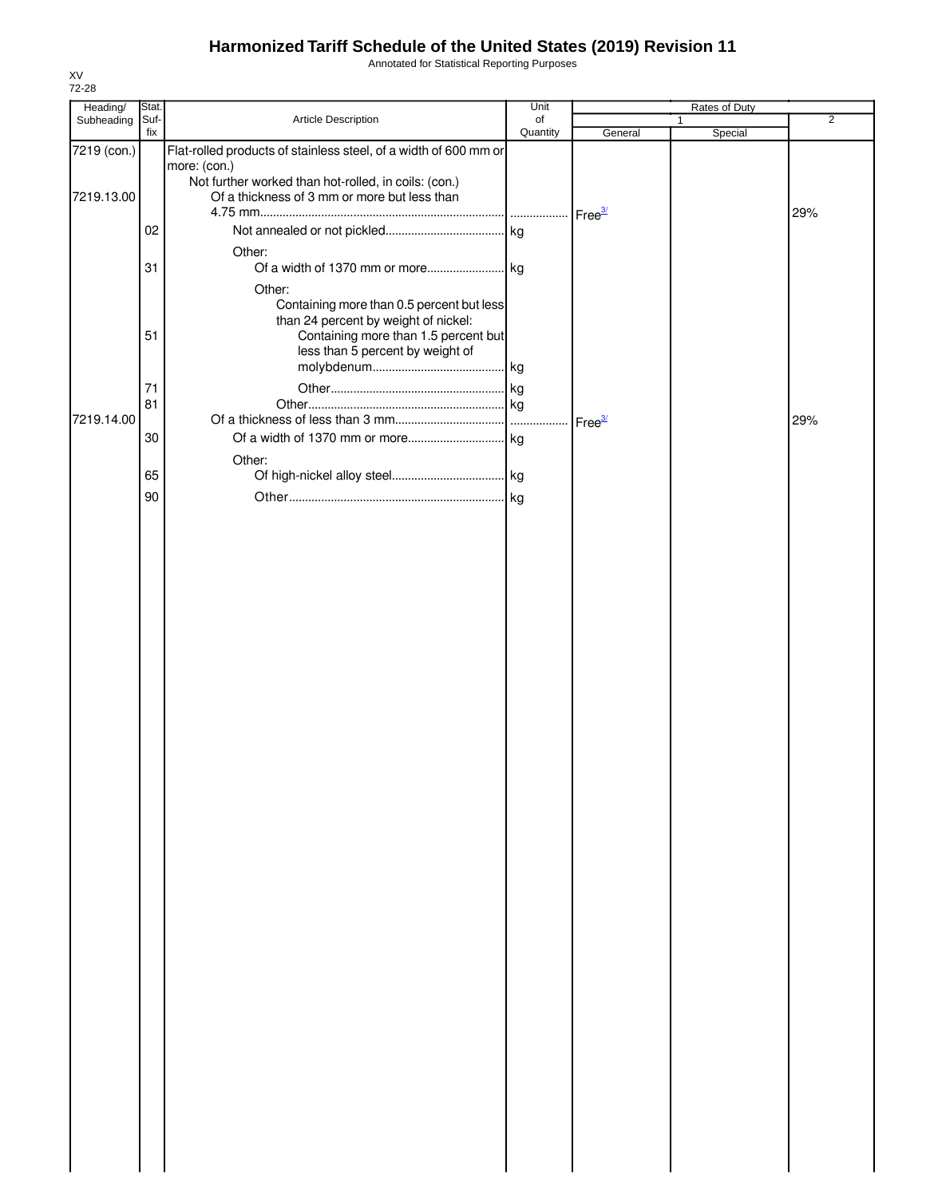# Harmonized Tariff Schedule of the United States (2019) Revision 11

Annotated for Statistical Reporting Purposes

XV
72-28

| Heading/ Subheading | Stat. Suf- fix | Article Description | Unit of Quantity | Rates of Duty 1 General | Special | 2 |
|---|---|---|---|---|---|---|
| 7219 (con.) | | Flat-rolled products of stainless steel, of a width of 600 mm or more: (con.) | | | | |
| | | Not further worked than hot-rolled, in coils: (con.) | | | | |
| 7219.13.00 | | Of a thickness of 3 mm or more but less than 4.75 mm | | Free[3/] | | 29% |
| | 02 | Not annealed or not pickled | kg | | | |
| | | Other: | | | | |
| | 31 | Of a width of 1370 mm or more | kg | | | |
| | | Other: | | | | |
| | | Containing more than 0.5 percent but less than 24 percent by weight of nickel: | | | | |
| | 51 | Containing more than 1.5 percent but less than 5 percent by weight of molybdenum | kg | | | |
| | 71 | Other | kg | | | |
| | 81 | Other | kg | | | |
| 7219.14.00 | | Of a thickness of less than 3 mm | | Free[3/] | | 29% |
| | 30 | Of a width of 1370 mm or more | kg | | | |
| | | Other: | | | | |
| | 65 | Of high-nickel alloy steel | kg | | | |
| | 90 | Other | kg | | | |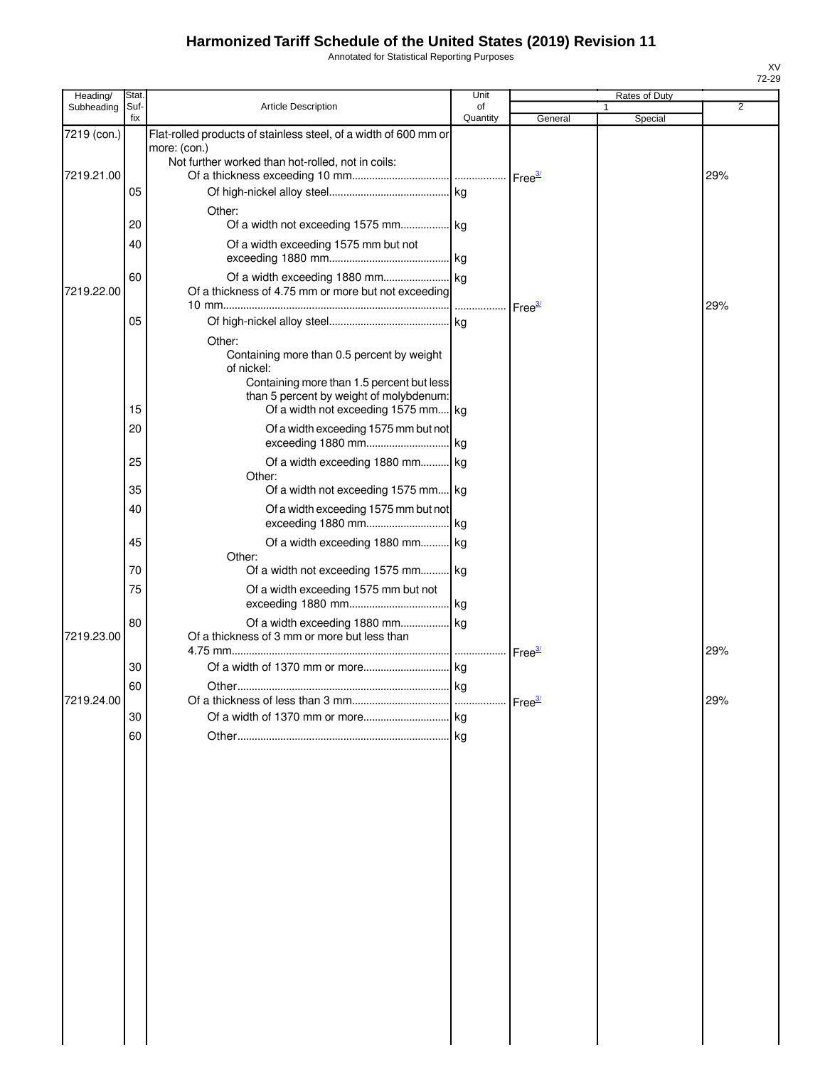# Harmonized Tariff Schedule of the United States (2019) Revision 11

Annotated for Statistical Reporting Purposes

| Heading/ Subheading | Stat. Suf- fix | Article Description | Unit of Quantity | Rates of Duty | | |
|---|---|---|---|---|---|---|
| | | | | 1 | | 2 |
| | | | | General | Special | |
| 7219 (con.) | | Flat-rolled products of stainless steel, of a width of 600 mm or more: (con.) | | | | |
| | | Not further worked than hot-rolled, not in coils: | | | | |
| 7219.21.00 | | Of a thickness exceeding 10 mm | | Free[3/] | | 29% |
| | 05 | Of high-nickel alloy steel | kg | | | |
| | | Other: | | | | |
| | 20 | Of a width not exceeding 1575 mm | kg | | | |
| | 40 | Of a width exceeding 1575 mm but not exceeding 1880 mm | kg | | | |
| | 60 | Of a width exceeding 1880 mm | kg | | | |
| 7219.22.00 | | Of a thickness of 4.75 mm or more but not exceeding 10 mm | | Free[3/] | | 29% |
| | 05 | Of high-nickel alloy steel | kg | | | |
| | | Other: | | | | |
| | | Containing more than 0.5 percent by weight of nickel: | | | | |
| | | Containing more than 1.5 percent but less than 5 percent by weight of molybdenum: | | | | |
| | 15 | Of a width not exceeding 1575 mm | kg | | | |
| | 20 | Of a width exceeding 1575 mm but not exceeding 1880 mm | kg | | | |
| | 25 | Of a width exceeding 1880 mm | kg | | | |
| | | Other: | | | | |
| | 35 | Of a width not exceeding 1575 mm | kg | | | |
| | 40 | Of a width exceeding 1575 mm but not exceeding 1880 mm | kg | | | |
| | 45 | Of a width exceeding 1880 mm | kg | | | |
| | | Other: | | | | |
| | 70 | Of a width not exceeding 1575 mm | kg | | | |
| | 75 | Of a width exceeding 1575 mm but not exceeding 1880 mm | kg | | | |
| | 80 | Of a width exceeding 1880 mm | kg | | | |
| 7219.23.00 | | Of a thickness of 3 mm or more but less than 4.75 mm | | Free[3/] | | 29% |
| | 30 | Of a width of 1370 mm or more | kg | | | |
| | 60 | Other | kg | | | |
| 7219.24.00 | | Of a thickness of less than 3 mm | | Free[3/] | | 29% |
| | 30 | Of a width of 1370 mm or more | kg | | | |
| | 60 | Other | kg | | | |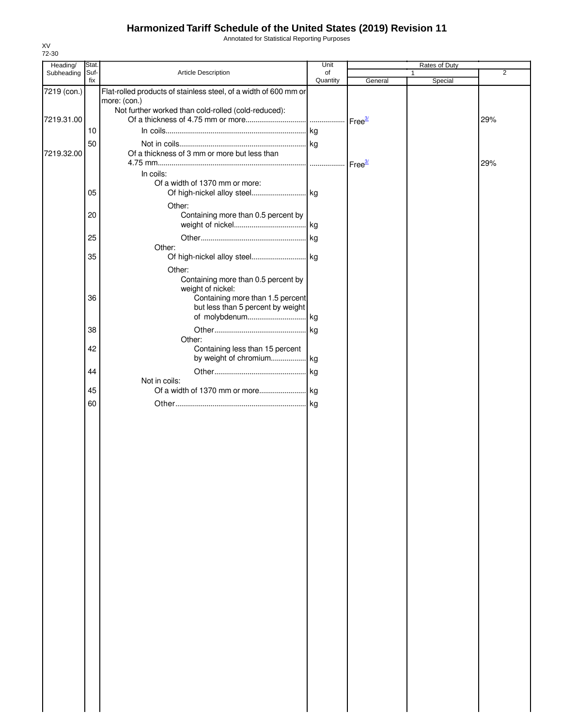# Harmonized Tariff Schedule of the United States (2019) Revision 11

Annotated for Statistical Reporting Purposes

XV
72-30

| Heading/ Subheading | Stat. Suf- fix | Article Description | Unit of Quantity | Rates of Duty 1 General | Rates of Duty 1 Special | Rates of Duty 2 |
|---|---|---|---|---|---|---|
| 7219 (con.) | | Flat-rolled products of stainless steel, of a width of 600 mm or more: (con.) | | | | |
| | | Not further worked than cold-rolled (cold-reduced): | | | | |
| 7219.31.00 | | Of a thickness of 4.75 mm or more | | Free[3/] | | 29% |
| | 10 | In coils | kg | | | |
| | 50 | Not in coils | kg | | | |
| 7219.32.00 | | Of a thickness of 3 mm or more but less than 4.75 mm | | Free[3/] | | 29% |
| | | In coils: | | | | |
| | | Of a width of 1370 mm or more: | | | | |
| | 05 | Of high-nickel alloy steel | kg | | | |
| | | Other: | | | | |
| | 20 | Containing more than 0.5 percent by weight of nickel | kg | | | |
| | 25 | Other | kg | | | |
| | | Other: | | | | |
| | 35 | Of high-nickel alloy steel | kg | | | |
| | | Other: | | | | |
| | | Containing more than 0.5 percent by weight of nickel: | | | | |
| | 36 | Containing more than 1.5 percent but less than 5 percent by weight of molybdenum | kg | | | |
| | 38 | Other | kg | | | |
| | | Other: | | | | |
| | 42 | Containing less than 15 percent by weight of chromium | kg | | | |
| | 44 | Other | kg | | | |
| | | Not in coils: | | | | |
| | 45 | Of a width of 1370 mm or more | kg | | | |
| | 60 | Other | kg | | | |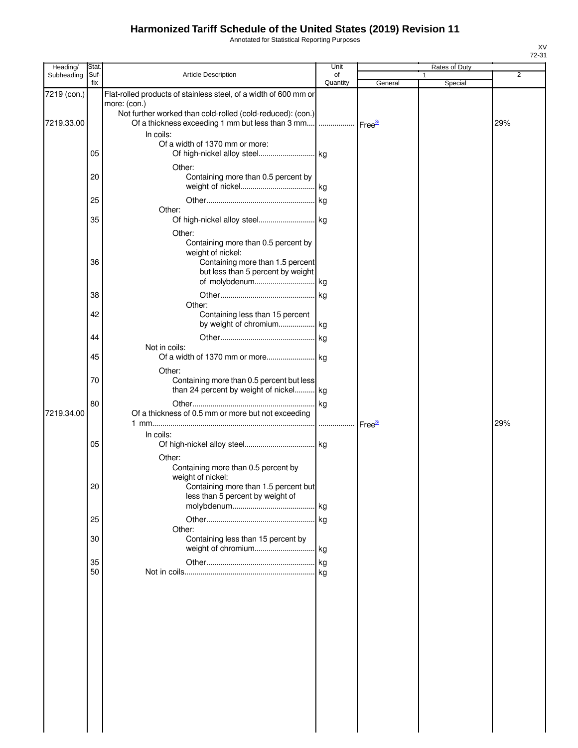# Harmonized Tariff Schedule of the United States (2019) Revision 11

Annotated for Statistical Reporting Purposes

XV
72-31

| Heading/ Subheading | Stat. Suf-fix | Article Description | Unit of Quantity | Rates of Duty 1 General | Special | 2 |
|---|---|---|---|---|---|---|
| 7219 (con.) | | Flat-rolled products of stainless steel, of a width of 600 mm or more: (con.) | | | | |
| | | Not further worked than cold-rolled (cold-reduced): (con.) | | | | |
| 7219.33.00 | | Of a thickness exceeding 1 mm but less than 3 mm | | Free[3/] | | 29% |
| | | In coils: | | | | |
| | | Of a width of 1370 mm or more: | | | | |
| | 05 | Of high-nickel alloy steel | kg | | | |
| | | Other: | | | | |
| | 20 | Containing more than 0.5 percent by weight of nickel | kg | | | |
| | 25 | Other | kg | | | |
| | | Other: | | | | |
| | 35 | Of high-nickel alloy steel | kg | | | |
| | | Other: | | | | |
| | | Containing more than 0.5 percent by weight of nickel: | | | | |
| | 36 | Containing more than 1.5 percent but less than 5 percent by weight of molybdenum | kg | | | |
| | 38 | Other | kg | | | |
| | | Other: | | | | |
| | 42 | Containing less than 15 percent by weight of chromium | kg | | | |
| | 44 | Other | kg | | | |
| | | Not in coils: | | | | |
| | 45 | Of a width of 1370 mm or more | kg | | | |
| | | Other: | | | | |
| | 70 | Containing more than 0.5 percent but less than 24 percent by weight of nickel | kg | | | |
| | 80 | Other | kg | | | |
| 7219.34.00 | | Of a thickness of 0.5 mm or more but not exceeding 1 mm | | Free[3/] | | 29% |
| | | In coils: | | | | |
| | 05 | Of high-nickel alloy steel | kg | | | |
| | | Other: | | | | |
| | | Containing more than 0.5 percent by weight of nickel: | | | | |
| | 20 | Containing more than 1.5 percent but less than 5 percent by weight of molybdenum | kg | | | |
| | 25 | Other | kg | | | |
| | | Other: | | | | |
| | 30 | Containing less than 15 percent by weight of chromium | kg | | | |
| | 35 | Other | kg | | | |
| | 50 | Not in coils | kg | | | |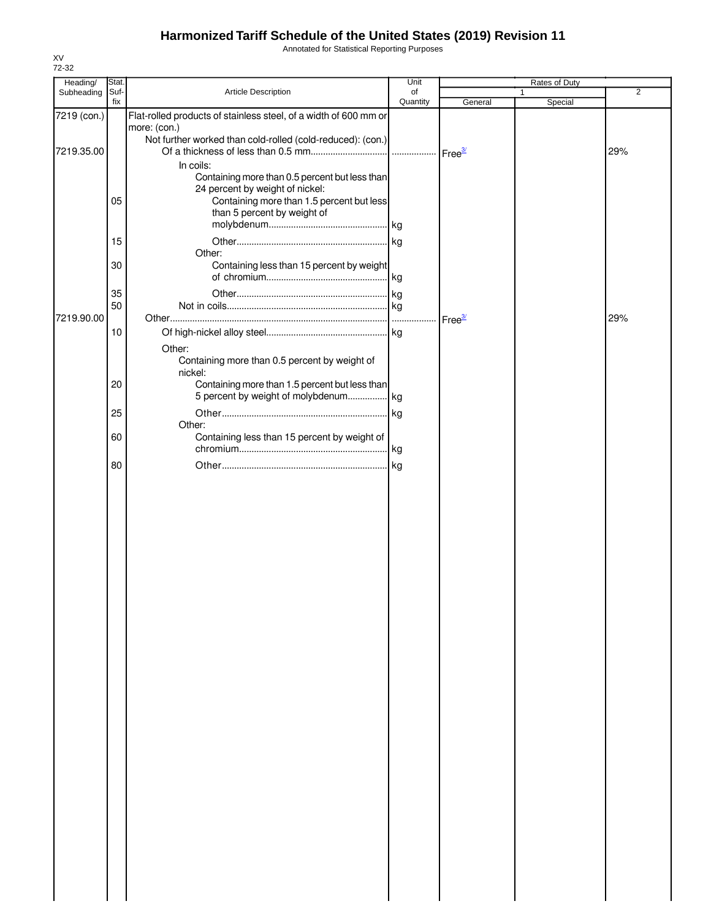# Harmonized Tariff Schedule of the United States (2019) Revision 11

Annotated for Statistical Reporting Purposes

XV
72-32

| Heading/ Subheading | Stat. Suf- fix | Article Description | Unit of Quantity | Rates of Duty 1 General | Special | 2 |
|---|---|---|---|---|---|---|
| 7219 (con.) | | Flat-rolled products of stainless steel, of a width of 600 mm or more: (con.) | | | | |
| | | Not further worked than cold-rolled (cold-reduced): (con.) | | | | |
| 7219.35.00 | | Of a thickness of less than 0.5 mm | | Free[3/] | | 29% |
| | | In coils: | | | | |
| | | Containing more than 0.5 percent but less than 24 percent by weight of nickel: | | | | |
| | 05 | Containing more than 1.5 percent but less than 5 percent by weight of molybdenum | kg | | | |
| | 15 | Other | kg | | | |
| | | Other: | | | | |
| | 30 | Containing less than 15 percent by weight of chromium | kg | | | |
| | 35 | Other | kg | | | |
| | 50 | Not in coils | kg | | | |
| 7219.90.00 | | Other | | Free[3/] | | 29% |
| | 10 | Of high-nickel alloy steel | kg | | | |
| | | Other: | | | | |
| | | Containing more than 0.5 percent by weight of nickel: | | | | |
| | 20 | Containing more than 1.5 percent but less than 5 percent by weight of molybdenum | kg | | | |
| | 25 | Other | kg | | | |
| | | Other: | | | | |
| | 60 | Containing less than 15 percent by weight of chromium | kg | | | |
| | 80 | Other | kg | | | |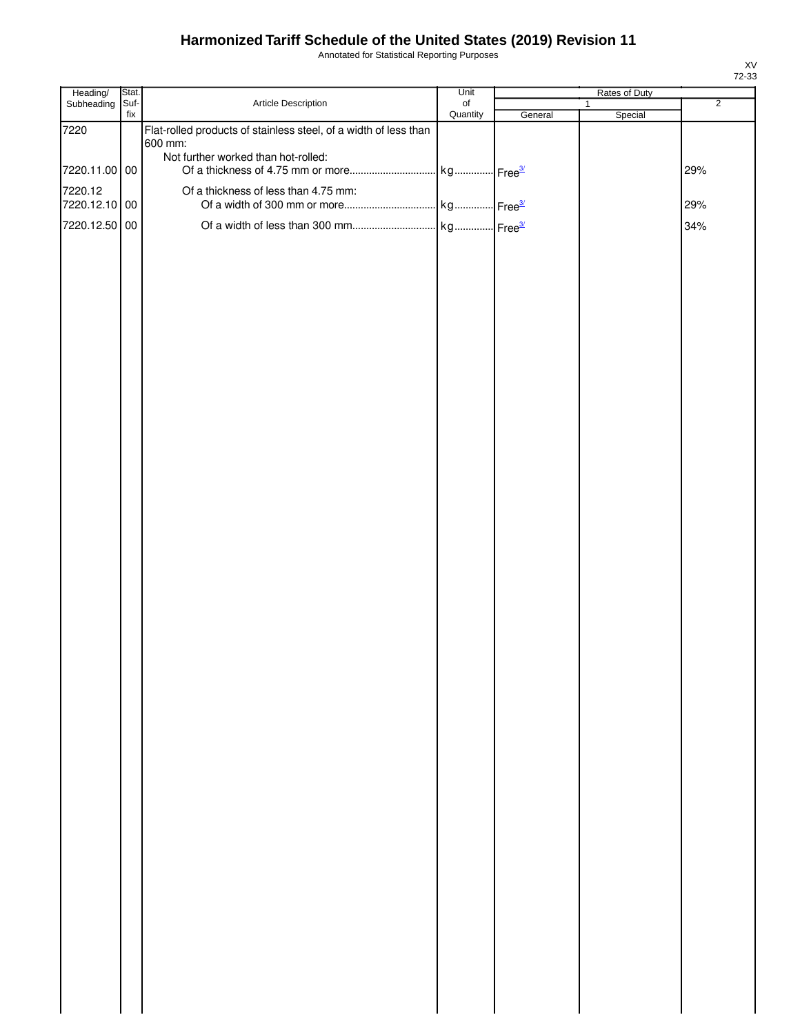# Harmonized Tariff Schedule of the United States (2019) Revision 11

Annotated for Statistical Reporting Purposes

XV
72-33

| Heading/ Subheading | Stat. Suf- fix | Article Description | Unit of Quantity | Rates of Duty | | |
|---|---|---|---|---|---|---|
| | | | | 1 | | 2 |
| | | | | General | Special | |
| 7220 | | Flat-rolled products of stainless steel, of a width of less than 600 mm: | | | | |
| | | Not further worked than hot-rolled: | | | | |
| 7220.11.00 | 00 | Of a thickness of 4.75 mm or more | kg | Free[3/] | | 29% |
| 7220.12 | | Of a thickness of less than 4.75 mm: | | | | |
| 7220.12.10 | 00 | Of a width of 300 mm or more | kg | Free[3/] | | 29% |
| 7220.12.50 | 00 | Of a width of less than 300 mm | kg | Free[3/] | | 34% |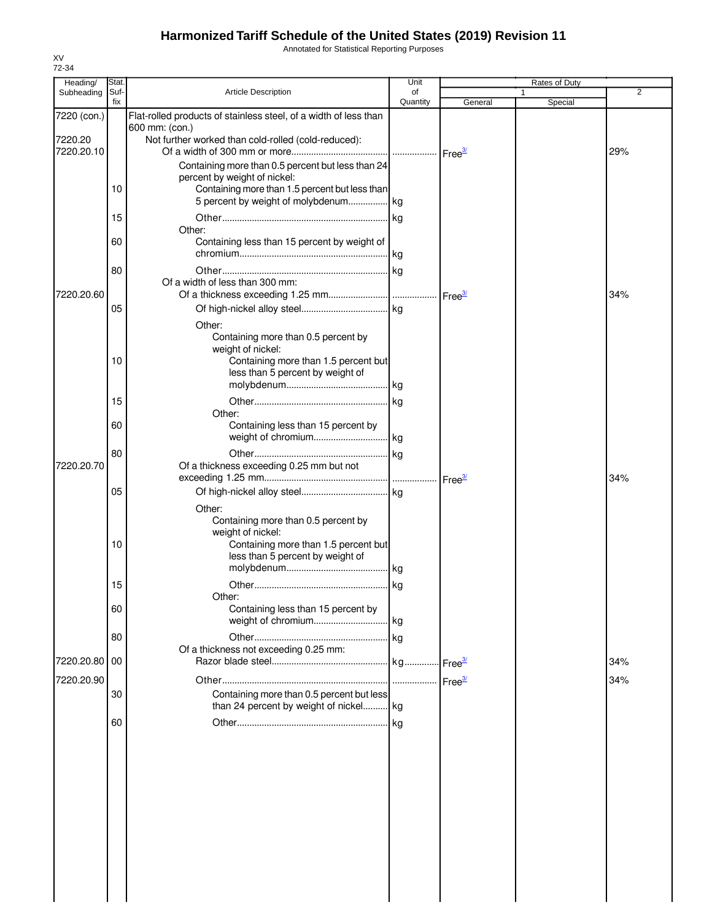# Harmonized Tariff Schedule of the United States (2019) Revision 11

Annotated for Statistical Reporting Purposes

XV
72-34

| Heading/ Subheading | Stat. Suf- fix | Article Description | Unit of Quantity | Rates of Duty 1 General | Special | 2 |
|---|---|---|---|---|---|---|
| 7220 (con.) | | Flat-rolled products of stainless steel, of a width of less than 600 mm: (con.) | | | | |
| 7220.20 | | Not further worked than cold-rolled (cold-reduced): | | | | |
| 7220.20.10 | | Of a width of 300 mm or more | | Free[3/] | | 29% |
| | | Containing more than 0.5 percent but less than 24 percent by weight of nickel: | | | | |
| | 10 | Containing more than 1.5 percent but less than 5 percent by weight of molybdenum | kg | | | |
| | 15 | Other | kg | | | |
| | | Other: | | | | |
| | 60 | Containing less than 15 percent by weight of chromium | kg | | | |
| | 80 | Other | kg | | | |
| | | Of a width of less than 300 mm: | | | | |
| 7220.20.60 | | Of a thickness exceeding 1.25 mm | | Free[3/] | | 34% |
| | 05 | Of high-nickel alloy steel | kg | | | |
| | | Other: | | | | |
| | | Containing more than 0.5 percent by weight of nickel: | | | | |
| | 10 | Containing more than 1.5 percent but less than 5 percent by weight of molybdenum | kg | | | |
| | 15 | Other | kg | | | |
| | | Other: | | | | |
| | 60 | Containing less than 15 percent by weight of chromium | kg | | | |
| | 80 | Other | kg | | | |
| 7220.20.70 | | Of a thickness exceeding 0.25 mm but not exceeding 1.25 mm | | Free[3/] | | 34% |
| | 05 | Of high-nickel alloy steel | kg | | | |
| | | Other: | | | | |
| | | Containing more than 0.5 percent by weight of nickel: | | | | |
| | 10 | Containing more than 1.5 percent but less than 5 percent by weight of molybdenum | kg | | | |
| | 15 | Other | kg | | | |
| | | Other: | | | | |
| | 60 | Containing less than 15 percent by weight of chromium | kg | | | |
| | 80 | Other | kg | | | |
| | | Of a thickness not exceeding 0.25 mm: | | | | |
| 7220.20.80 | 00 | Razor blade steel | kg | Free[3/] | | 34% |
| 7220.20.90 | | Other | | Free[3/] | | 34% |
| | 30 | Containing more than 0.5 percent but less than 24 percent by weight of nickel | kg | | | |
| | 60 | Other | kg | | | |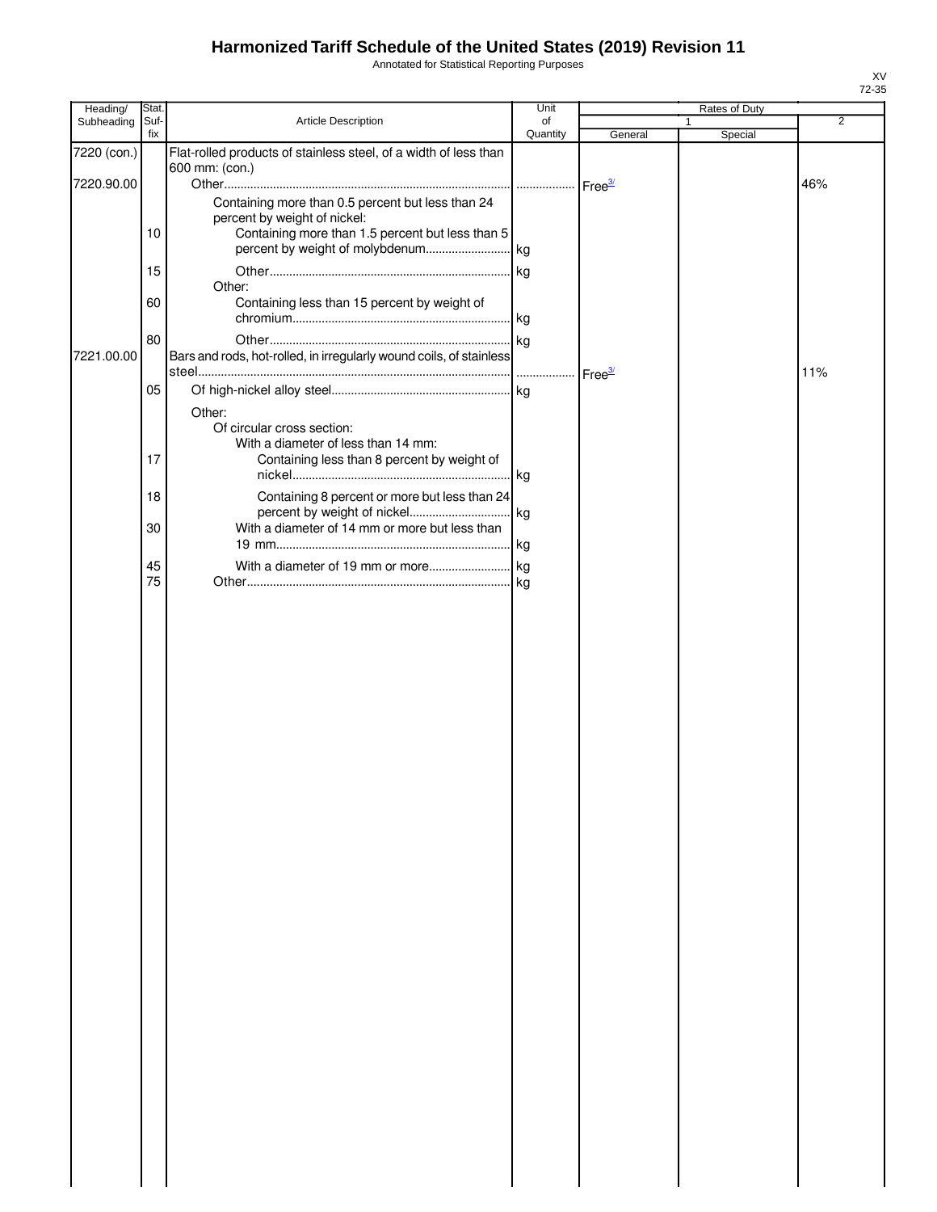# Harmonized Tariff Schedule of the United States (2019) Revision 11

Annotated for Statistical Reporting Purposes

XV
72-35

| Heading/ Subheading | Stat. Suf-fix | Article Description | Unit of Quantity | Rates of Duty 1 General | Rates of Duty 1 Special | Rates of Duty 2 |
|---|---|---|---|---|---|---|
| 7220 (con.) | | Flat-rolled products of stainless steel, of a width of less than 600 mm: (con.) | | | | |
| 7220.90.00 | | Other | | Free[3/] | | 46% |
| | | Containing more than 0.5 percent but less than 24 percent by weight of nickel: | | | | |
| | 10 | Containing more than 1.5 percent but less than 5 percent by weight of molybdenum | kg | | | |
| | 15 | Other | kg | | | |
| | | Other: | | | | |
| | 60 | Containing less than 15 percent by weight of chromium | kg | | | |
| | 80 | Other | kg | | | |
| 7221.00.00 | | Bars and rods, hot-rolled, in irregularly wound coils, of stainless steel | | Free[3/] | | 11% |
| | 05 | Of high-nickel alloy steel | kg | | | |
| | | Other: | | | | |
| | | Of circular cross section: | | | | |
| | | With a diameter of less than 14 mm: | | | | |
| | 17 | Containing less than 8 percent by weight of nickel | kg | | | |
| | 18 | Containing 8 percent or more but less than 24 percent by weight of nickel | kg | | | |
| | 30 | With a diameter of 14 mm or more but less than 19 mm | kg | | | |
| | 45 | With a diameter of 19 mm or more | kg | | | |
| | 75 | Other | kg | | | |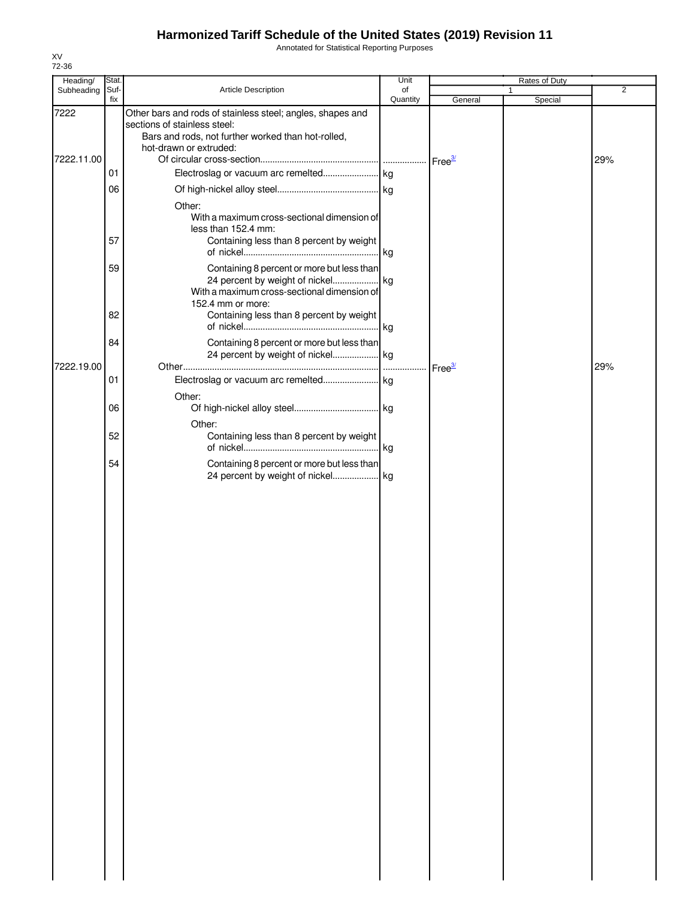# Harmonized Tariff Schedule of the United States (2019) Revision 11

Annotated for Statistical Reporting Purposes

XV
72-36

| Heading/ Subheading | Stat. Suf-fix | Article Description | Unit of Quantity | Rates of Duty 1 General | Special | 2 |
|---|---|---|---|---|---|---|
| 7222 | | Other bars and rods of stainless steel; angles, shapes and sections of stainless steel: | | | | |
| | | Bars and rods, not further worked than hot-rolled, hot-drawn or extruded: | | | | |
| 7222.11.00 | | Of circular cross-section | | Free[3/] | | 29% |
| | 01 | Electroslag or vacuum arc remelted | kg | | | |
| | 06 | Of high-nickel alloy steel | kg | | | |
| | | Other: | | | | |
| | | With a maximum cross-sectional dimension of less than 152.4 mm: | | | | |
| | 57 | Containing less than 8 percent by weight of nickel | kg | | | |
| | 59 | Containing 8 percent or more but less than 24 percent by weight of nickel | kg | | | |
| | | With a maximum cross-sectional dimension of 152.4 mm or more: | | | | |
| | 82 | Containing less than 8 percent by weight of nickel | kg | | | |
| | 84 | Containing 8 percent or more but less than 24 percent by weight of nickel | kg | | | |
| 7222.19.00 | | Other | | Free[3/] | | 29% |
| | 01 | Electroslag or vacuum arc remelted | kg | | | |
| | | Other: | | | | |
| | 06 | Of high-nickel alloy steel | kg | | | |
| | | Other: | | | | |
| | 52 | Containing less than 8 percent by weight of nickel | kg | | | |
| | 54 | Containing 8 percent or more but less than 24 percent by weight of nickel | kg | | | |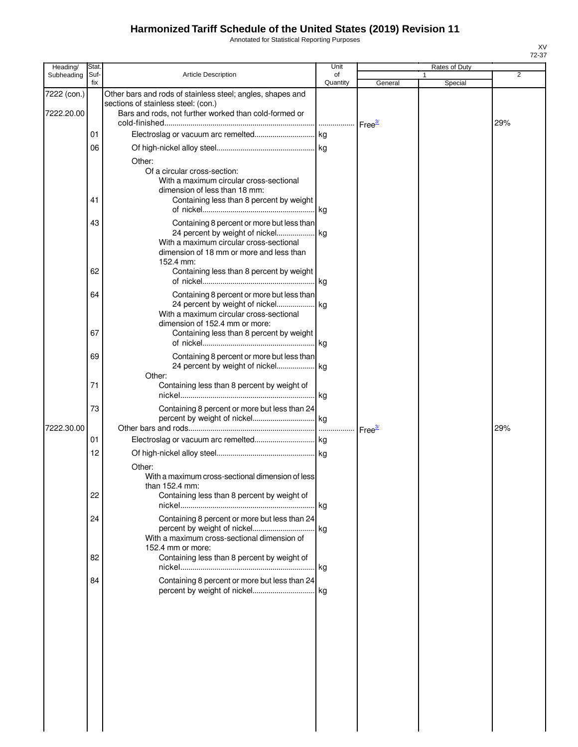# Harmonized Tariff Schedule of the United States (2019) Revision 11

Annotated for Statistical Reporting Purposes

| Heading/ Subheading | Stat. Suf- fix | Article Description | Unit of Quantity | Rates of Duty 1 General | Special | 2 |
|---|---|---|---|---|---|---|
| 7222 (con.) | | Other bars and rods of stainless steel; angles, shapes and sections of stainless steel: (con.) | | | | |
| 7222.20.00 | | Bars and rods, not further worked than cold-formed or cold-finished | | Free[3/] | | 29% |
| | 01 | Electroslag or vacuum arc remelted | kg | | | |
| | 06 | Of high-nickel alloy steel | kg | | | |
| | | Other: | | | | |
| | | Of a circular cross-section: | | | | |
| | | With a maximum circular cross-sectional dimension of less than 18 mm: | | | | |
| | 41 | Containing less than 8 percent by weight of nickel | kg | | | |
| | 43 | Containing 8 percent or more but less than 24 percent by weight of nickel | kg | | | |
| | | With a maximum circular cross-sectional dimension of 18 mm or more and less than 152.4 mm: | | | | |
| | 62 | Containing less than 8 percent by weight of nickel | kg | | | |
| | 64 | Containing 8 percent or more but less than 24 percent by weight of nickel | kg | | | |
| | | With a maximum circular cross-sectional dimension of 152.4 mm or more: | | | | |
| | 67 | Containing less than 8 percent by weight of nickel | kg | | | |
| | 69 | Containing 8 percent or more but less than 24 percent by weight of nickel | kg | | | |
| | | Other: | | | | |
| | 71 | Containing less than 8 percent by weight of nickel | kg | | | |
| | 73 | Containing 8 percent or more but less than 24 percent by weight of nickel | kg | | | |
| 7222.30.00 | | Other bars and rods | | Free[3/] | | 29% |
| | 01 | Electroslag or vacuum arc remelted | kg | | | |
| | 12 | Of high-nickel alloy steel | kg | | | |
| | | Other: | | | | |
| | | With a maximum cross-sectional dimension of less than 152.4 mm: | | | | |
| | 22 | Containing less than 8 percent by weight of nickel | kg | | | |
| | 24 | Containing 8 percent or more but less than 24 percent by weight of nickel | kg | | | |
| | | With a maximum cross-sectional dimension of 152.4 mm or more: | | | | |
| | 82 | Containing less than 8 percent by weight of nickel | kg | | | |
| | 84 | Containing 8 percent or more but less than 24 percent by weight of nickel | kg | | | |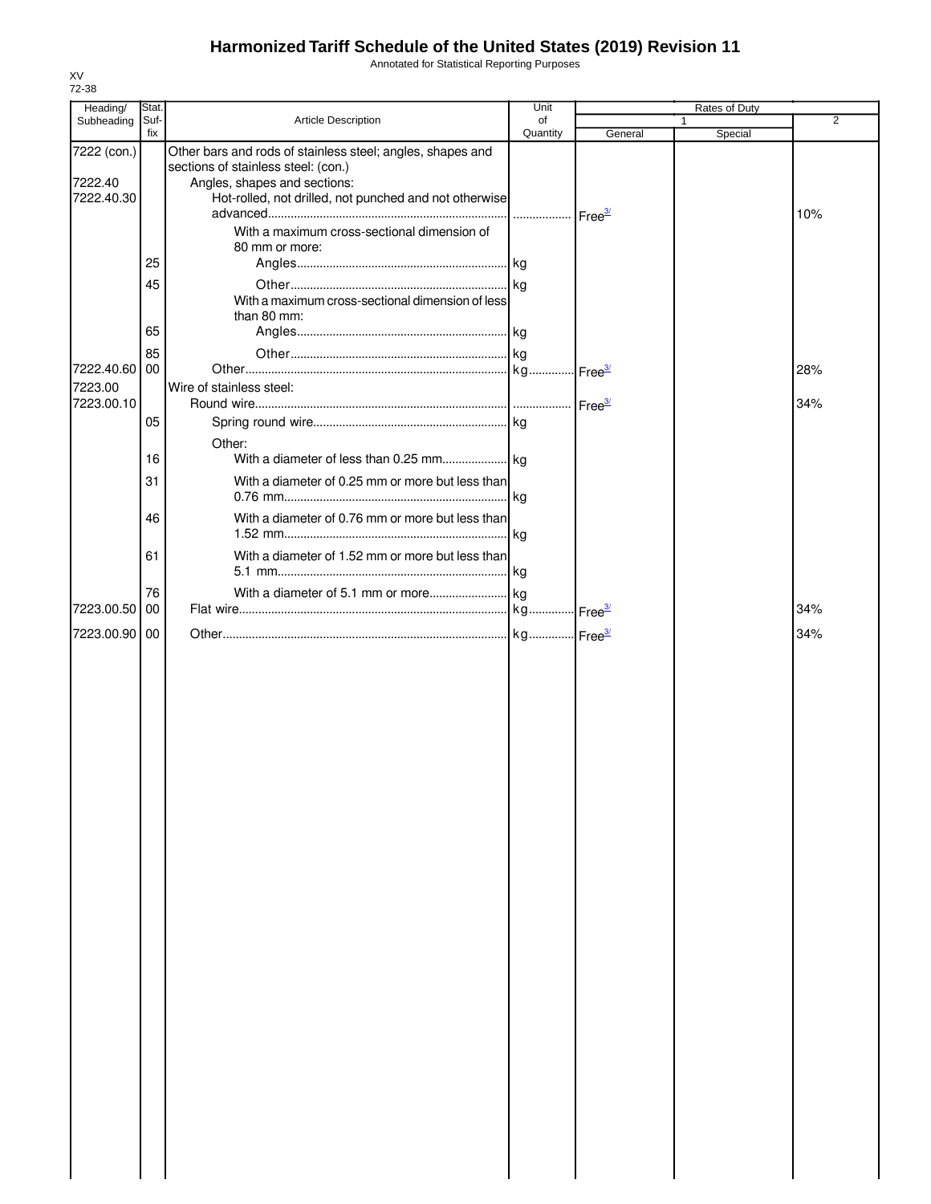# Harmonized Tariff Schedule of the United States (2019) Revision 11

Annotated for Statistical Reporting Purposes

XV
72-38

| Heading/ Subheading | Stat. Suf- fix | Article Description | Unit of Quantity | Rates of Duty 1 General | Special | 2 |
|---|---|---|---|---|---|---|
| 7222 (con.) | | Other bars and rods of stainless steel; angles, shapes and sections of stainless steel: (con.) | | | | |
| 7222.40 | | Angles, shapes and sections: | | | | |
| 7222.40.30 | | Hot-rolled, not drilled, not punched and not otherwise advanced | | Free[3/] | | 10% |
| | | With a maximum cross-sectional dimension of 80 mm or more: | | | | |
| | 25 | Angles | kg | | | |
| | 45 | Other | kg | | | |
| | | With a maximum cross-sectional dimension of less than 80 mm: | | | | |
| | 65 | Angles | kg | | | |
| | 85 | Other | kg | | | |
| 7222.40.60 | 00 | Other | kg | Free[3/] | | 28% |
| 7223.00 | | Wire of stainless steel: | | | | |
| 7223.00.10 | | Round wire | | Free[3/] | | 34% |
| | 05 | Spring round wire | kg | | | |
| | | Other: | | | | |
| | 16 | With a diameter of less than 0.25 mm | kg | | | |
| | 31 | With a diameter of 0.25 mm or more but less than 0.76 mm | kg | | | |
| | 46 | With a diameter of 0.76 mm or more but less than 1.52 mm | kg | | | |
| | 61 | With a diameter of 1.52 mm or more but less than 5.1 mm | kg | | | |
| | 76 | With a diameter of 5.1 mm or more | kg | | | |
| 7223.00.50 | 00 | Flat wire | kg | Free[3/] | | 34% |
| 7223.00.90 | 00 | Other | kg | Free[3/] | | 34% |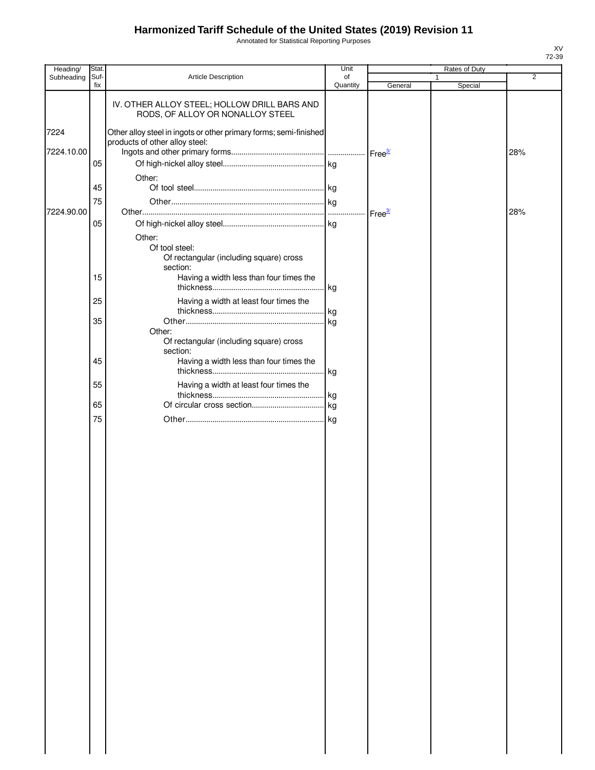# Harmonized Tariff Schedule of the United States (2019) Revision 11

Annotated for Statistical Reporting Purposes

XV
72-39

| Heading/ Subheading | Stat. Suf- fix | Article Description | Unit of Quantity | Rates of Duty 1 General | Rates of Duty 1 Special | Rates of Duty 2 |
|---|---|---|---|---|---|---|
| | | IV. OTHER ALLOY STEEL; HOLLOW DRILL BARS AND RODS, OF ALLOY OR NONALLOY STEEL | | | | |
| 7224 | | Other alloy steel in ingots or other primary forms; semi-finished products of other alloy steel: | | | | |
| 7224.10.00 | | Ingots and other primary forms | | Free[3/] | | 28% |
| | 05 | Of high-nickel alloy steel | kg | | | |
| | | Other: | | | | |
| | 45 | Of tool steel | kg | | | |
| | 75 | Other | kg | | | |
| 7224.90.00 | | Other | | Free[3/] | | 28% |
| | 05 | Of high-nickel alloy steel | kg | | | |
| | | Other: | | | | |
| | | Of tool steel: | | | | |
| | | Of rectangular (including square) cross section: | | | | |
| | 15 | Having a width less than four times the thickness | kg | | | |
| | 25 | Having a width at least four times the thickness | kg | | | |
| | 35 | Other | kg | | | |
| | | Other: | | | | |
| | | Of rectangular (including square) cross section: | | | | |
| | 45 | Having a width less than four times the thickness | kg | | | |
| | 55 | Having a width at least four times the thickness | kg | | | |
| | 65 | Of circular cross section | kg | | | |
| | 75 | Other | kg | | | |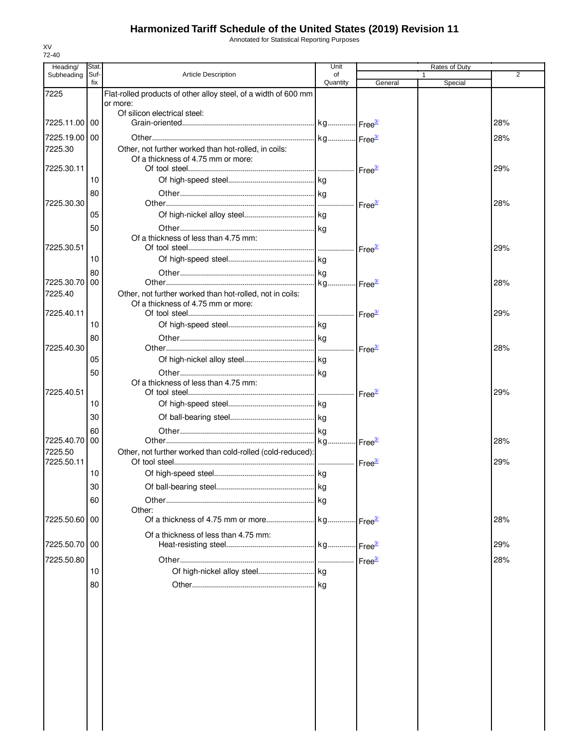# Harmonized Tariff Schedule of the United States (2019) Revision 11

Annotated for Statistical Reporting Purposes

XV
72-40

| Heading/ Subheading | Stat. Suf-fix | Article Description | Unit of Quantity | Rates of Duty 1 General | Special | 2 |
|---|---|---|---|---|---|---|
| 7225 | | Flat-rolled products of other alloy steel, of a width of 600 mm or more: | | | | |
| | | Of silicon electrical steel: | | | | |
| 7225.11.00 | 00 | Grain-oriented | kg | Free[3/] | | 28% |
| 7225.19.00 | 00 | Other | kg | Free[3/] | | 28% |
| 7225.30 | | Other, not further worked than hot-rolled, in coils: | | | | |
| | | Of a thickness of 4.75 mm or more: | | | | |
| 7225.30.11 | | Of tool steel | | Free[3/] | | 29% |
| | 10 | Of high-speed steel | kg | | | |
| | 80 | Other | kg | | | |
| 7225.30.30 | | Other | | Free[3/] | | 28% |
| | 05 | Of high-nickel alloy steel | kg | | | |
| | 50 | Other | kg | | | |
| | | Of a thickness of less than 4.75 mm: | | | | |
| 7225.30.51 | | Of tool steel | | Free[3/] | | 29% |
| | 10 | Of high-speed steel | kg | | | |
| | 80 | Other | kg | | | |
| 7225.30.70 | 00 | Other | kg | Free[3/] | | 28% |
| 7225.40 | | Other, not further worked than hot-rolled, not in coils: | | | | |
| | | Of a thickness of 4.75 mm or more: | | | | |
| 7225.40.11 | | Of tool steel | | Free[3/] | | 29% |
| | 10 | Of high-speed steel | kg | | | |
| | 80 | Other | kg | | | |
| 7225.40.30 | | Other | | Free[3/] | | 28% |
| | 05 | Of high-nickel alloy steel | kg | | | |
| | 50 | Other | kg | | | |
| | | Of a thickness of less than 4.75 mm: | | | | |
| 7225.40.51 | | Of tool steel | | Free[3/] | | 29% |
| | 10 | Of high-speed steel | kg | | | |
| | 30 | Of ball-bearing steel | kg | | | |
| | 60 | Other | kg | | | |
| 7225.40.70 | 00 | Other | kg | Free[3/] | | 28% |
| 7225.50 | | Other, not further worked than cold-rolled (cold-reduced): | | | | |
| 7225.50.11 | | Of tool steel | | Free[3/] | | 29% |
| | 10 | Of high-speed steel | kg | | | |
| | 30 | Of ball-bearing steel | kg | | | |
| | 60 | Other | kg | | | |
| | | Other: | | | | |
| 7225.50.60 | 00 | Of a thickness of 4.75 mm or more | kg | Free[3/] | | 28% |
| | | Of a thickness of less than 4.75 mm: | | | | |
| 7225.50.70 | 00 | Heat-resisting steel | kg | Free[3/] | | 29% |
| 7225.50.80 | | Other | | Free[3/] | | 28% |
| | 10 | Of high-nickel alloy steel | kg | | | |
| | 80 | Other | kg | | | |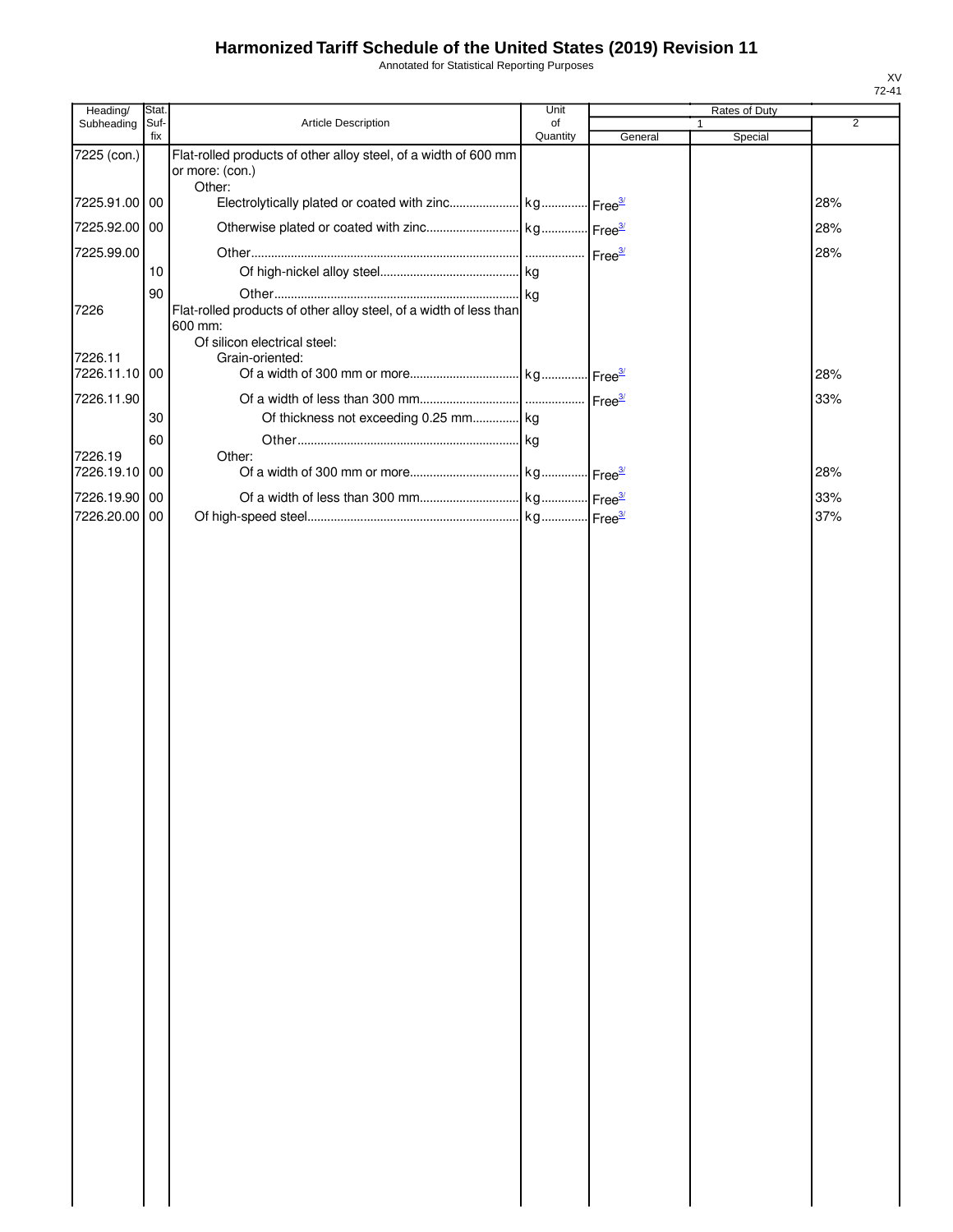# Harmonized Tariff Schedule of the United States (2019) Revision 11

Annotated for Statistical Reporting Purposes

| Heading/ Subheading | Stat. Suf-fix | Article Description | Unit of Quantity | Rates of Duty 1 General | Special | 2 |
|---|---|---|---|---|---|---|
| 7225 (con.) | | Flat-rolled products of other alloy steel, of a width of 600 mm or more: (con.) | | | | |
| | | Other: | | | | |
| 7225.91.00 | 00 | Electrolytically plated or coated with zinc | kg | Free[3/] | | 28% |
| 7225.92.00 | 00 | Otherwise plated or coated with zinc | kg | Free[3/] | | 28% |
| 7225.99.00 | | Other | | Free[3/] | | 28% |
| | 10 | Of high-nickel alloy steel | kg | | | |
| | 90 | Other | kg | | | |
| 7226 | | Flat-rolled products of other alloy steel, of a width of less than 600 mm: | | | | |
| | | Of silicon electrical steel: | | | | |
| 7226.11 | | Grain-oriented: | | | | |
| 7226.11.10 | 00 | Of a width of 300 mm or more | kg | Free[3/] | | 28% |
| 7226.11.90 | | Of a width of less than 300 mm | | Free[3/] | | 33% |
| | 30 | Of thickness not exceeding 0.25 mm | kg | | | |
| | 60 | Other | kg | | | |
| 7226.19 | | Other: | | | | |
| 7226.19.10 | 00 | Of a width of 300 mm or more | kg | Free[3/] | | 28% |
| 7226.19.90 | 00 | Of a width of less than 300 mm | kg | Free[3/] | | 33% |
| 7226.20.00 | 00 | Of high-speed steel | kg | Free[3/] | | 37% |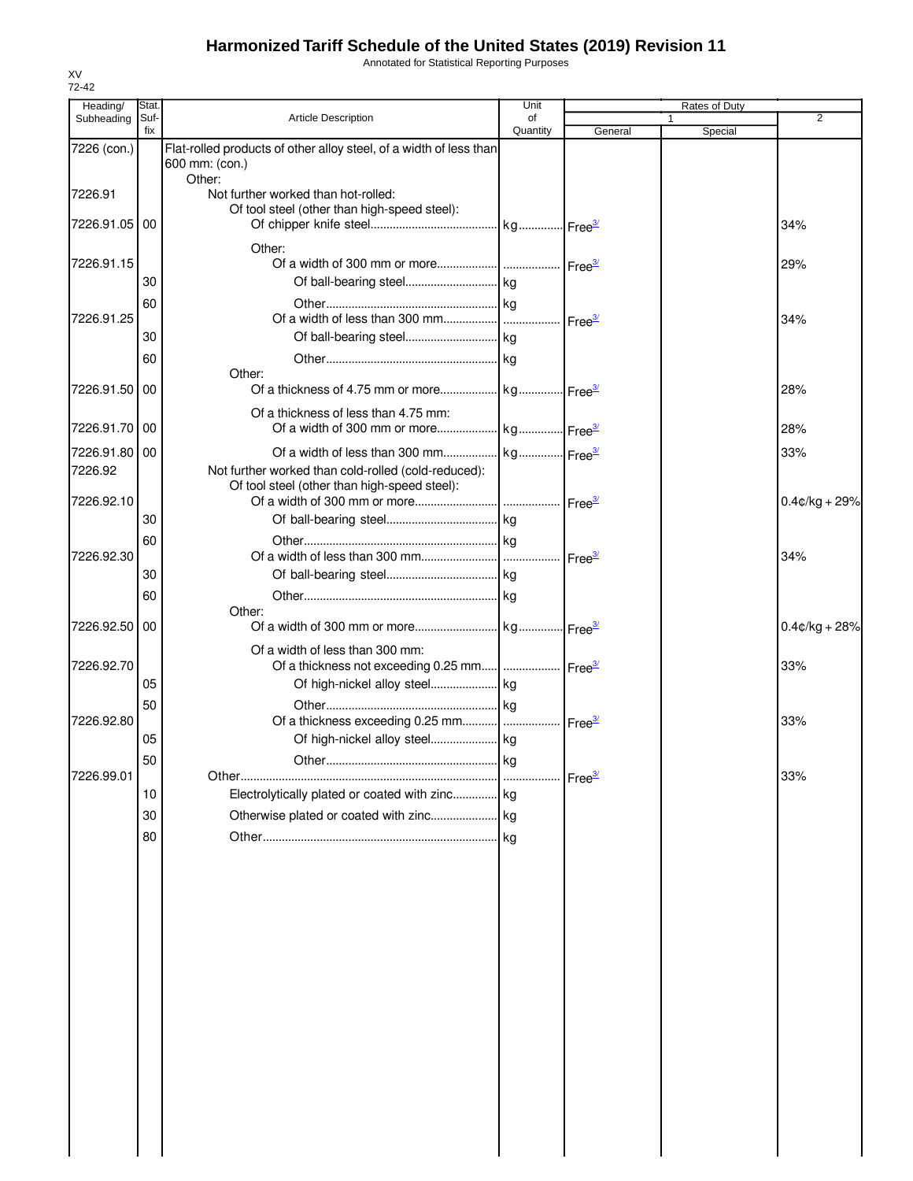# Harmonized Tariff Schedule of the United States (2019) Revision 11

Annotated for Statistical Reporting Purposes

XV
72-42

| Heading/ Subheading | Stat. Suf- fix | Article Description | Unit of Quantity | Rates of Duty 1 General | Special | 2 |
|---|---|---|---|---|---|---|
| 7226 (con.) | | Flat-rolled products of other alloy steel, of a width of less than 600 mm: (con.) | | | | |
| | | Other: | | | | |
| 7226.91 | | Not further worked than hot-rolled: | | | | |
| | | Of tool steel (other than high-speed steel): | | | | |
| 7226.91.05 | 00 | Of chipper knife steel | kg | Free[3/] | | 34% |
| | | Other: | | | | |
| 7226.91.15 | | Of a width of 300 mm or more | | Free[3/] | | 29% |
| | 30 | Of ball-bearing steel | kg | | | |
| | 60 | Other | kg | | | |
| 7226.91.25 | | Of a width of less than 300 mm | | Free[3/] | | 34% |
| | 30 | Of ball-bearing steel | kg | | | |
| | 60 | Other | kg | | | |
| | | Other: | | | | |
| 7226.91.50 | 00 | Of a thickness of 4.75 mm or more | kg | Free[3/] | | 28% |
| | | Of a thickness of less than 4.75 mm: | | | | |
| 7226.91.70 | 00 | Of a width of 300 mm or more | kg | Free[3/] | | 28% |
| 7226.91.80 | 00 | Of a width of less than 300 mm | kg | Free[3/] | | 33% |
| 7226.92 | | Not further worked than cold-rolled (cold-reduced): | | | | |
| | | Of tool steel (other than high-speed steel): | | | | |
| 7226.92.10 | | Of a width of 300 mm or more | | Free[3/] | | 0.4¢/kg + 29% |
| | 30 | Of ball-bearing steel | kg | | | |
| | 60 | Other | kg | | | |
| 7226.92.30 | | Of a width of less than 300 mm | | Free[3/] | | 34% |
| | 30 | Of ball-bearing steel | kg | | | |
| | 60 | Other | kg | | | |
| | | Other: | | | | |
| 7226.92.50 | 00 | Of a width of 300 mm or more | kg | Free[3/] | | 0.4¢/kg + 28% |
| | | Of a width of less than 300 mm: | | | | |
| 7226.92.70 | | Of a thickness not exceeding 0.25 mm | | Free[3/] | | 33% |
| | 05 | Of high-nickel alloy steel | kg | | | |
| | 50 | Other | kg | | | |
| 7226.92.80 | | Of a thickness exceeding 0.25 mm | | Free[3/] | | 33% |
| | 05 | Of high-nickel alloy steel | kg | | | |
| | 50 | Other | kg | | | |
| 7226.99.01 | | Other | | Free[3/] | | 33% |
| | 10 | Electrolytically plated or coated with zinc | kg | | | |
| | 30 | Otherwise plated or coated with zinc | kg | | | |
| | 80 | Other | kg | | | |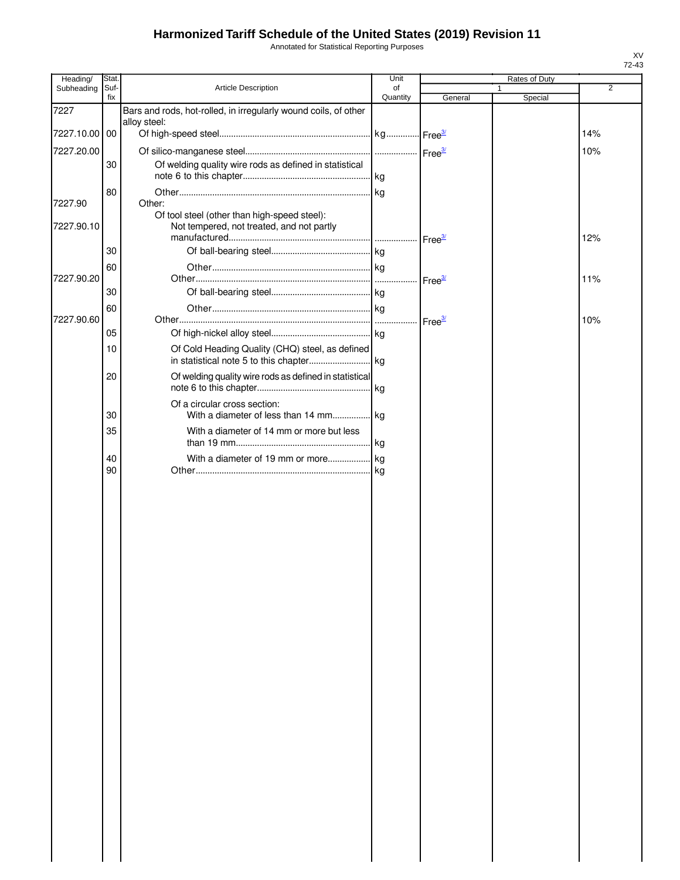# Harmonized Tariff Schedule of the United States (2019) Revision 11

Annotated for Statistical Reporting Purposes

XV
72-43

| Heading/ Subheading | Stat. Suf- fix | Article Description | Unit of Quantity | Rates of Duty 1 General | Special | 2 |
|---|---|---|---|---|---|---|
| 7227 | | Bars and rods, hot-rolled, in irregularly wound coils, of other alloy steel: | | | | |
| 7227.10.00 | 00 | Of high-speed steel | kg | Free[3/] | | 14% |
| 7227.20.00 | | Of silico-manganese steel | | Free[3/] | | 10% |
| | 30 | Of welding quality wire rods as defined in statistical note 6 to this chapter | kg | | | |
| | 80 | Other | kg | | | |
| 7227.90 | | Other: | | | | |
| | | Of tool steel (other than high-speed steel): | | | | |
| 7227.90.10 | | Not tempered, not treated, and not partly manufactured | | Free[3/] | | 12% |
| | 30 | Of ball-bearing steel | kg | | | |
| | 60 | Other | kg | | | |
| 7227.90.20 | | Other | | Free[3/] | | 11% |
| | 30 | Of ball-bearing steel | kg | | | |
| | 60 | Other | kg | | | |
| 7227.90.60 | | Other | | Free[3/] | | 10% |
| | 05 | Of high-nickel alloy steel | kg | | | |
| | 10 | Of Cold Heading Quality (CHQ) steel, as defined in statistical note 5 to this chapter | kg | | | |
| | 20 | Of welding quality wire rods as defined in statistical note 6 to this chapter | kg | | | |
| | | Of a circular cross section: | | | | |
| | 30 | With a diameter of less than 14 mm | kg | | | |
| | 35 | With a diameter of 14 mm or more but less than 19 mm | kg | | | |
| | 40 | With a diameter of 19 mm or more | kg | | | |
| | 90 | Other | kg | | | |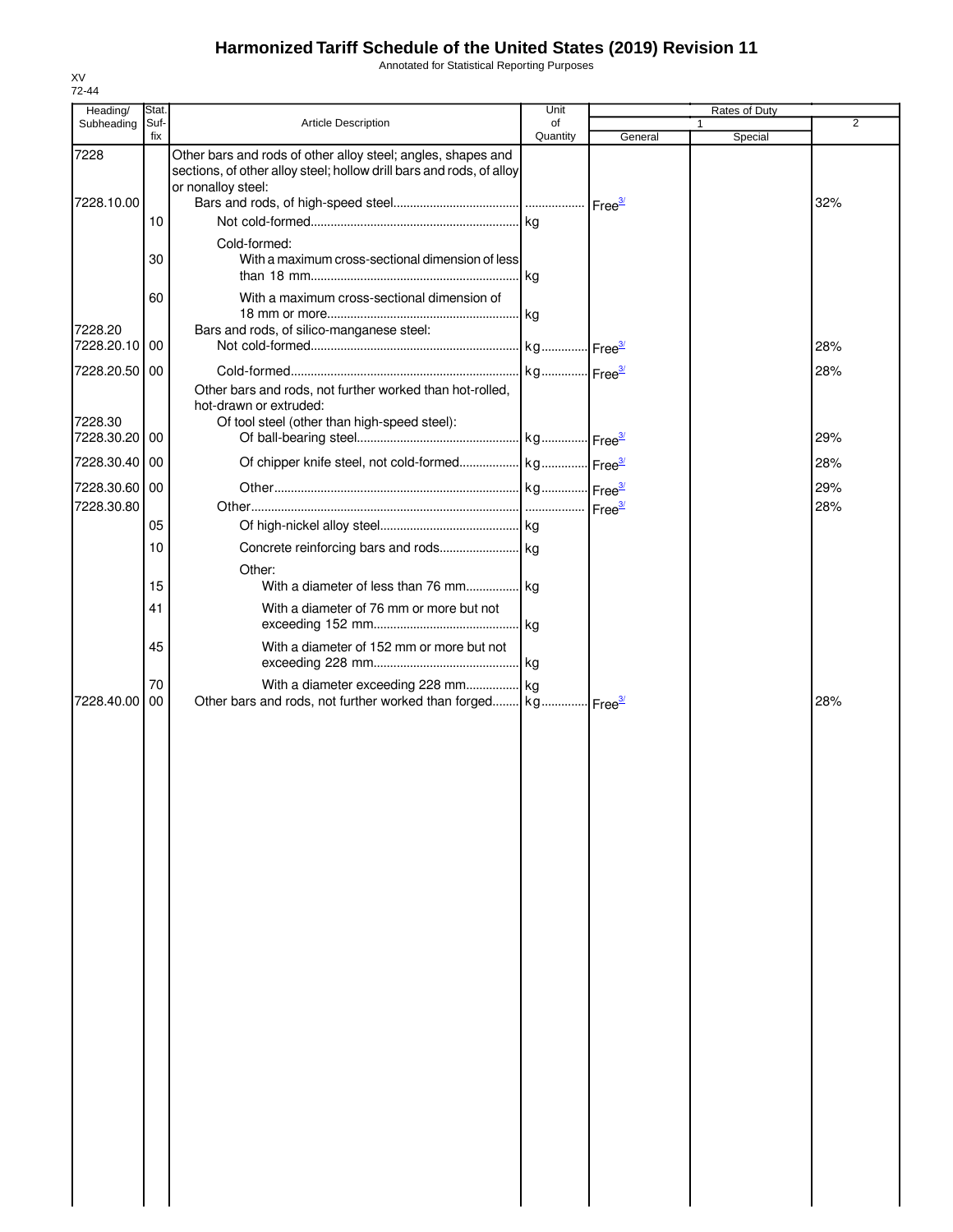# Harmonized Tariff Schedule of the United States (2019) Revision 11

Annotated for Statistical Reporting Purposes

XV
72-44

| Heading/ Subheading | Stat. Suf- fix | Article Description | Unit of Quantity | Rates of Duty 1 General | Rates of Duty 1 Special | Rates of Duty 2 |
|---|---|---|---|---|---|---|
| 7228 | | Other bars and rods of other alloy steel; angles, shapes and sections, of other alloy steel; hollow drill bars and rods, of alloy or nonalloy steel: | | | | |
| 7228.10.00 | | Bars and rods, of high-speed steel | | Free[3/] | | 32% |
| | 10 | Not cold-formed | kg | | | |
| | | Cold-formed: | | | | |
| | 30 | With a maximum cross-sectional dimension of less than 18 mm | kg | | | |
| | 60 | With a maximum cross-sectional dimension of 18 mm or more | kg | | | |
| 7228.20 | | Bars and rods, of silico-manganese steel: | | | | |
| 7228.20.10 | 00 | Not cold-formed | kg | Free[3/] | | 28% |
| 7228.20.50 | 00 | Cold-formed | kg | Free[3/] | | 28% |
| | | Other bars and rods, not further worked than hot-rolled, hot-drawn or extruded: | | | | |
| 7228.30 | | Of tool steel (other than high-speed steel): | | | | |
| 7228.30.20 | 00 | Of ball-bearing steel | kg | Free[3/] | | 29% |
| 7228.30.40 | 00 | Of chipper knife steel, not cold-formed | kg | Free[3/] | | 28% |
| 7228.30.60 | 00 | Other | kg | Free[3/] | | 29% |
| 7228.30.80 | | Other | | Free[3/] | | 28% |
| | 05 | Of high-nickel alloy steel | kg | | | |
| | 10 | Concrete reinforcing bars and rods | kg | | | |
| | | Other: | | | | |
| | 15 | With a diameter of less than 76 mm | kg | | | |
| | 41 | With a diameter of 76 mm or more but not exceeding 152 mm | kg | | | |
| | 45 | With a diameter of 152 mm or more but not exceeding 228 mm | kg | | | |
| | 70 | With a diameter exceeding 228 mm | kg | | | |
| 7228.40.00 | 00 | Other bars and rods, not further worked than forged | kg | Free[3/] | | 28% |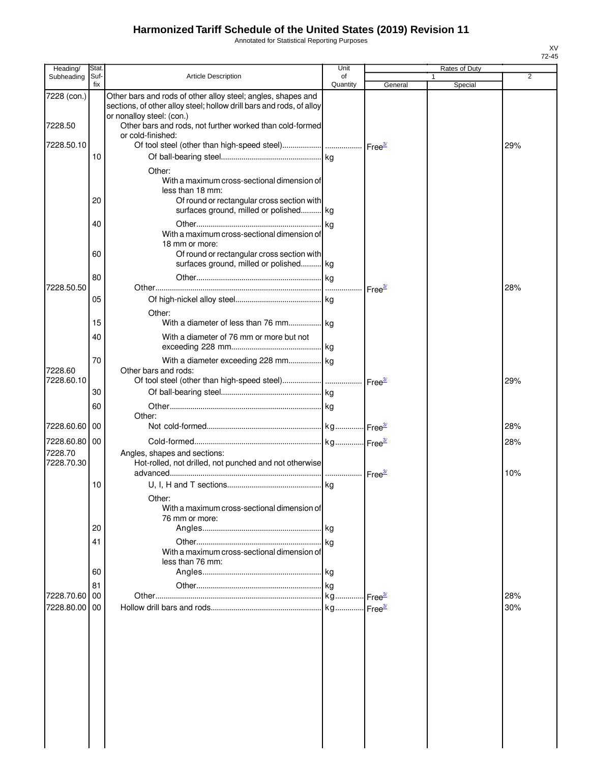# Harmonized Tariff Schedule of the United States (2019) Revision 11

Annotated for Statistical Reporting Purposes

XV
72-45

| Heading/ Subheading | Stat. Suf- fix | Article Description | Unit of Quantity | Rates of Duty | | |
|---|---|---|---|---|---|---|
| | | | | 1 | | 2 |
| | | | | General | Special | |
| 7228 (con.) | | Other bars and rods of other alloy steel; angles, shapes and sections, of other alloy steel; hollow drill bars and rods, of alloy or nonalloy steel: (con.) | | | | |
| 7228.50 | | Other bars and rods, not further worked than cold-formed or cold-finished: | | | | |
| 7228.50.10 | | Of tool steel (other than high-speed steel) | | Free[3/] | | 29% |
| | 10 | Of ball-bearing steel | kg | | | |
| | | Other: | | | | |
| | | With a maximum cross-sectional dimension of less than 18 mm: | | | | |
| | 20 | Of round or rectangular cross section with surfaces ground, milled or polished | kg | | | |
| | 40 | Other | kg | | | |
| | | With a maximum cross-sectional dimension of 18 mm or more: | | | | |
| | 60 | Of round or rectangular cross section with surfaces ground, milled or polished | kg | | | |
| | 80 | Other | kg | | | |
| 7228.50.50 | | Other | | Free[3/] | | 28% |
| | 05 | Of high-nickel alloy steel | kg | | | |
| | | Other: | | | | |
| | 15 | With a diameter of less than 76 mm | kg | | | |
| | 40 | With a diameter of 76 mm or more but not exceeding 228 mm | kg | | | |
| | 70 | With a diameter exceeding 228 mm | kg | | | |
| 7228.60 | | Other bars and rods: | | | | |
| 7228.60.10 | | Of tool steel (other than high-speed steel) | | Free[3/] | | 29% |
| | 30 | Of ball-bearing steel | kg | | | |
| | 60 | Other | kg | | | |
| | | Other: | | | | |
| 7228.60.60 | 00 | Not cold-formed | kg | Free[3/] | | 28% |
| 7228.60.80 | 00 | Cold-formed | kg | Free[3/] | | 28% |
| 7228.70 | | Angles, shapes and sections: | | | | |
| 7228.70.30 | | Hot-rolled, not drilled, not punched and not otherwise advanced | | Free[3/] | | 10% |
| | 10 | U, I, H and T sections | kg | | | |
| | | Other: | | | | |
| | | With a maximum cross-sectional dimension of 76 mm or more: | | | | |
| | 20 | Angles | kg | | | |
| | 41 | Other | kg | | | |
| | | With a maximum cross-sectional dimension of less than 76 mm: | | | | |
| | 60 | Angles | kg | | | |
| | 81 | Other | kg | | | |
| 7228.70.60 | 00 | Other | kg | Free[3/] | | 28% |
| 7228.80.00 | 00 | Hollow drill bars and rods | kg | Free[3/] | | 30% |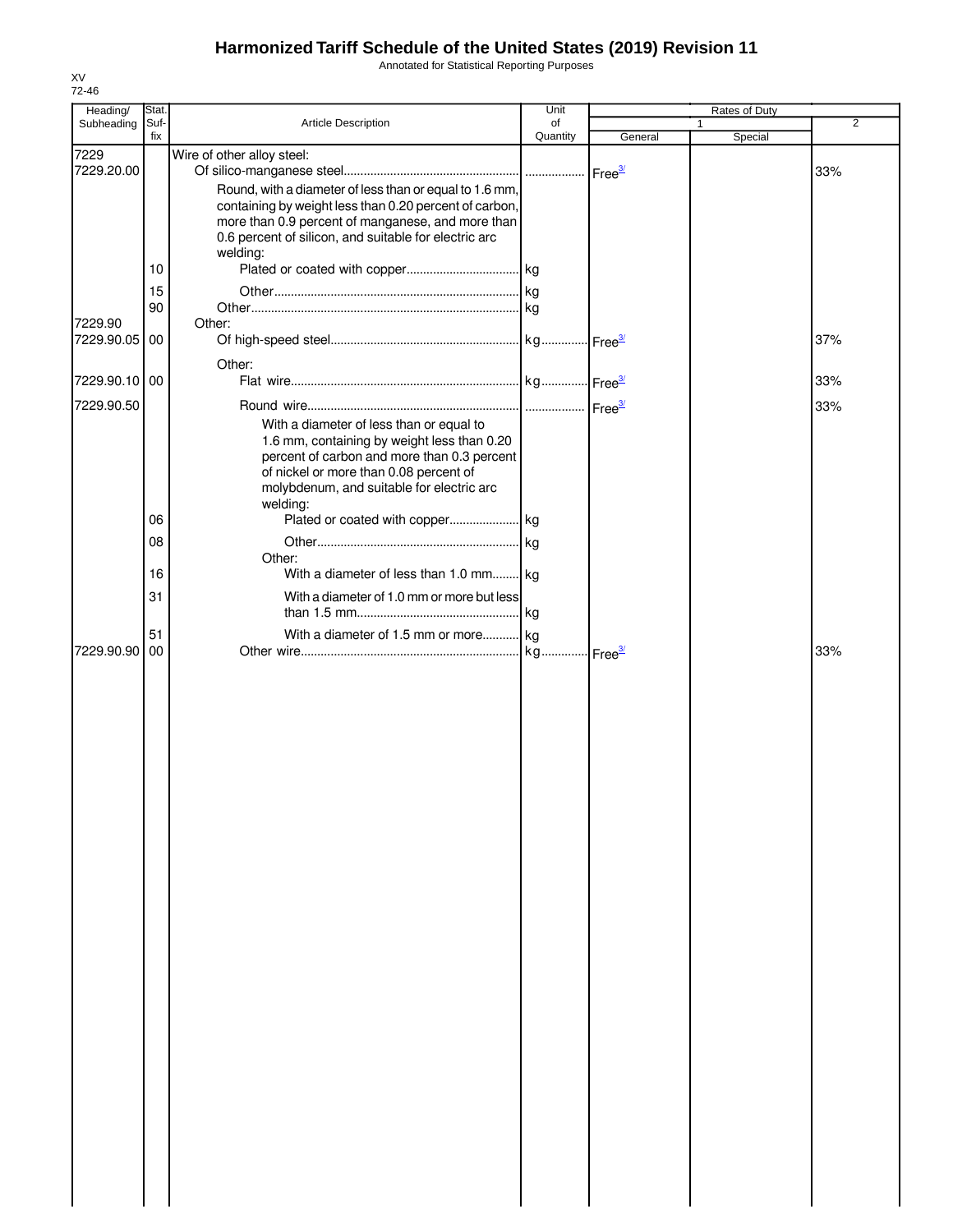# Harmonized Tariff Schedule of the United States (2019) Revision 11

Annotated for Statistical Reporting Purposes

XV
72-46

| Heading/ Subheading | Stat. Suf-fix | Article Description | Unit of Quantity | Rates of Duty 1 General | Special | 2 |
|---|---|---|---|---|---|---|
| 7229 | | Wire of other alloy steel: | | | | |
| 7229.20.00 | | Of silico-manganese steel | | Free[3/] | | 33% |
| | | Round, with a diameter of less than or equal to 1.6 mm, containing by weight less than 0.20 percent of carbon, more than 0.9 percent of manganese, and more than 0.6 percent of silicon, and suitable for electric arc welding: | | | | |
| | 10 | Plated or coated with copper | kg | | | |
| | 15 | Other | kg | | | |
| | 90 | Other | kg | | | |
| 7229.90 | | Other: | | | | |
| 7229.90.05 | 00 | Of high-speed steel | kg | Free[3/] | | 37% |
| | | Other: | | | | |
| 7229.90.10 | 00 | Flat wire | kg | Free[3/] | | 33% |
| 7229.90.50 | | Round wire | | Free[3/] | | 33% |
| | | With a diameter of less than or equal to 1.6 mm, containing by weight less than 0.20 percent of carbon and more than 0.3 percent of nickel or more than 0.08 percent of molybdenum, and suitable for electric arc welding: | | | | |
| | 06 | Plated or coated with copper | kg | | | |
| | 08 | Other | kg | | | |
| | | Other: | | | | |
| | 16 | With a diameter of less than 1.0 mm | kg | | | |
| | 31 | With a diameter of 1.0 mm or more but less than 1.5 mm | kg | | | |
| | 51 | With a diameter of 1.5 mm or more | kg | | | |
| 7229.90.90 | 00 | Other wire | kg | Free[3/] | | 33% |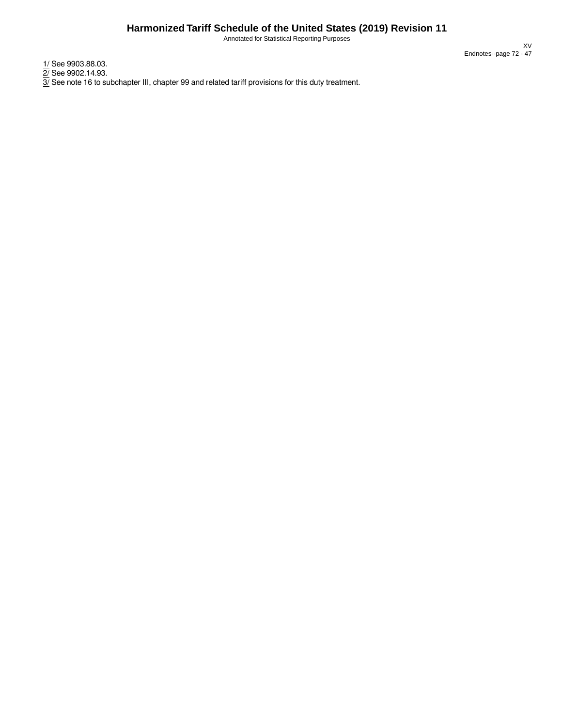1/ See 9903.88.03.

2/ See 9902.14.93.

3/ See note 16 to subchapter III, chapter 99 and related tariff provisions for this duty treatment.